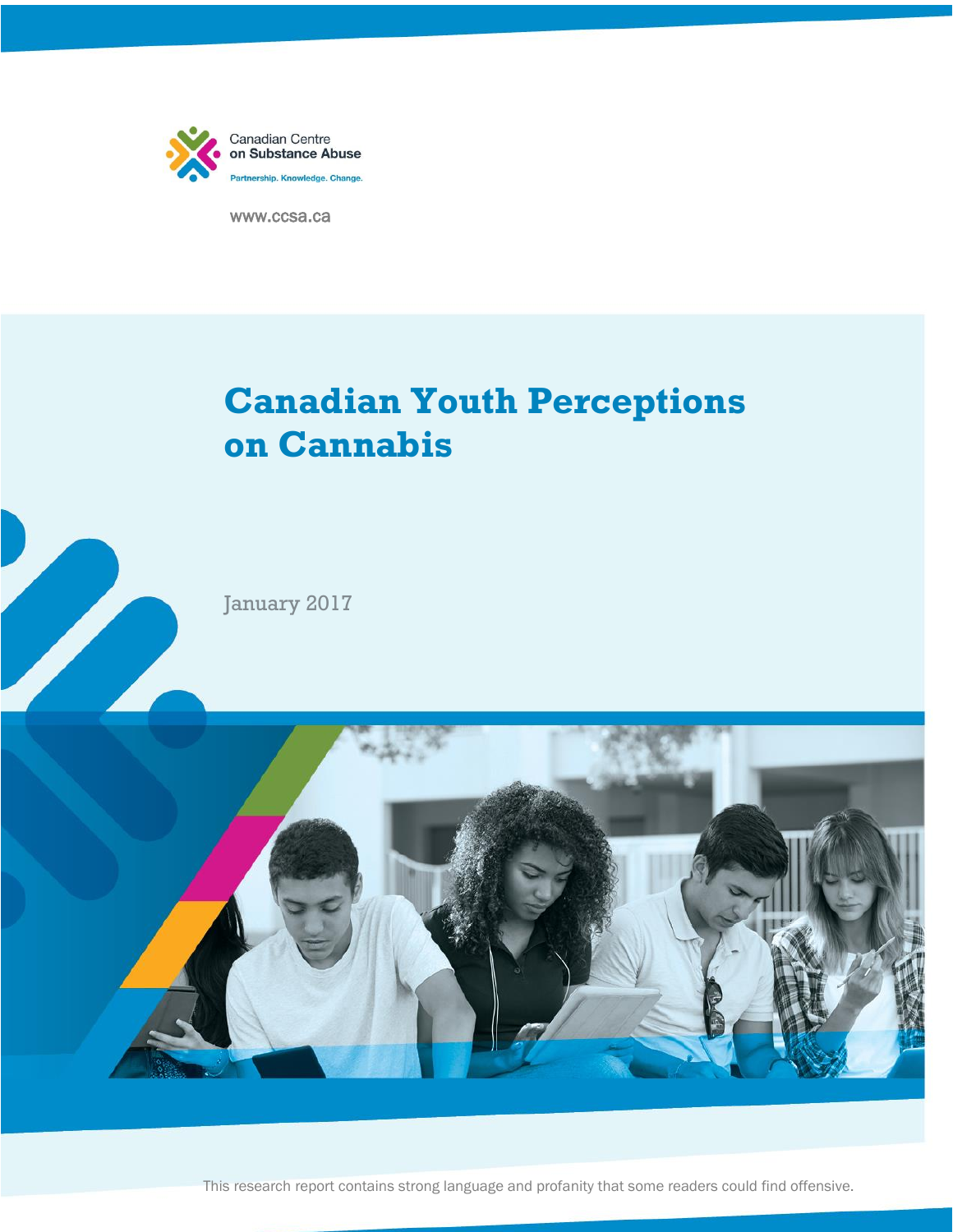Canadian Centre on Substance Abuse

Partnership. Knowledge. Change.

www.ccsa.ca

# Canadian Youth Perceptions on Cannabis

January 2017

This research report contains strong language and profanity that some readers could find offensive.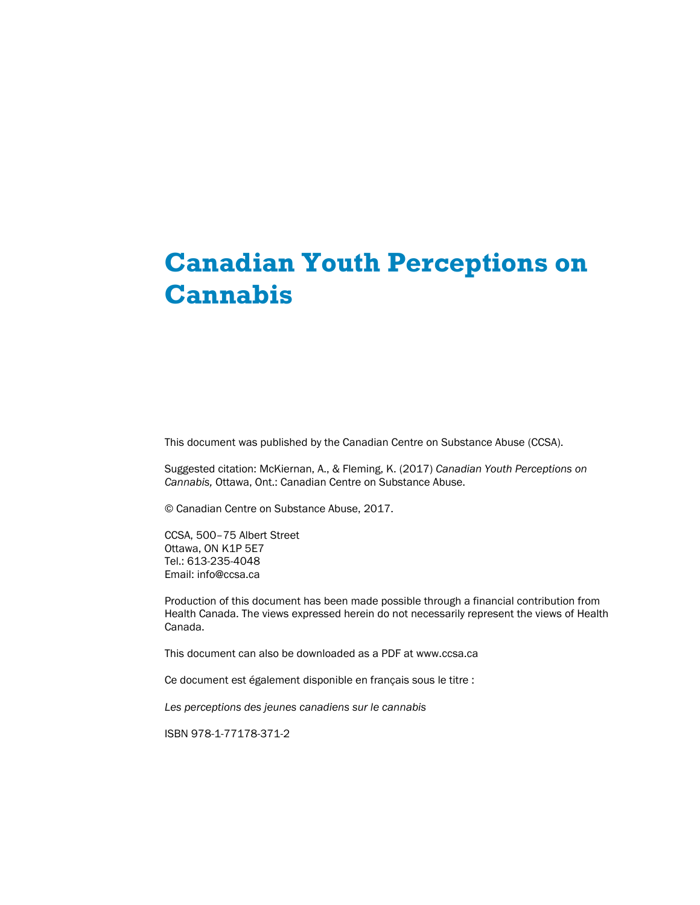# Canadian Youth Perceptions on Cannabis

This document was published by the Canadian Centre on Substance Abuse (CCSA).

Suggested citation: McKiernan, A., & Fleming, K. (2017) *Canadian Youth Perceptions on Cannabis,* Ottawa, Ont.: Canadian Centre on Substance Abuse.

© Canadian Centre on Substance Abuse, 2017.

CCSA, 500–75 Albert Street
Ottawa, ON K1P 5E7
Tel.: 613-235-4048
Email: info@ccsa.ca

Production of this document has been made possible through a financial contribution from Health Canada. The views expressed herein do not necessarily represent the views of Health Canada.

This document can also be downloaded as a PDF at www.ccsa.ca

Ce document est également disponible en français sous le titre :

*Les perceptions des jeunes canadiens sur le cannabis*

ISBN 978-1-77178-371-2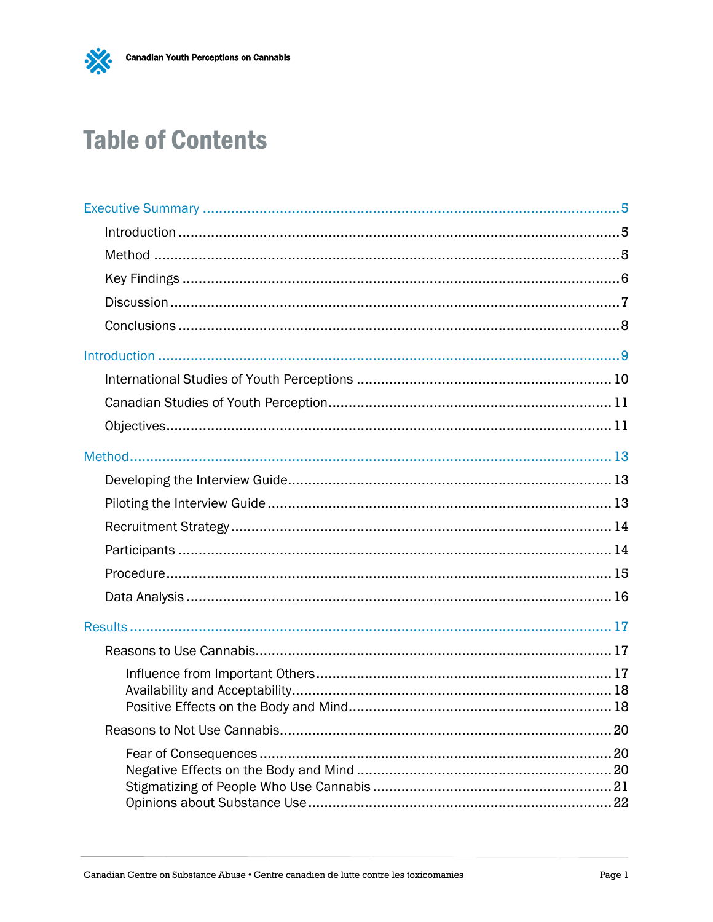# Table of Contents

Executive Summary ..... 5

- Introduction ..... 5
- Method ..... 5
- Key Findings ..... 6
- Discussion ..... 7
- Conclusions ..... 8

Introduction ..... 9

- International Studies of Youth Perceptions ..... 10
- Canadian Studies of Youth Perception ..... 11
- Objectives ..... 11

Method ..... 13

- Developing the Interview Guide ..... 13
- Piloting the Interview Guide ..... 13
- Recruitment Strategy ..... 14
- Participants ..... 14
- Procedure ..... 15
- Data Analysis ..... 16

Results ..... 17

- Reasons to Use Cannabis ..... 17
  - Influence from Important Others ..... 17
  - Availability and Acceptability ..... 18
  - Positive Effects on the Body and Mind ..... 18
- Reasons to Not Use Cannabis ..... 20
  - Fear of Consequences ..... 20
  - Negative Effects on the Body and Mind ..... 20
  - Stigmatizing of People Who Use Cannabis ..... 21
  - Opinions about Substance Use ..... 22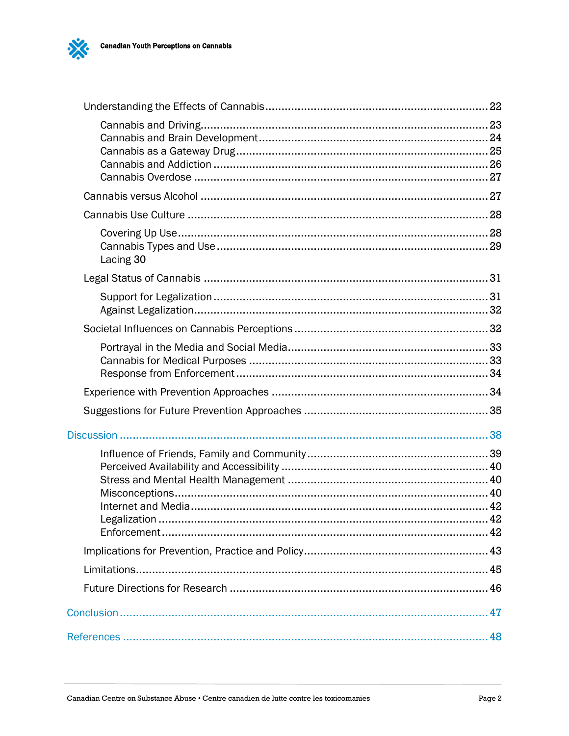- Understanding the Effects of Cannabis ..... 22
  - Cannabis and Driving ..... 23
  - Cannabis and Brain Development ..... 24
  - Cannabis as a Gateway Drug ..... 25
  - Cannabis and Addiction ..... 26
  - Cannabis Overdose ..... 27
- Cannabis versus Alcohol ..... 27
- Cannabis Use Culture ..... 28
  - Covering Up Use ..... 28
  - Cannabis Types and Use ..... 29
  - Lacing 30
- Legal Status of Cannabis ..... 31
  - Support for Legalization ..... 31
  - Against Legalization ..... 32
- Societal Influences on Cannabis Perceptions ..... 32
  - Portrayal in the Media and Social Media ..... 33
  - Cannabis for Medical Purposes ..... 33
  - Response from Enforcement ..... 34
- Experience with Prevention Approaches ..... 34
- Suggestions for Future Prevention Approaches ..... 35

Discussion ..... 38

- Influence of Friends, Family and Community ..... 39
- Perceived Availability and Accessibility ..... 40
- Stress and Mental Health Management ..... 40
- Misconceptions ..... 40
- Internet and Media ..... 42
- Legalization ..... 42
- Enforcement ..... 42
- Implications for Prevention, Practice and Policy ..... 43
- Limitations ..... 45
- Future Directions for Research ..... 46

Conclusion ..... 47

References ..... 48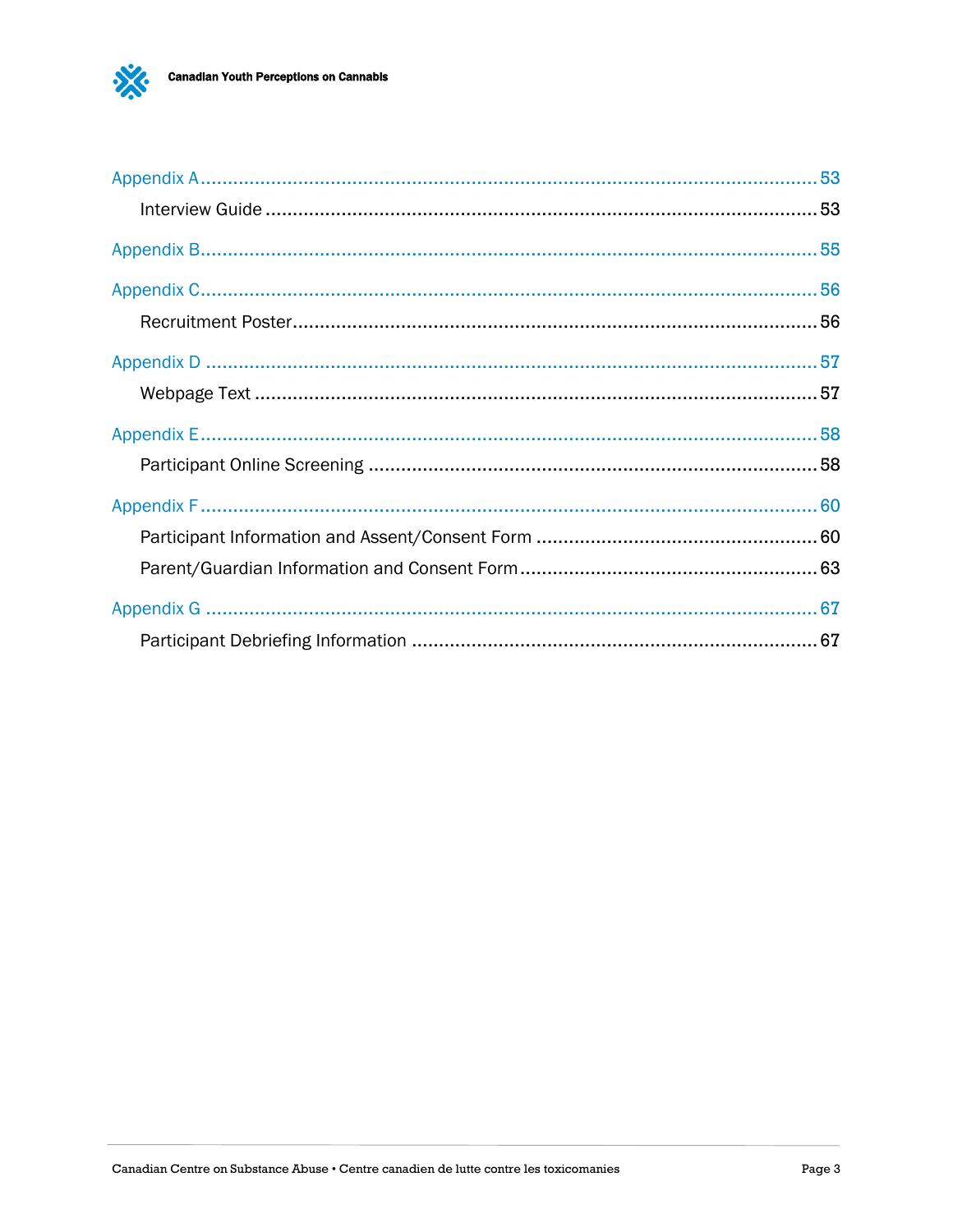Appendix A ........................................................................................................ 53

Interview Guide ........................................................................................... 53

Appendix B ........................................................................................................ 55

Appendix C ........................................................................................................ 56

Recruitment Poster ....................................................................................... 56

Appendix D ........................................................................................................ 57

Webpage Text ............................................................................................... 57

Appendix E ........................................................................................................ 58

Participant Online Screening ........................................................................ 58

Appendix F ........................................................................................................ 60

Participant Information and Assent/Consent Form ...................................... 60

Parent/Guardian Information and Consent Form ......................................... 63

Appendix G ........................................................................................................ 67

Participant Debriefing Information ............................................................... 67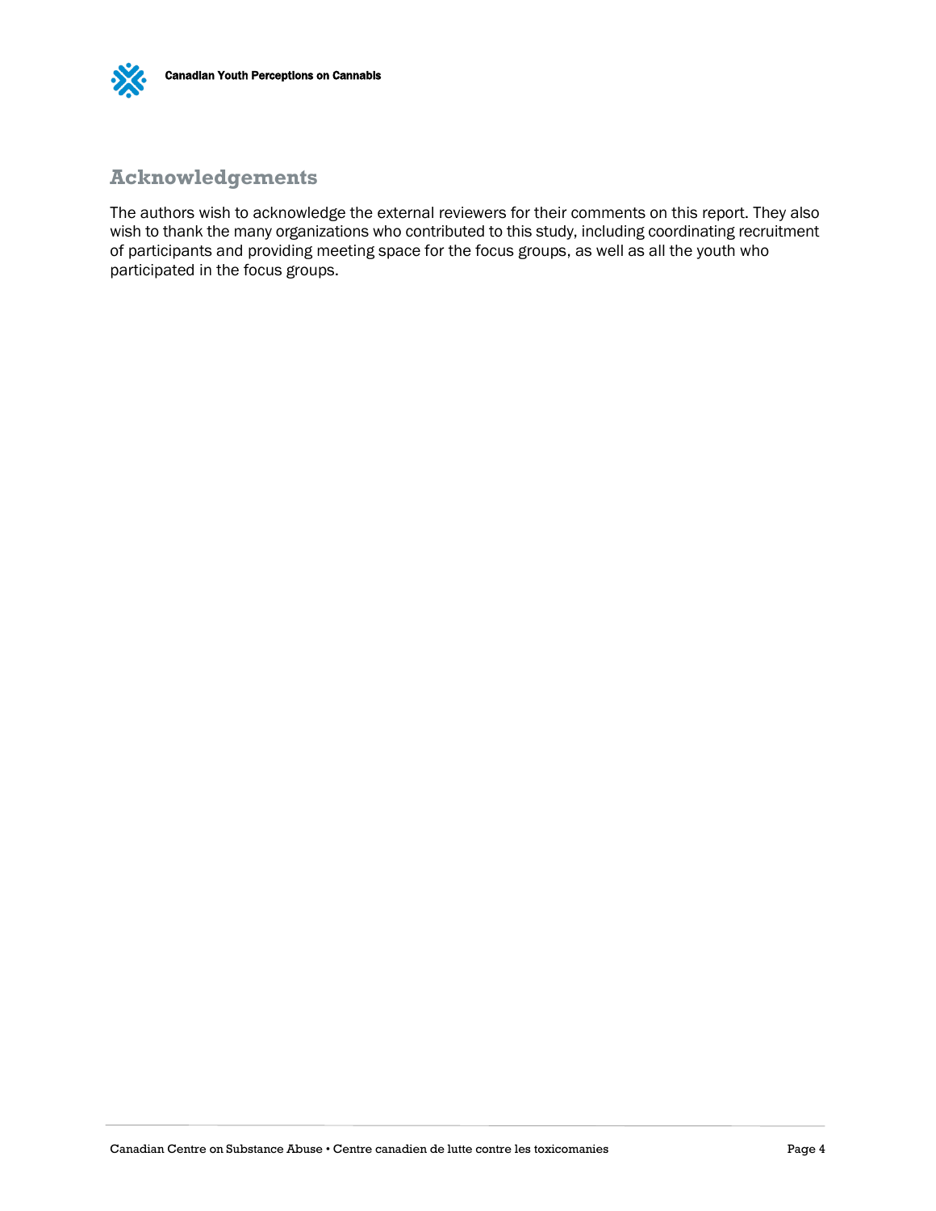## Acknowledgements

The authors wish to acknowledge the external reviewers for their comments on this report. They also wish to thank the many organizations who contributed to this study, including coordinating recruitment of participants and providing meeting space for the focus groups, as well as all the youth who participated in the focus groups.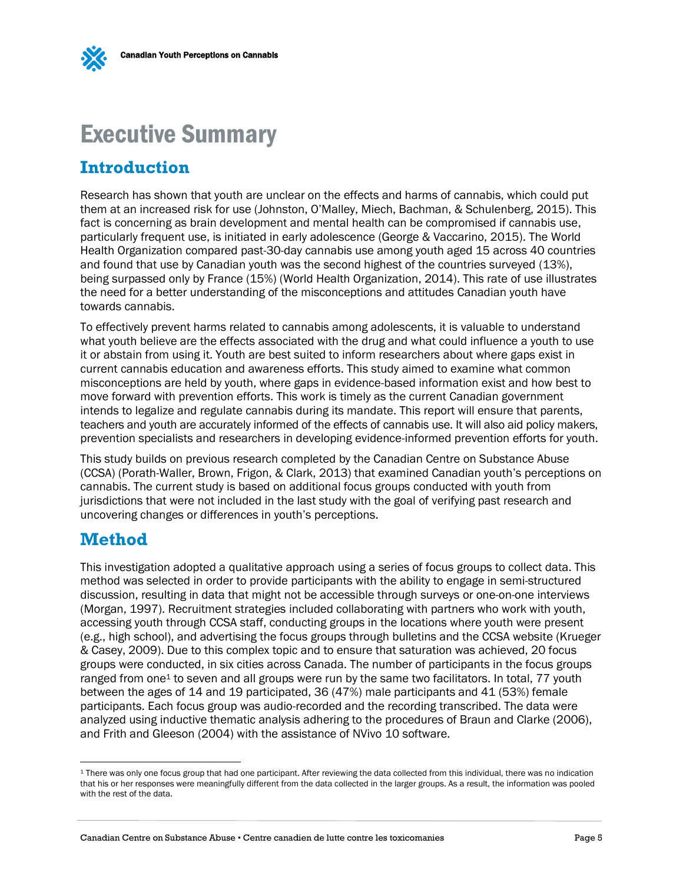# Executive Summary

## Introduction

Research has shown that youth are unclear on the effects and harms of cannabis, which could put them at an increased risk for use (Johnston, O'Malley, Miech, Bachman, & Schulenberg, 2015). This fact is concerning as brain development and mental health can be compromised if cannabis use, particularly frequent use, is initiated in early adolescence (George & Vaccarino, 2015). The World Health Organization compared past-30-day cannabis use among youth aged 15 across 40 countries and found that use by Canadian youth was the second highest of the countries surveyed (13%), being surpassed only by France (15%) (World Health Organization, 2014). This rate of use illustrates the need for a better understanding of the misconceptions and attitudes Canadian youth have towards cannabis.

To effectively prevent harms related to cannabis among adolescents, it is valuable to understand what youth believe are the effects associated with the drug and what could influence a youth to use it or abstain from using it. Youth are best suited to inform researchers about where gaps exist in current cannabis education and awareness efforts. This study aimed to examine what common misconceptions are held by youth, where gaps in evidence-based information exist and how best to move forward with prevention efforts. This work is timely as the current Canadian government intends to legalize and regulate cannabis during its mandate. This report will ensure that parents, teachers and youth are accurately informed of the effects of cannabis use. It will also aid policy makers, prevention specialists and researchers in developing evidence-informed prevention efforts for youth.

This study builds on previous research completed by the Canadian Centre on Substance Abuse (CCSA) (Porath-Waller, Brown, Frigon, & Clark, 2013) that examined Canadian youth's perceptions on cannabis. The current study is based on additional focus groups conducted with youth from jurisdictions that were not included in the last study with the goal of verifying past research and uncovering changes or differences in youth's perceptions.

## Method

This investigation adopted a qualitative approach using a series of focus groups to collect data. This method was selected in order to provide participants with the ability to engage in semi-structured discussion, resulting in data that might not be accessible through surveys or one-on-one interviews (Morgan, 1997). Recruitment strategies included collaborating with partners who work with youth, accessing youth through CCSA staff, conducting groups in the locations where youth were present (e.g., high school), and advertising the focus groups through bulletins and the CCSA website (Krueger & Casey, 2009). Due to this complex topic and to ensure that saturation was achieved, 20 focus groups were conducted, in six cities across Canada. The number of participants in the focus groups ranged from one[1] to seven and all groups were run by the same two facilitators. In total, 77 youth between the ages of 14 and 19 participated, 36 (47%) male participants and 41 (53%) female participants. Each focus group was audio-recorded and the recording transcribed. The data were analyzed using inductive thematic analysis adhering to the procedures of Braun and Clarke (2006), and Frith and Gleeson (2004) with the assistance of NVivo 10 software.

[1] There was only one focus group that had one participant. After reviewing the data collected from this individual, there was no indication that his or her responses were meaningfully different from the data collected in the larger groups. As a result, the information was pooled with the rest of the data.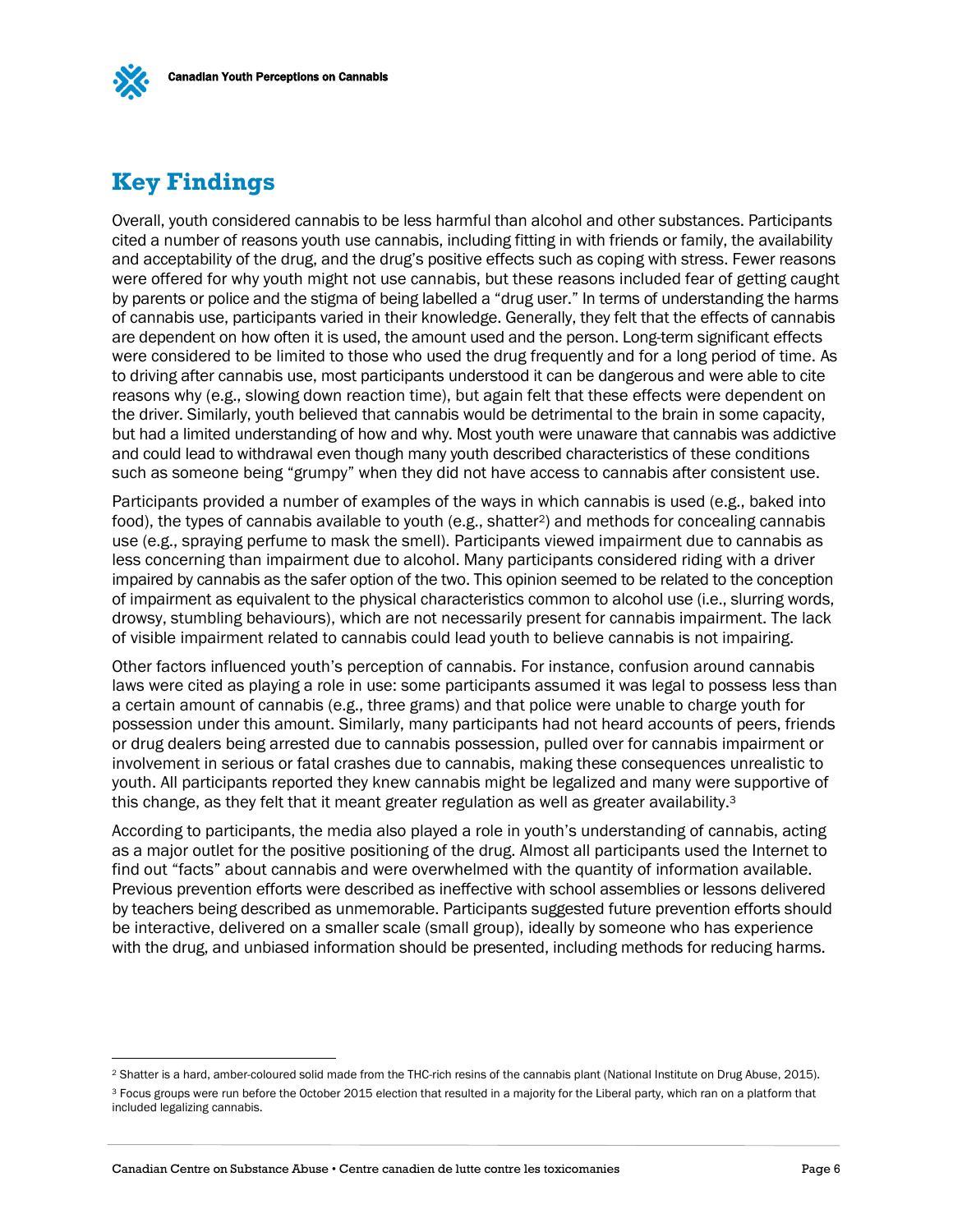# Key Findings

Overall, youth considered cannabis to be less harmful than alcohol and other substances. Participants cited a number of reasons youth use cannabis, including fitting in with friends or family, the availability and acceptability of the drug, and the drug's positive effects such as coping with stress. Fewer reasons were offered for why youth might not use cannabis, but these reasons included fear of getting caught by parents or police and the stigma of being labelled a "drug user." In terms of understanding the harms of cannabis use, participants varied in their knowledge. Generally, they felt that the effects of cannabis are dependent on how often it is used, the amount used and the person. Long-term significant effects were considered to be limited to those who used the drug frequently and for a long period of time. As to driving after cannabis use, most participants understood it can be dangerous and were able to cite reasons why (e.g., slowing down reaction time), but again felt that these effects were dependent on the driver. Similarly, youth believed that cannabis would be detrimental to the brain in some capacity, but had a limited understanding of how and why. Most youth were unaware that cannabis was addictive and could lead to withdrawal even though many youth described characteristics of these conditions such as someone being "grumpy" when they did not have access to cannabis after consistent use.

Participants provided a number of examples of the ways in which cannabis is used (e.g., baked into food), the types of cannabis available to youth (e.g., shatter[2]) and methods for concealing cannabis use (e.g., spraying perfume to mask the smell). Participants viewed impairment due to cannabis as less concerning than impairment due to alcohol. Many participants considered riding with a driver impaired by cannabis as the safer option of the two. This opinion seemed to be related to the conception of impairment as equivalent to the physical characteristics common to alcohol use (i.e., slurring words, drowsy, stumbling behaviours), which are not necessarily present for cannabis impairment. The lack of visible impairment related to cannabis could lead youth to believe cannabis is not impairing.

Other factors influenced youth's perception of cannabis. For instance, confusion around cannabis laws were cited as playing a role in use: some participants assumed it was legal to possess less than a certain amount of cannabis (e.g., three grams) and that police were unable to charge youth for possession under this amount. Similarly, many participants had not heard accounts of peers, friends or drug dealers being arrested due to cannabis possession, pulled over for cannabis impairment or involvement in serious or fatal crashes due to cannabis, making these consequences unrealistic to youth. All participants reported they knew cannabis might be legalized and many were supportive of this change, as they felt that it meant greater regulation as well as greater availability.[3]

According to participants, the media also played a role in youth's understanding of cannabis, acting as a major outlet for the positive positioning of the drug. Almost all participants used the Internet to find out "facts" about cannabis and were overwhelmed with the quantity of information available. Previous prevention efforts were described as ineffective with school assemblies or lessons delivered by teachers being described as unmemorable. Participants suggested future prevention efforts should be interactive, delivered on a smaller scale (small group), ideally by someone who has experience with the drug, and unbiased information should be presented, including methods for reducing harms.

---

[2] Shatter is a hard, amber-coloured solid made from the THC-rich resins of the cannabis plant (National Institute on Drug Abuse, 2015).

[3] Focus groups were run before the October 2015 election that resulted in a majority for the Liberal party, which ran on a platform that included legalizing cannabis.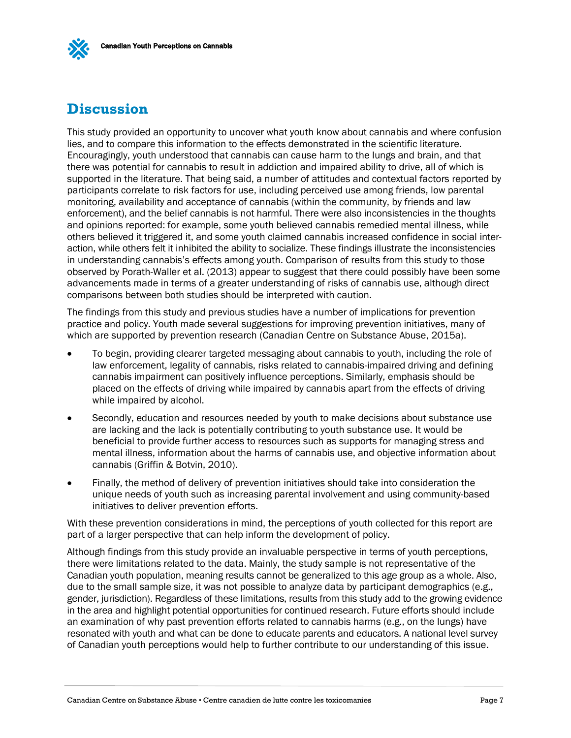## Discussion

This study provided an opportunity to uncover what youth know about cannabis and where confusion lies, and to compare this information to the effects demonstrated in the scientific literature. Encouragingly, youth understood that cannabis can cause harm to the lungs and brain, and that there was potential for cannabis to result in addiction and impaired ability to drive, all of which is supported in the literature. That being said, a number of attitudes and contextual factors reported by participants correlate to risk factors for use, including perceived use among friends, low parental monitoring, availability and acceptance of cannabis (within the community, by friends and law enforcement), and the belief cannabis is not harmful. There were also inconsistencies in the thoughts and opinions reported: for example, some youth believed cannabis remedied mental illness, while others believed it triggered it, and some youth claimed cannabis increased confidence in social interaction, while others felt it inhibited the ability to socialize. These findings illustrate the inconsistencies in understanding cannabis's effects among youth. Comparison of results from this study to those observed by Porath-Waller et al. (2013) appear to suggest that there could possibly have been some advancements made in terms of a greater understanding of risks of cannabis use, although direct comparisons between both studies should be interpreted with caution.

The findings from this study and previous studies have a number of implications for prevention practice and policy. Youth made several suggestions for improving prevention initiatives, many of which are supported by prevention research (Canadian Centre on Substance Abuse, 2015a).

- To begin, providing clearer targeted messaging about cannabis to youth, including the role of law enforcement, legality of cannabis, risks related to cannabis-impaired driving and defining cannabis impairment can positively influence perceptions. Similarly, emphasis should be placed on the effects of driving while impaired by cannabis apart from the effects of driving while impaired by alcohol.
- Secondly, education and resources needed by youth to make decisions about substance use are lacking and the lack is potentially contributing to youth substance use. It would be beneficial to provide further access to resources such as supports for managing stress and mental illness, information about the harms of cannabis use, and objective information about cannabis (Griffin & Botvin, 2010).
- Finally, the method of delivery of prevention initiatives should take into consideration the unique needs of youth such as increasing parental involvement and using community-based initiatives to deliver prevention efforts.

With these prevention considerations in mind, the perceptions of youth collected for this report are part of a larger perspective that can help inform the development of policy.

Although findings from this study provide an invaluable perspective in terms of youth perceptions, there were limitations related to the data. Mainly, the study sample is not representative of the Canadian youth population, meaning results cannot be generalized to this age group as a whole. Also, due to the small sample size, it was not possible to analyze data by participant demographics (e.g., gender, jurisdiction). Regardless of these limitations, results from this study add to the growing evidence in the area and highlight potential opportunities for continued research. Future efforts should include an examination of why past prevention efforts related to cannabis harms (e.g., on the lungs) have resonated with youth and what can be done to educate parents and educators. A national level survey of Canadian youth perceptions would help to further contribute to our understanding of this issue.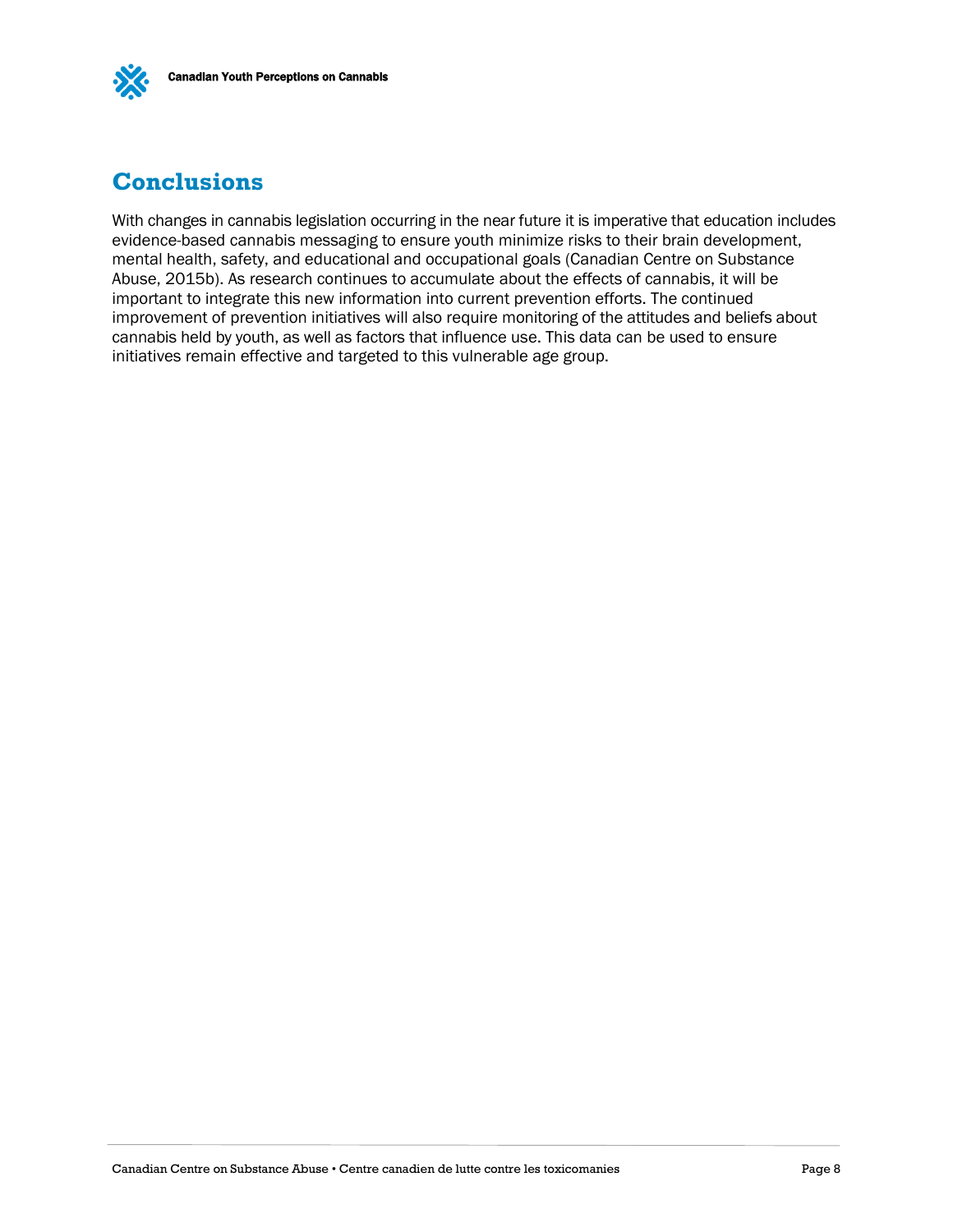## Conclusions

With changes in cannabis legislation occurring in the near future it is imperative that education includes evidence-based cannabis messaging to ensure youth minimize risks to their brain development, mental health, safety, and educational and occupational goals (Canadian Centre on Substance Abuse, 2015b). As research continues to accumulate about the effects of cannabis, it will be important to integrate this new information into current prevention efforts. The continued improvement of prevention initiatives will also require monitoring of the attitudes and beliefs about cannabis held by youth, as well as factors that influence use. This data can be used to ensure initiatives remain effective and targeted to this vulnerable age group.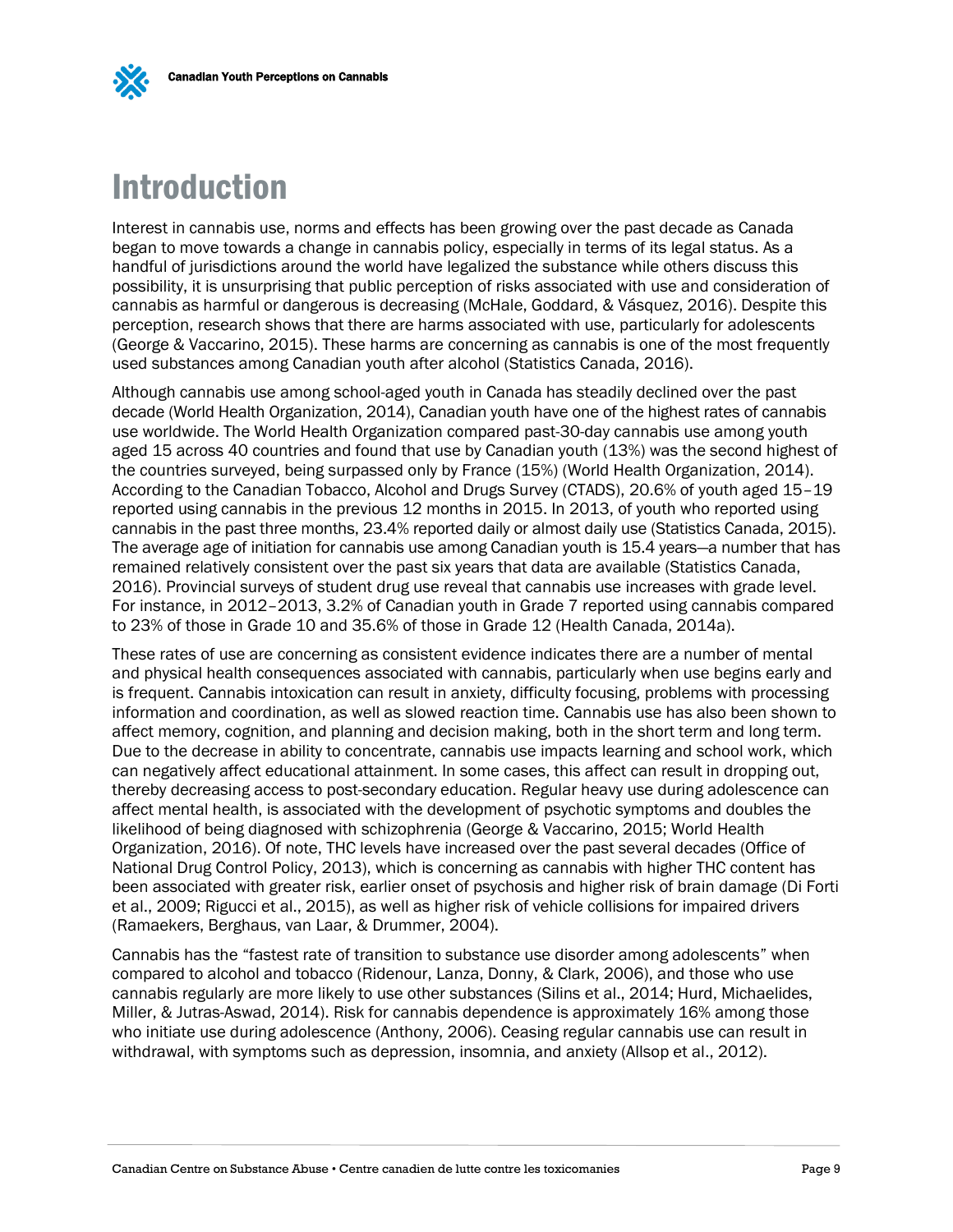# Introduction

Interest in cannabis use, norms and effects has been growing over the past decade as Canada began to move towards a change in cannabis policy, especially in terms of its legal status. As a handful of jurisdictions around the world have legalized the substance while others discuss this possibility, it is unsurprising that public perception of risks associated with use and consideration of cannabis as harmful or dangerous is decreasing (McHale, Goddard, & Vásquez, 2016). Despite this perception, research shows that there are harms associated with use, particularly for adolescents (George & Vaccarino, 2015). These harms are concerning as cannabis is one of the most frequently used substances among Canadian youth after alcohol (Statistics Canada, 2016).

Although cannabis use among school-aged youth in Canada has steadily declined over the past decade (World Health Organization, 2014), Canadian youth have one of the highest rates of cannabis use worldwide. The World Health Organization compared past-30-day cannabis use among youth aged 15 across 40 countries and found that use by Canadian youth (13%) was the second highest of the countries surveyed, being surpassed only by France (15%) (World Health Organization, 2014). According to the Canadian Tobacco, Alcohol and Drugs Survey (CTADS), 20.6% of youth aged 15–19 reported using cannabis in the previous 12 months in 2015. In 2013, of youth who reported using cannabis in the past three months, 23.4% reported daily or almost daily use (Statistics Canada, 2015). The average age of initiation for cannabis use among Canadian youth is 15.4 years—a number that has remained relatively consistent over the past six years that data are available (Statistics Canada, 2016). Provincial surveys of student drug use reveal that cannabis use increases with grade level. For instance, in 2012–2013, 3.2% of Canadian youth in Grade 7 reported using cannabis compared to 23% of those in Grade 10 and 35.6% of those in Grade 12 (Health Canada, 2014a).

These rates of use are concerning as consistent evidence indicates there are a number of mental and physical health consequences associated with cannabis, particularly when use begins early and is frequent. Cannabis intoxication can result in anxiety, difficulty focusing, problems with processing information and coordination, as well as slowed reaction time. Cannabis use has also been shown to affect memory, cognition, and planning and decision making, both in the short term and long term. Due to the decrease in ability to concentrate, cannabis use impacts learning and school work, which can negatively affect educational attainment. In some cases, this affect can result in dropping out, thereby decreasing access to post-secondary education. Regular heavy use during adolescence can affect mental health, is associated with the development of psychotic symptoms and doubles the likelihood of being diagnosed with schizophrenia (George & Vaccarino, 2015; World Health Organization, 2016). Of note, THC levels have increased over the past several decades (Office of National Drug Control Policy, 2013), which is concerning as cannabis with higher THC content has been associated with greater risk, earlier onset of psychosis and higher risk of brain damage (Di Forti et al., 2009; Rigucci et al., 2015), as well as higher risk of vehicle collisions for impaired drivers (Ramaekers, Berghaus, van Laar, & Drummer, 2004).

Cannabis has the "fastest rate of transition to substance use disorder among adolescents" when compared to alcohol and tobacco (Ridenour, Lanza, Donny, & Clark, 2006), and those who use cannabis regularly are more likely to use other substances (Silins et al., 2014; Hurd, Michaelides, Miller, & Jutras-Aswad, 2014). Risk for cannabis dependence is approximately 16% among those who initiate use during adolescence (Anthony, 2006). Ceasing regular cannabis use can result in withdrawal, with symptoms such as depression, insomnia, and anxiety (Allsop et al., 2012).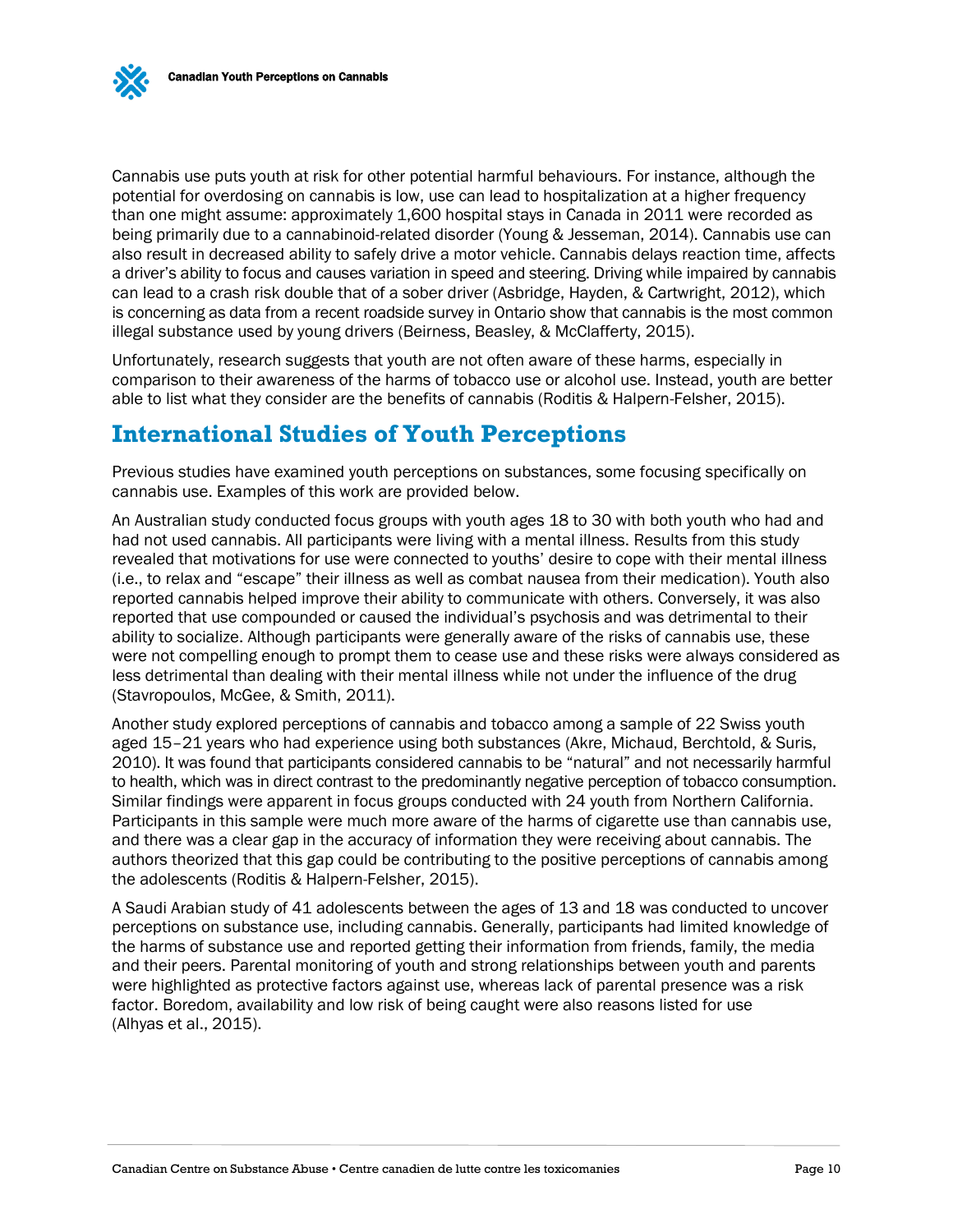Cannabis use puts youth at risk for other potential harmful behaviours. For instance, although the potential for overdosing on cannabis is low, use can lead to hospitalization at a higher frequency than one might assume: approximately 1,600 hospital stays in Canada in 2011 were recorded as being primarily due to a cannabinoid-related disorder (Young & Jesseman, 2014). Cannabis use can also result in decreased ability to safely drive a motor vehicle. Cannabis delays reaction time, affects a driver's ability to focus and causes variation in speed and steering. Driving while impaired by cannabis can lead to a crash risk double that of a sober driver (Asbridge, Hayden, & Cartwright, 2012), which is concerning as data from a recent roadside survey in Ontario show that cannabis is the most common illegal substance used by young drivers (Beirness, Beasley, & McClafferty, 2015).

Unfortunately, research suggests that youth are not often aware of these harms, especially in comparison to their awareness of the harms of tobacco use or alcohol use. Instead, youth are better able to list what they consider are the benefits of cannabis (Roditis & Halpern-Felsher, 2015).

## International Studies of Youth Perceptions

Previous studies have examined youth perceptions on substances, some focusing specifically on cannabis use. Examples of this work are provided below.

An Australian study conducted focus groups with youth ages 18 to 30 with both youth who had and had not used cannabis. All participants were living with a mental illness. Results from this study revealed that motivations for use were connected to youths' desire to cope with their mental illness (i.e., to relax and "escape" their illness as well as combat nausea from their medication). Youth also reported cannabis helped improve their ability to communicate with others. Conversely, it was also reported that use compounded or caused the individual's psychosis and was detrimental to their ability to socialize. Although participants were generally aware of the risks of cannabis use, these were not compelling enough to prompt them to cease use and these risks were always considered as less detrimental than dealing with their mental illness while not under the influence of the drug (Stavropoulos, McGee, & Smith, 2011).

Another study explored perceptions of cannabis and tobacco among a sample of 22 Swiss youth aged 15–21 years who had experience using both substances (Akre, Michaud, Berchtold, & Suris, 2010). It was found that participants considered cannabis to be "natural" and not necessarily harmful to health, which was in direct contrast to the predominantly negative perception of tobacco consumption. Similar findings were apparent in focus groups conducted with 24 youth from Northern California. Participants in this sample were much more aware of the harms of cigarette use than cannabis use, and there was a clear gap in the accuracy of information they were receiving about cannabis. The authors theorized that this gap could be contributing to the positive perceptions of cannabis among the adolescents (Roditis & Halpern-Felsher, 2015).

A Saudi Arabian study of 41 adolescents between the ages of 13 and 18 was conducted to uncover perceptions on substance use, including cannabis. Generally, participants had limited knowledge of the harms of substance use and reported getting their information from friends, family, the media and their peers. Parental monitoring of youth and strong relationships between youth and parents were highlighted as protective factors against use, whereas lack of parental presence was a risk factor. Boredom, availability and low risk of being caught were also reasons listed for use (Alhyas et al., 2015).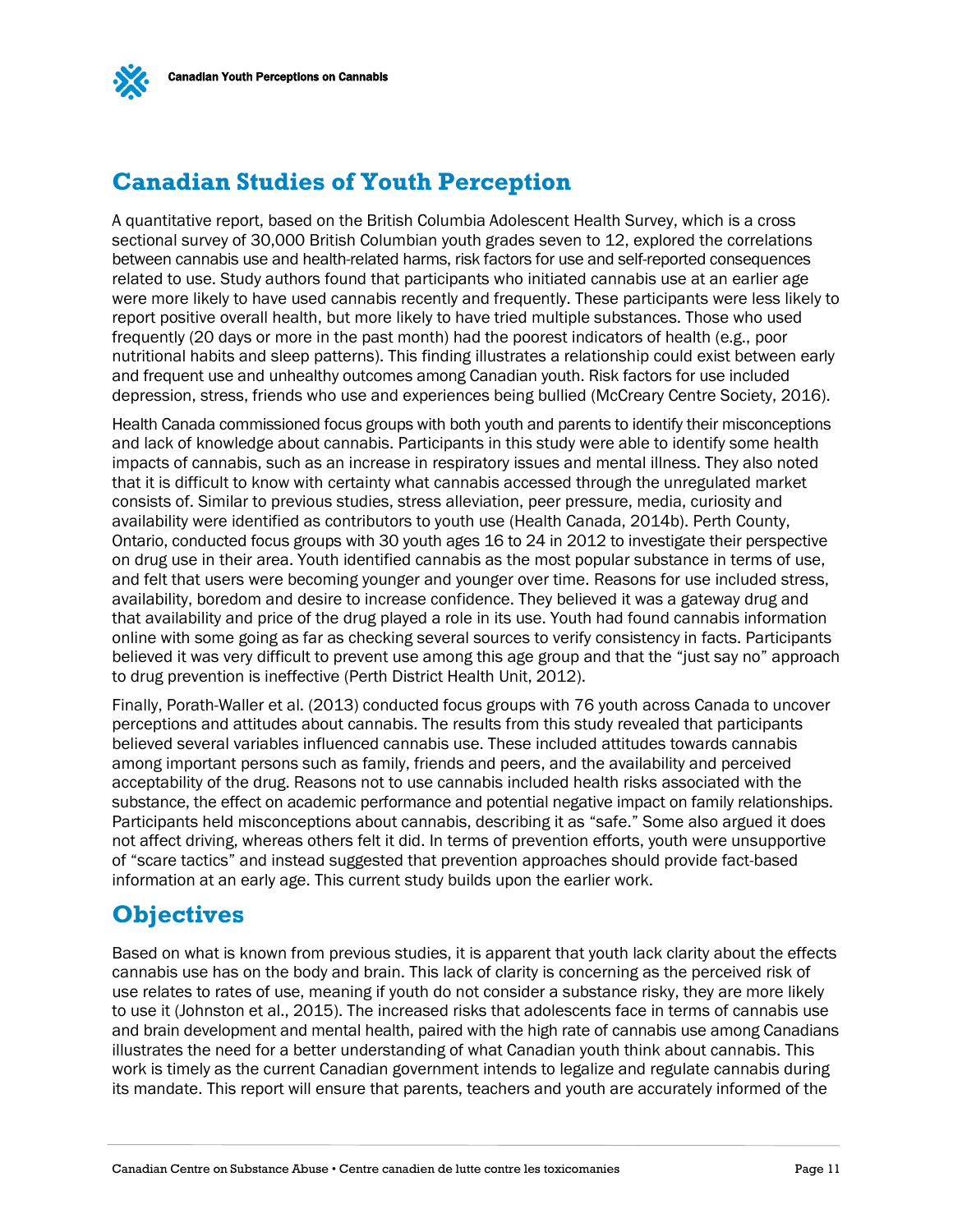## Canadian Studies of Youth Perception

A quantitative report, based on the British Columbia Adolescent Health Survey, which is a cross sectional survey of 30,000 British Columbian youth grades seven to 12, explored the correlations between cannabis use and health-related harms, risk factors for use and self-reported consequences related to use. Study authors found that participants who initiated cannabis use at an earlier age were more likely to have used cannabis recently and frequently. These participants were less likely to report positive overall health, but more likely to have tried multiple substances. Those who used frequently (20 days or more in the past month) had the poorest indicators of health (e.g., poor nutritional habits and sleep patterns). This finding illustrates a relationship could exist between early and frequent use and unhealthy outcomes among Canadian youth. Risk factors for use included depression, stress, friends who use and experiences being bullied (McCreary Centre Society, 2016).

Health Canada commissioned focus groups with both youth and parents to identify their misconceptions and lack of knowledge about cannabis. Participants in this study were able to identify some health impacts of cannabis, such as an increase in respiratory issues and mental illness. They also noted that it is difficult to know with certainty what cannabis accessed through the unregulated market consists of. Similar to previous studies, stress alleviation, peer pressure, media, curiosity and availability were identified as contributors to youth use (Health Canada, 2014b). Perth County, Ontario, conducted focus groups with 30 youth ages 16 to 24 in 2012 to investigate their perspective on drug use in their area. Youth identified cannabis as the most popular substance in terms of use, and felt that users were becoming younger and younger over time. Reasons for use included stress, availability, boredom and desire to increase confidence. They believed it was a gateway drug and that availability and price of the drug played a role in its use. Youth had found cannabis information online with some going as far as checking several sources to verify consistency in facts. Participants believed it was very difficult to prevent use among this age group and that the "just say no" approach to drug prevention is ineffective (Perth District Health Unit, 2012).

Finally, Porath-Waller et al. (2013) conducted focus groups with 76 youth across Canada to uncover perceptions and attitudes about cannabis. The results from this study revealed that participants believed several variables influenced cannabis use. These included attitudes towards cannabis among important persons such as family, friends and peers, and the availability and perceived acceptability of the drug. Reasons not to use cannabis included health risks associated with the substance, the effect on academic performance and potential negative impact on family relationships. Participants held misconceptions about cannabis, describing it as "safe." Some also argued it does not affect driving, whereas others felt it did. In terms of prevention efforts, youth were unsupportive of "scare tactics" and instead suggested that prevention approaches should provide fact-based information at an early age. This current study builds upon the earlier work.

## Objectives

Based on what is known from previous studies, it is apparent that youth lack clarity about the effects cannabis use has on the body and brain. This lack of clarity is concerning as the perceived risk of use relates to rates of use, meaning if youth do not consider a substance risky, they are more likely to use it (Johnston et al., 2015). The increased risks that adolescents face in terms of cannabis use and brain development and mental health, paired with the high rate of cannabis use among Canadians illustrates the need for a better understanding of what Canadian youth think about cannabis. This work is timely as the current Canadian government intends to legalize and regulate cannabis during its mandate. This report will ensure that parents, teachers and youth are accurately informed of the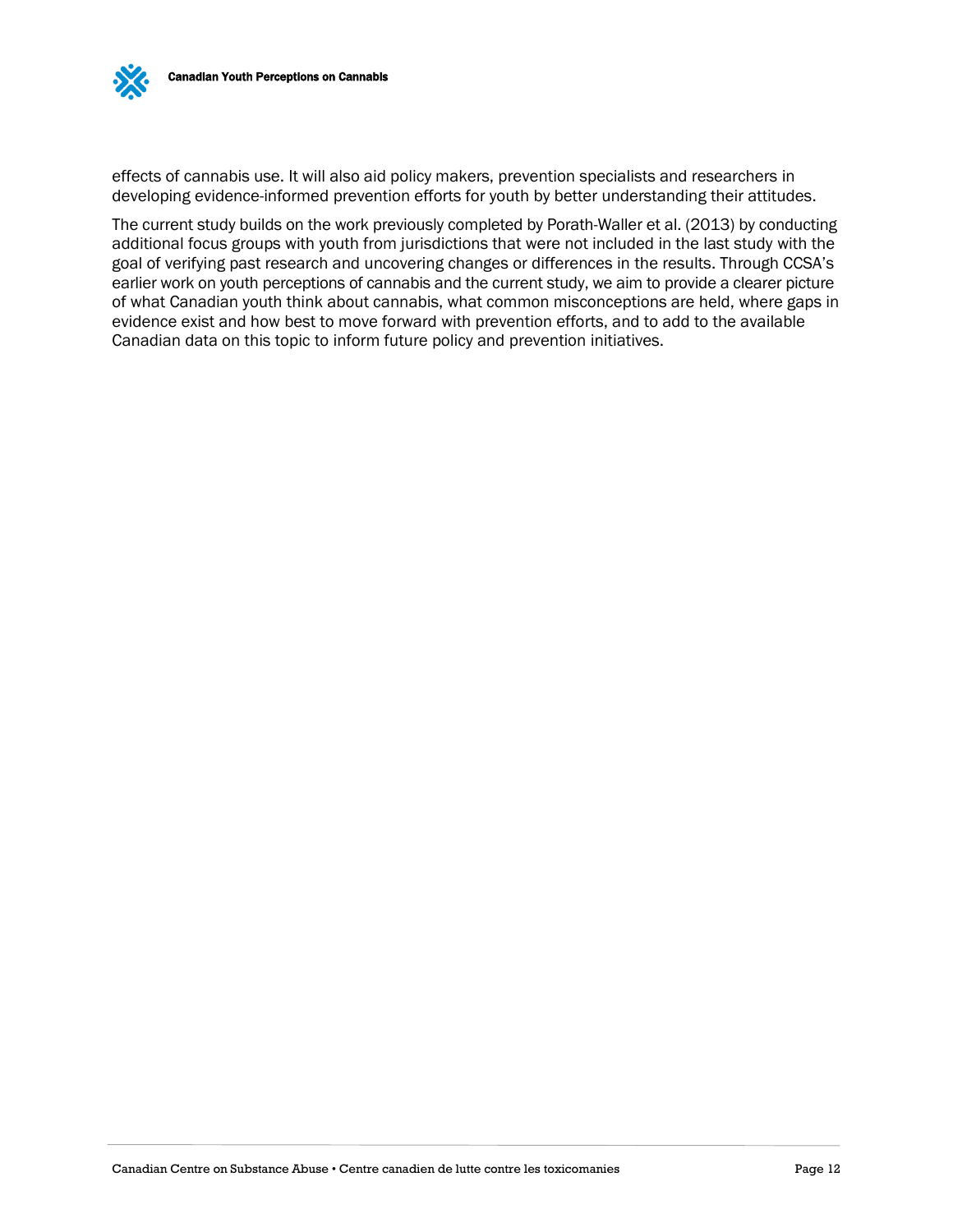effects of cannabis use. It will also aid policy makers, prevention specialists and researchers in developing evidence-informed prevention efforts for youth by better understanding their attitudes.

The current study builds on the work previously completed by Porath-Waller et al. (2013) by conducting additional focus groups with youth from jurisdictions that were not included in the last study with the goal of verifying past research and uncovering changes or differences in the results. Through CCSA's earlier work on youth perceptions of cannabis and the current study, we aim to provide a clearer picture of what Canadian youth think about cannabis, what common misconceptions are held, where gaps in evidence exist and how best to move forward with prevention efforts, and to add to the available Canadian data on this topic to inform future policy and prevention initiatives.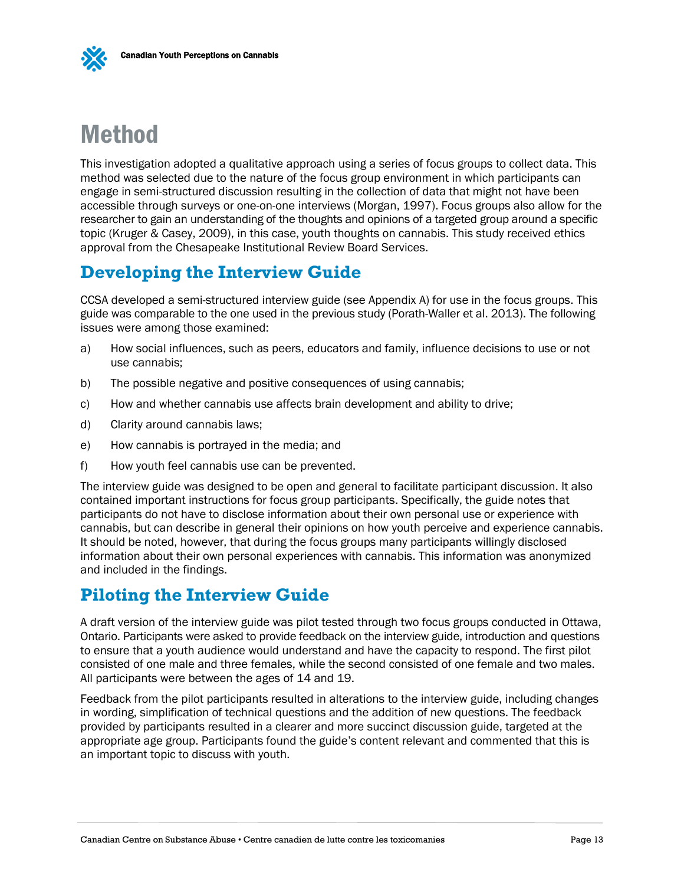# Method

This investigation adopted a qualitative approach using a series of focus groups to collect data. This method was selected due to the nature of the focus group environment in which participants can engage in semi-structured discussion resulting in the collection of data that might not have been accessible through surveys or one-on-one interviews (Morgan, 1997). Focus groups also allow for the researcher to gain an understanding of the thoughts and opinions of a targeted group around a specific topic (Kruger & Casey, 2009), in this case, youth thoughts on cannabis. This study received ethics approval from the Chesapeake Institutional Review Board Services.

## Developing the Interview Guide

CCSA developed a semi-structured interview guide (see Appendix A) for use in the focus groups. This guide was comparable to the one used in the previous study (Porath-Waller et al. 2013). The following issues were among those examined:

a) How social influences, such as peers, educators and family, influence decisions to use or not use cannabis;

b) The possible negative and positive consequences of using cannabis;

c) How and whether cannabis use affects brain development and ability to drive;

d) Clarity around cannabis laws;

e) How cannabis is portrayed in the media; and

f) How youth feel cannabis use can be prevented.

The interview guide was designed to be open and general to facilitate participant discussion. It also contained important instructions for focus group participants. Specifically, the guide notes that participants do not have to disclose information about their own personal use or experience with cannabis, but can describe in general their opinions on how youth perceive and experience cannabis. It should be noted, however, that during the focus groups many participants willingly disclosed information about their own personal experiences with cannabis. This information was anonymized and included in the findings.

## Piloting the Interview Guide

A draft version of the interview guide was pilot tested through two focus groups conducted in Ottawa, Ontario. Participants were asked to provide feedback on the interview guide, introduction and questions to ensure that a youth audience would understand and have the capacity to respond. The first pilot consisted of one male and three females, while the second consisted of one female and two males. All participants were between the ages of 14 and 19.

Feedback from the pilot participants resulted in alterations to the interview guide, including changes in wording, simplification of technical questions and the addition of new questions. The feedback provided by participants resulted in a clearer and more succinct discussion guide, targeted at the appropriate age group. Participants found the guide's content relevant and commented that this is an important topic to discuss with youth.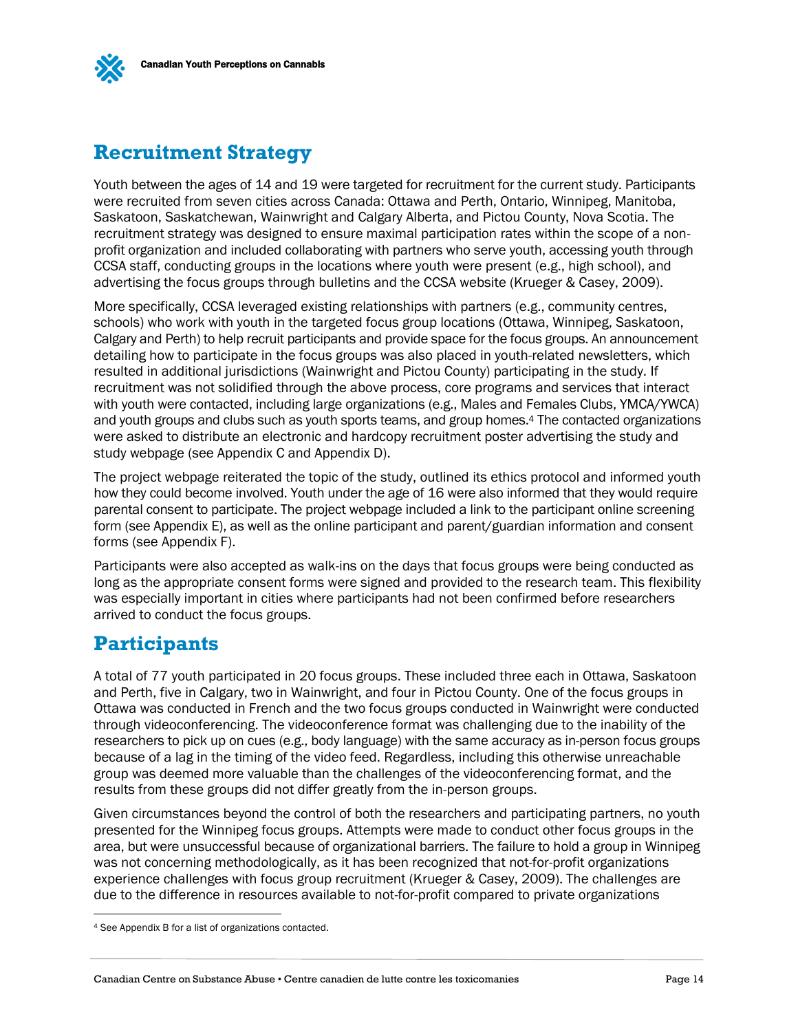## Recruitment Strategy

Youth between the ages of 14 and 19 were targeted for recruitment for the current study. Participants were recruited from seven cities across Canada: Ottawa and Perth, Ontario, Winnipeg, Manitoba, Saskatoon, Saskatchewan, Wainwright and Calgary Alberta, and Pictou County, Nova Scotia. The recruitment strategy was designed to ensure maximal participation rates within the scope of a non-profit organization and included collaborating with partners who serve youth, accessing youth through CCSA staff, conducting groups in the locations where youth were present (e.g., high school), and advertising the focus groups through bulletins and the CCSA website (Krueger & Casey, 2009).

More specifically, CCSA leveraged existing relationships with partners (e.g., community centres, schools) who work with youth in the targeted focus group locations (Ottawa, Winnipeg, Saskatoon, Calgary and Perth) to help recruit participants and provide space for the focus groups. An announcement detailing how to participate in the focus groups was also placed in youth-related newsletters, which resulted in additional jurisdictions (Wainwright and Pictou County) participating in the study. If recruitment was not solidified through the above process, core programs and services that interact with youth were contacted, including large organizations (e.g., Males and Females Clubs, YMCA/YWCA) and youth groups and clubs such as youth sports teams, and group homes.[4] The contacted organizations were asked to distribute an electronic and hardcopy recruitment poster advertising the study and study webpage (see Appendix C and Appendix D).

The project webpage reiterated the topic of the study, outlined its ethics protocol and informed youth how they could become involved. Youth under the age of 16 were also informed that they would require parental consent to participate. The project webpage included a link to the participant online screening form (see Appendix E), as well as the online participant and parent/guardian information and consent forms (see Appendix F).

Participants were also accepted as walk-ins on the days that focus groups were being conducted as long as the appropriate consent forms were signed and provided to the research team. This flexibility was especially important in cities where participants had not been confirmed before researchers arrived to conduct the focus groups.

## Participants

A total of 77 youth participated in 20 focus groups. These included three each in Ottawa, Saskatoon and Perth, five in Calgary, two in Wainwright, and four in Pictou County. One of the focus groups in Ottawa was conducted in French and the two focus groups conducted in Wainwright were conducted through videoconferencing. The videoconference format was challenging due to the inability of the researchers to pick up on cues (e.g., body language) with the same accuracy as in-person focus groups because of a lag in the timing of the video feed. Regardless, including this otherwise unreachable group was deemed more valuable than the challenges of the videoconferencing format, and the results from these groups did not differ greatly from the in-person groups.

Given circumstances beyond the control of both the researchers and participating partners, no youth presented for the Winnipeg focus groups. Attempts were made to conduct other focus groups in the area, but were unsuccessful because of organizational barriers. The failure to hold a group in Winnipeg was not concerning methodologically, as it has been recognized that not-for-profit organizations experience challenges with focus group recruitment (Krueger & Casey, 2009). The challenges are due to the difference in resources available to not-for-profit compared to private organizations

[4] See Appendix B for a list of organizations contacted.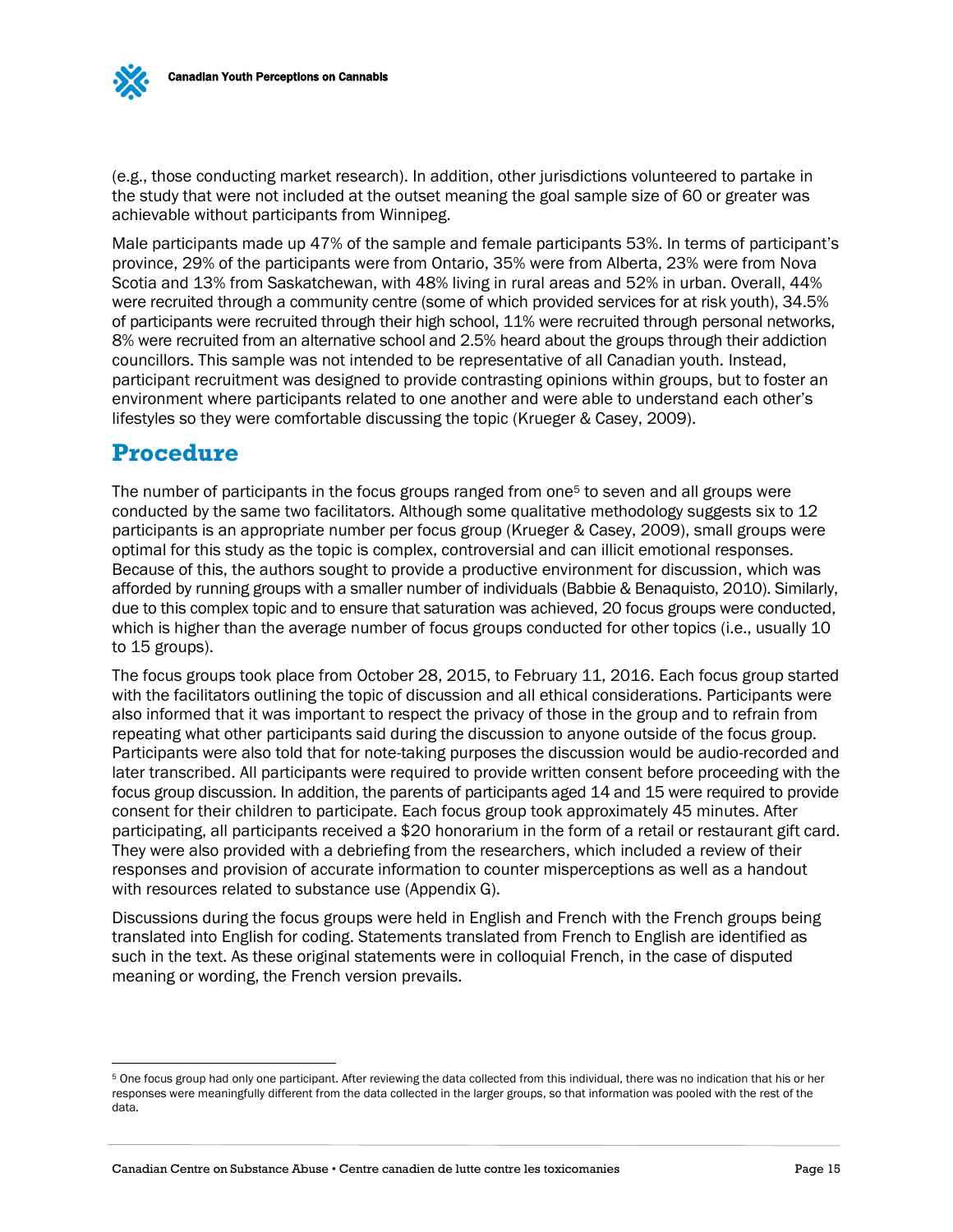(e.g., those conducting market research). In addition, other jurisdictions volunteered to partake in the study that were not included at the outset meaning the goal sample size of 60 or greater was achievable without participants from Winnipeg.

Male participants made up 47% of the sample and female participants 53%. In terms of participant's province, 29% of the participants were from Ontario, 35% were from Alberta, 23% were from Nova Scotia and 13% from Saskatchewan, with 48% living in rural areas and 52% in urban. Overall, 44% were recruited through a community centre (some of which provided services for at risk youth), 34.5% of participants were recruited through their high school, 11% were recruited through personal networks, 8% were recruited from an alternative school and 2.5% heard about the groups through their addiction councillors. This sample was not intended to be representative of all Canadian youth. Instead, participant recruitment was designed to provide contrasting opinions within groups, but to foster an environment where participants related to one another and were able to understand each other's lifestyles so they were comfortable discussing the topic (Krueger & Casey, 2009).

## Procedure

The number of participants in the focus groups ranged from one[5] to seven and all groups were conducted by the same two facilitators. Although some qualitative methodology suggests six to 12 participants is an appropriate number per focus group (Krueger & Casey, 2009), small groups were optimal for this study as the topic is complex, controversial and can illicit emotional responses. Because of this, the authors sought to provide a productive environment for discussion, which was afforded by running groups with a smaller number of individuals (Babbie & Benaquisto, 2010). Similarly, due to this complex topic and to ensure that saturation was achieved, 20 focus groups were conducted, which is higher than the average number of focus groups conducted for other topics (i.e., usually 10 to 15 groups).

The focus groups took place from October 28, 2015, to February 11, 2016. Each focus group started with the facilitators outlining the topic of discussion and all ethical considerations. Participants were also informed that it was important to respect the privacy of those in the group and to refrain from repeating what other participants said during the discussion to anyone outside of the focus group. Participants were also told that for note-taking purposes the discussion would be audio-recorded and later transcribed. All participants were required to provide written consent before proceeding with the focus group discussion. In addition, the parents of participants aged 14 and 15 were required to provide consent for their children to participate. Each focus group took approximately 45 minutes. After participating, all participants received a $20 honorarium in the form of a retail or restaurant gift card. They were also provided with a debriefing from the researchers, which included a review of their responses and provision of accurate information to counter misperceptions as well as a handout with resources related to substance use (Appendix G).

Discussions during the focus groups were held in English and French with the French groups being translated into English for coding. Statements translated from French to English are identified as such in the text. As these original statements were in colloquial French, in the case of disputed meaning or wording, the French version prevails.

---

[5] One focus group had only one participant. After reviewing the data collected from this individual, there was no indication that his or her responses were meaningfully different from the data collected in the larger groups, so that information was pooled with the rest of the data.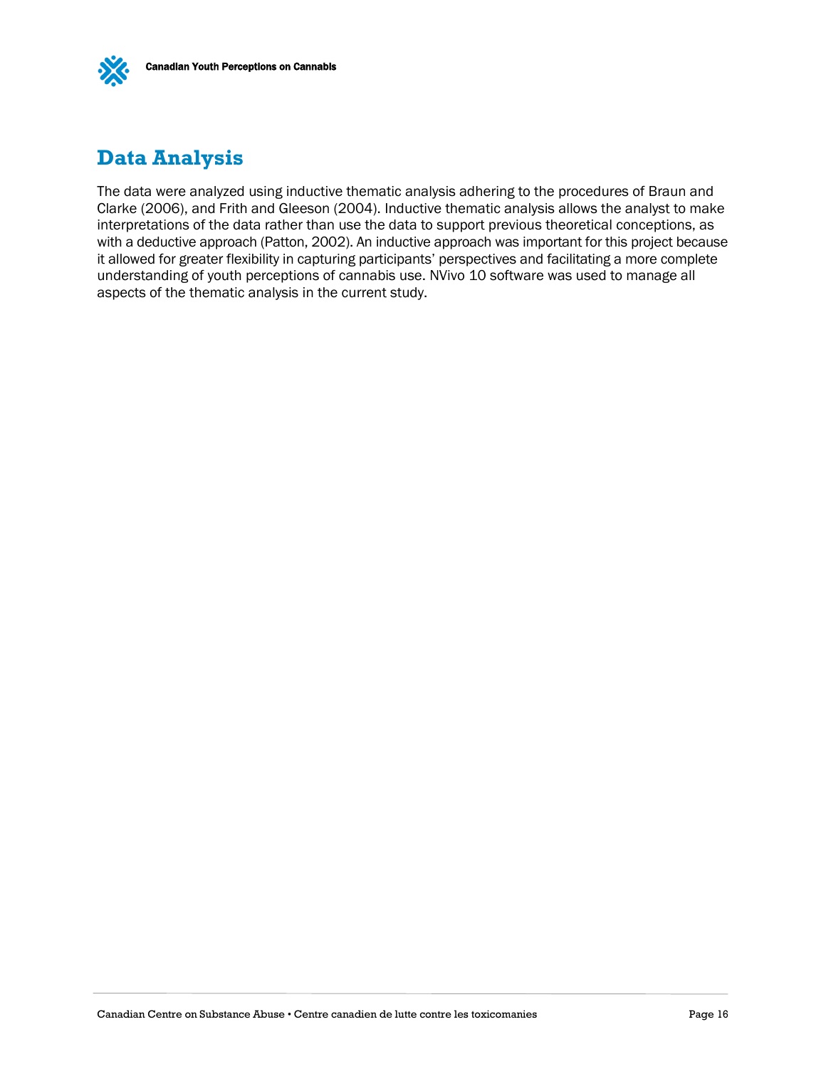## Data Analysis

The data were analyzed using inductive thematic analysis adhering to the procedures of Braun and Clarke (2006), and Frith and Gleeson (2004). Inductive thematic analysis allows the analyst to make interpretations of the data rather than use the data to support previous theoretical conceptions, as with a deductive approach (Patton, 2002). An inductive approach was important for this project because it allowed for greater flexibility in capturing participants' perspectives and facilitating a more complete understanding of youth perceptions of cannabis use. NVivo 10 software was used to manage all aspects of the thematic analysis in the current study.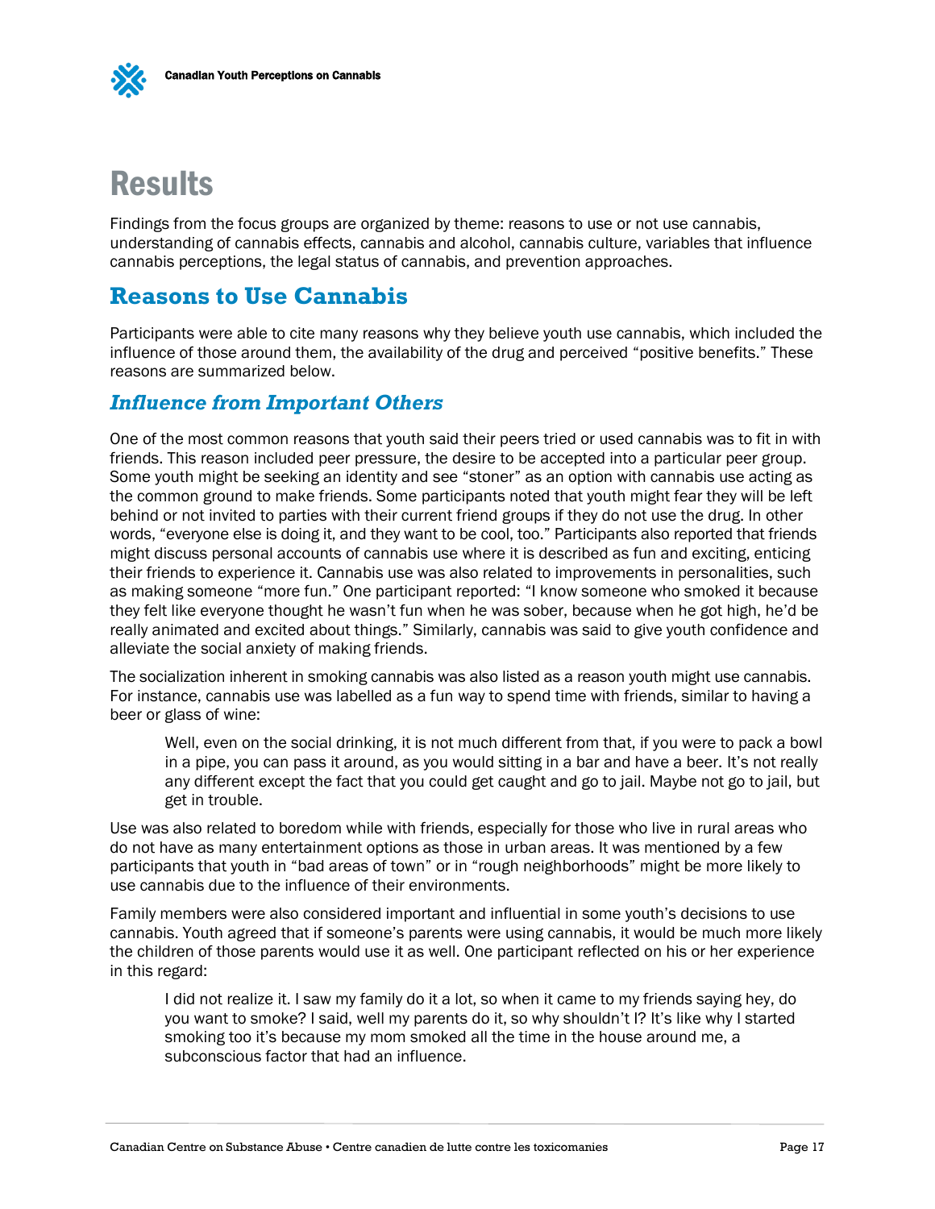# Results

Findings from the focus groups are organized by theme: reasons to use or not use cannabis, understanding of cannabis effects, cannabis and alcohol, cannabis culture, variables that influence cannabis perceptions, the legal status of cannabis, and prevention approaches.

## Reasons to Use Cannabis

Participants were able to cite many reasons why they believe youth use cannabis, which included the influence of those around them, the availability of the drug and perceived "positive benefits." These reasons are summarized below.

### *Influence from Important Others*

One of the most common reasons that youth said their peers tried or used cannabis was to fit in with friends. This reason included peer pressure, the desire to be accepted into a particular peer group. Some youth might be seeking an identity and see "stoner" as an option with cannabis use acting as the common ground to make friends. Some participants noted that youth might fear they will be left behind or not invited to parties with their current friend groups if they do not use the drug. In other words, "everyone else is doing it, and they want to be cool, too." Participants also reported that friends might discuss personal accounts of cannabis use where it is described as fun and exciting, enticing their friends to experience it. Cannabis use was also related to improvements in personalities, such as making someone "more fun." One participant reported: "I know someone who smoked it because they felt like everyone thought he wasn't fun when he was sober, because when he got high, he'd be really animated and excited about things." Similarly, cannabis was said to give youth confidence and alleviate the social anxiety of making friends.

The socialization inherent in smoking cannabis was also listed as a reason youth might use cannabis. For instance, cannabis use was labelled as a fun way to spend time with friends, similar to having a beer or glass of wine:

> Well, even on the social drinking, it is not much different from that, if you were to pack a bowl in a pipe, you can pass it around, as you would sitting in a bar and have a beer. It's not really any different except the fact that you could get caught and go to jail. Maybe not go to jail, but get in trouble.

Use was also related to boredom while with friends, especially for those who live in rural areas who do not have as many entertainment options as those in urban areas. It was mentioned by a few participants that youth in "bad areas of town" or in "rough neighborhoods" might be more likely to use cannabis due to the influence of their environments.

Family members were also considered important and influential in some youth's decisions to use cannabis. Youth agreed that if someone's parents were using cannabis, it would be much more likely the children of those parents would use it as well. One participant reflected on his or her experience in this regard:

> I did not realize it. I saw my family do it a lot, so when it came to my friends saying hey, do you want to smoke? I said, well my parents do it, so why shouldn't I? It's like why I started smoking too it's because my mom smoked all the time in the house around me, a subconscious factor that had an influence.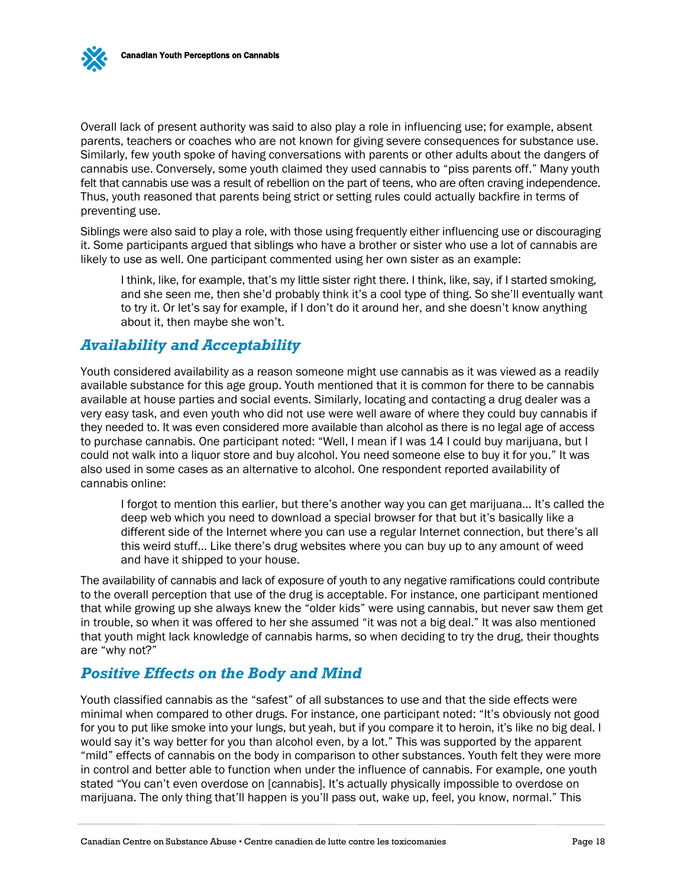Overall lack of present authority was said to also play a role in influencing use; for example, absent parents, teachers or coaches who are not known for giving severe consequences for substance use. Similarly, few youth spoke of having conversations with parents or other adults about the dangers of cannabis use. Conversely, some youth claimed they used cannabis to "piss parents off." Many youth felt that cannabis use was a result of rebellion on the part of teens, who are often craving independence. Thus, youth reasoned that parents being strict or setting rules could actually backfire in terms of preventing use.

Siblings were also said to play a role, with those using frequently either influencing use or discouraging it. Some participants argued that siblings who have a brother or sister who use a lot of cannabis are likely to use as well. One participant commented using her own sister as an example:

> I think, like, for example, that's my little sister right there. I think, like, say, if I started smoking, and she seen me, then she'd probably think it's a cool type of thing. So she'll eventually want to try it. Or let's say for example, if I don't do it around her, and she doesn't know anything about it, then maybe she won't.

## *Availability and Acceptability*

Youth considered availability as a reason someone might use cannabis as it was viewed as a readily available substance for this age group. Youth mentioned that it is common for there to be cannabis available at house parties and social events. Similarly, locating and contacting a drug dealer was a very easy task, and even youth who did not use were well aware of where they could buy cannabis if they needed to. It was even considered more available than alcohol as there is no legal age of access to purchase cannabis. One participant noted: "Well, I mean if I was 14 I could buy marijuana, but I could not walk into a liquor store and buy alcohol. You need someone else to buy it for you." It was also used in some cases as an alternative to alcohol. One respondent reported availability of cannabis online:

> I forgot to mention this earlier, but there's another way you can get marijuana… It's called the deep web which you need to download a special browser for that but it's basically like a different side of the Internet where you can use a regular Internet connection, but there's all this weird stuff… Like there's drug websites where you can buy up to any amount of weed and have it shipped to your house.

The availability of cannabis and lack of exposure of youth to any negative ramifications could contribute to the overall perception that use of the drug is acceptable. For instance, one participant mentioned that while growing up she always knew the "older kids" were using cannabis, but never saw them get in trouble, so when it was offered to her she assumed "it was not a big deal." It was also mentioned that youth might lack knowledge of cannabis harms, so when deciding to try the drug, their thoughts are "why not?"

## *Positive Effects on the Body and Mind*

Youth classified cannabis as the "safest" of all substances to use and that the side effects were minimal when compared to other drugs. For instance, one participant noted: "It's obviously not good for you to put like smoke into your lungs, but yeah, but if you compare it to heroin, it's like no big deal. I would say it's way better for you than alcohol even, by a lot." This was supported by the apparent "mild" effects of cannabis on the body in comparison to other substances. Youth felt they were more in control and better able to function when under the influence of cannabis. For example, one youth stated "You can't even overdose on [cannabis]. It's actually physically impossible to overdose on marijuana. The only thing that'll happen is you'll pass out, wake up, feel, you know, normal." This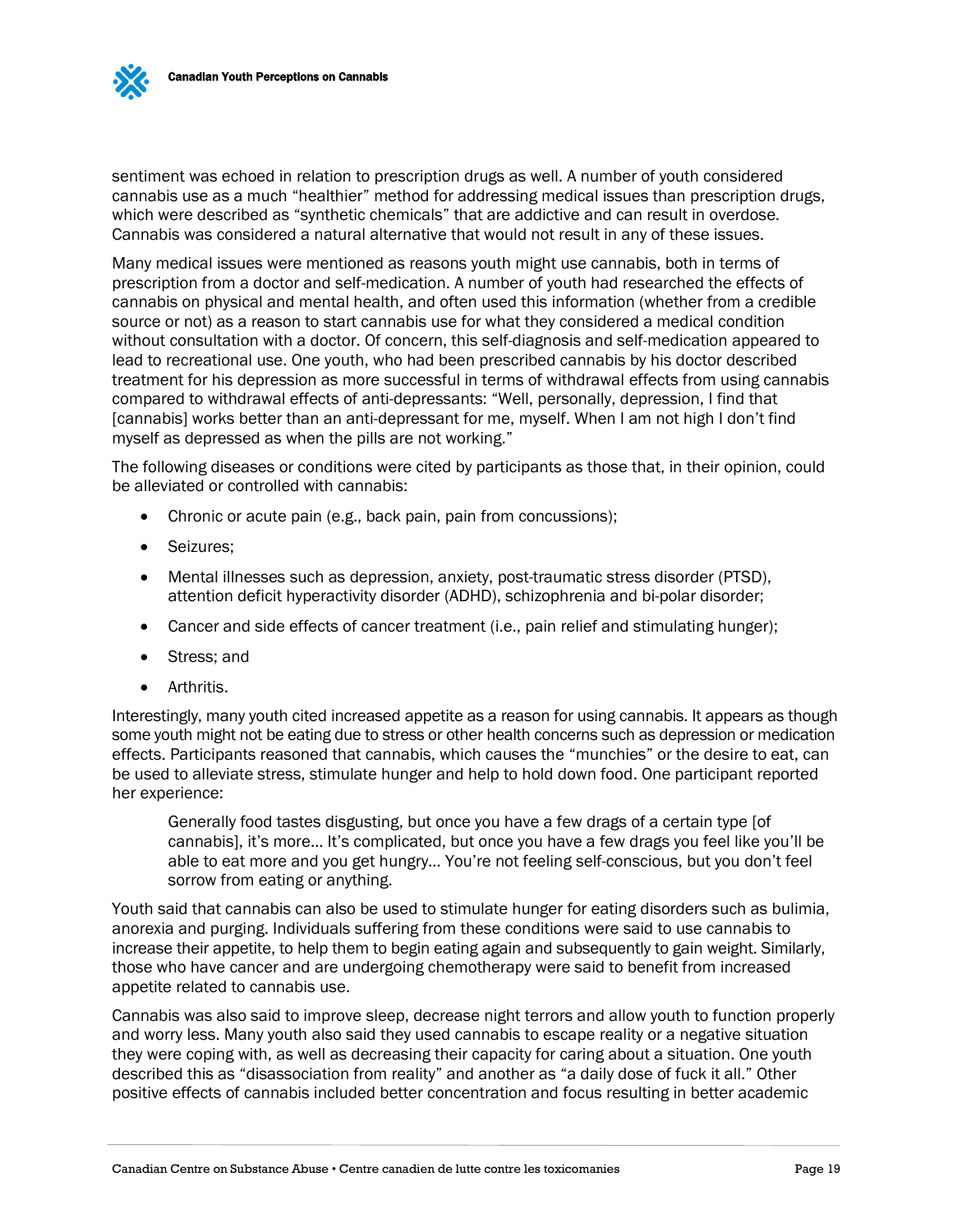sentiment was echoed in relation to prescription drugs as well. A number of youth considered cannabis use as a much "healthier" method for addressing medical issues than prescription drugs, which were described as "synthetic chemicals" that are addictive and can result in overdose. Cannabis was considered a natural alternative that would not result in any of these issues.

Many medical issues were mentioned as reasons youth might use cannabis, both in terms of prescription from a doctor and self-medication. A number of youth had researched the effects of cannabis on physical and mental health, and often used this information (whether from a credible source or not) as a reason to start cannabis use for what they considered a medical condition without consultation with a doctor. Of concern, this self-diagnosis and self-medication appeared to lead to recreational use. One youth, who had been prescribed cannabis by his doctor described treatment for his depression as more successful in terms of withdrawal effects from using cannabis compared to withdrawal effects of anti-depressants: "Well, personally, depression, I find that [cannabis] works better than an anti-depressant for me, myself. When I am not high I don't find myself as depressed as when the pills are not working."

The following diseases or conditions were cited by participants as those that, in their opinion, could be alleviated or controlled with cannabis:

- Chronic or acute pain (e.g., back pain, pain from concussions);
- Seizures;
- Mental illnesses such as depression, anxiety, post-traumatic stress disorder (PTSD), attention deficit hyperactivity disorder (ADHD), schizophrenia and bi-polar disorder;
- Cancer and side effects of cancer treatment (i.e., pain relief and stimulating hunger);
- Stress; and
- Arthritis.

Interestingly, many youth cited increased appetite as a reason for using cannabis. It appears as though some youth might not be eating due to stress or other health concerns such as depression or medication effects. Participants reasoned that cannabis, which causes the "munchies" or the desire to eat, can be used to alleviate stress, stimulate hunger and help to hold down food. One participant reported her experience:

> Generally food tastes disgusting, but once you have a few drags of a certain type [of cannabis], it's more… It's complicated, but once you have a few drags you feel like you'll be able to eat more and you get hungry… You're not feeling self-conscious, but you don't feel sorrow from eating or anything.

Youth said that cannabis can also be used to stimulate hunger for eating disorders such as bulimia, anorexia and purging. Individuals suffering from these conditions were said to use cannabis to increase their appetite, to help them to begin eating again and subsequently to gain weight. Similarly, those who have cancer and are undergoing chemotherapy were said to benefit from increased appetite related to cannabis use.

Cannabis was also said to improve sleep, decrease night terrors and allow youth to function properly and worry less. Many youth also said they used cannabis to escape reality or a negative situation they were coping with, as well as decreasing their capacity for caring about a situation. One youth described this as "disassociation from reality" and another as "a daily dose of fuck it all." Other positive effects of cannabis included better concentration and focus resulting in better academic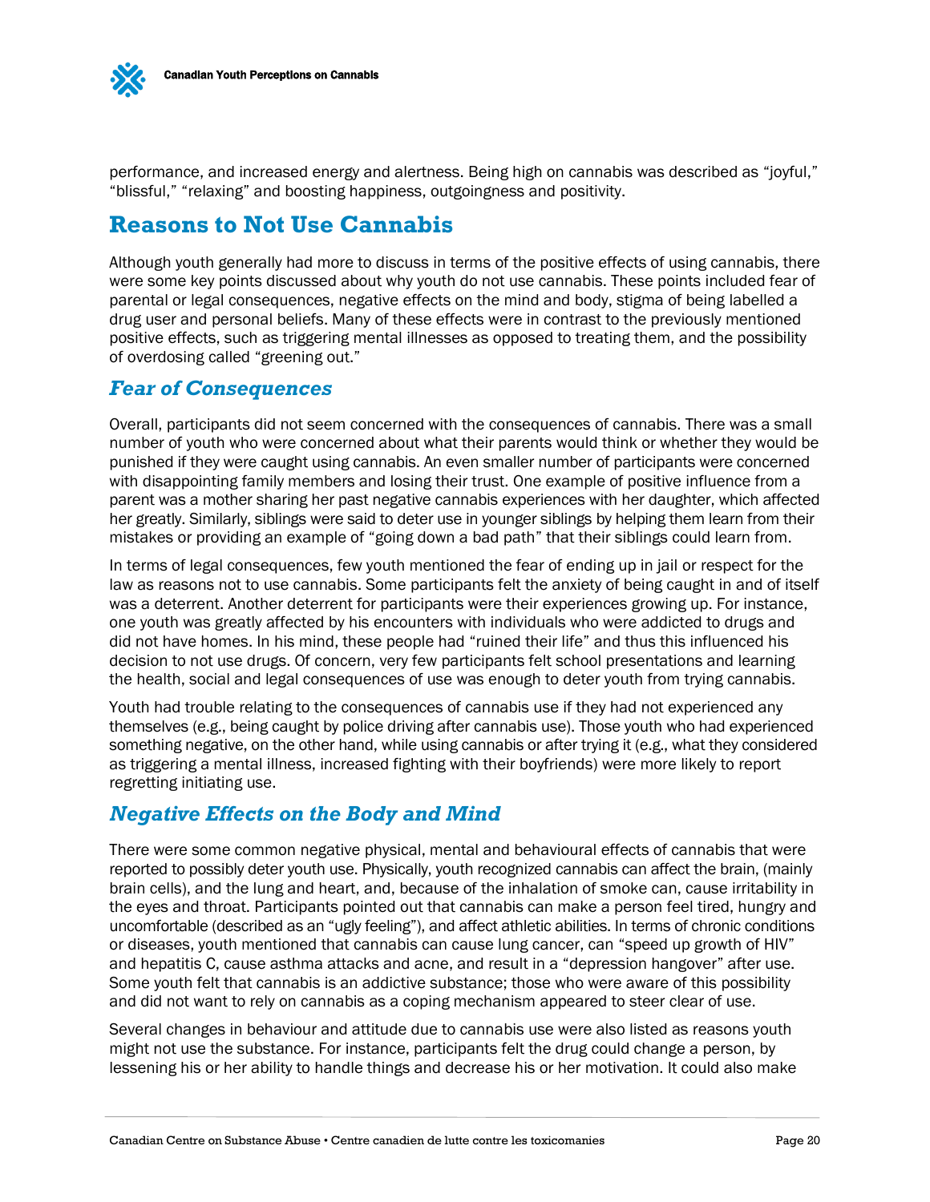performance, and increased energy and alertness. Being high on cannabis was described as "joyful," "blissful," "relaxing" and boosting happiness, outgoingness and positivity.

## Reasons to Not Use Cannabis

Although youth generally had more to discuss in terms of the positive effects of using cannabis, there were some key points discussed about why youth do not use cannabis. These points included fear of parental or legal consequences, negative effects on the mind and body, stigma of being labelled a drug user and personal beliefs. Many of these effects were in contrast to the previously mentioned positive effects, such as triggering mental illnesses as opposed to treating them, and the possibility of overdosing called "greening out."

### *Fear of Consequences*

Overall, participants did not seem concerned with the consequences of cannabis. There was a small number of youth who were concerned about what their parents would think or whether they would be punished if they were caught using cannabis. An even smaller number of participants were concerned with disappointing family members and losing their trust. One example of positive influence from a parent was a mother sharing her past negative cannabis experiences with her daughter, which affected her greatly. Similarly, siblings were said to deter use in younger siblings by helping them learn from their mistakes or providing an example of "going down a bad path" that their siblings could learn from.

In terms of legal consequences, few youth mentioned the fear of ending up in jail or respect for the law as reasons not to use cannabis. Some participants felt the anxiety of being caught in and of itself was a deterrent. Another deterrent for participants were their experiences growing up. For instance, one youth was greatly affected by his encounters with individuals who were addicted to drugs and did not have homes. In his mind, these people had "ruined their life" and thus this influenced his decision to not use drugs. Of concern, very few participants felt school presentations and learning the health, social and legal consequences of use was enough to deter youth from trying cannabis.

Youth had trouble relating to the consequences of cannabis use if they had not experienced any themselves (e.g., being caught by police driving after cannabis use). Those youth who had experienced something negative, on the other hand, while using cannabis or after trying it (e.g., what they considered as triggering a mental illness, increased fighting with their boyfriends) were more likely to report regretting initiating use.

### *Negative Effects on the Body and Mind*

There were some common negative physical, mental and behavioural effects of cannabis that were reported to possibly deter youth use. Physically, youth recognized cannabis can affect the brain, (mainly brain cells), and the lung and heart, and, because of the inhalation of smoke can, cause irritability in the eyes and throat. Participants pointed out that cannabis can make a person feel tired, hungry and uncomfortable (described as an "ugly feeling"), and affect athletic abilities. In terms of chronic conditions or diseases, youth mentioned that cannabis can cause lung cancer, can "speed up growth of HIV" and hepatitis C, cause asthma attacks and acne, and result in a "depression hangover" after use. Some youth felt that cannabis is an addictive substance; those who were aware of this possibility and did not want to rely on cannabis as a coping mechanism appeared to steer clear of use.

Several changes in behaviour and attitude due to cannabis use were also listed as reasons youth might not use the substance. For instance, participants felt the drug could change a person, by lessening his or her ability to handle things and decrease his or her motivation. It could also make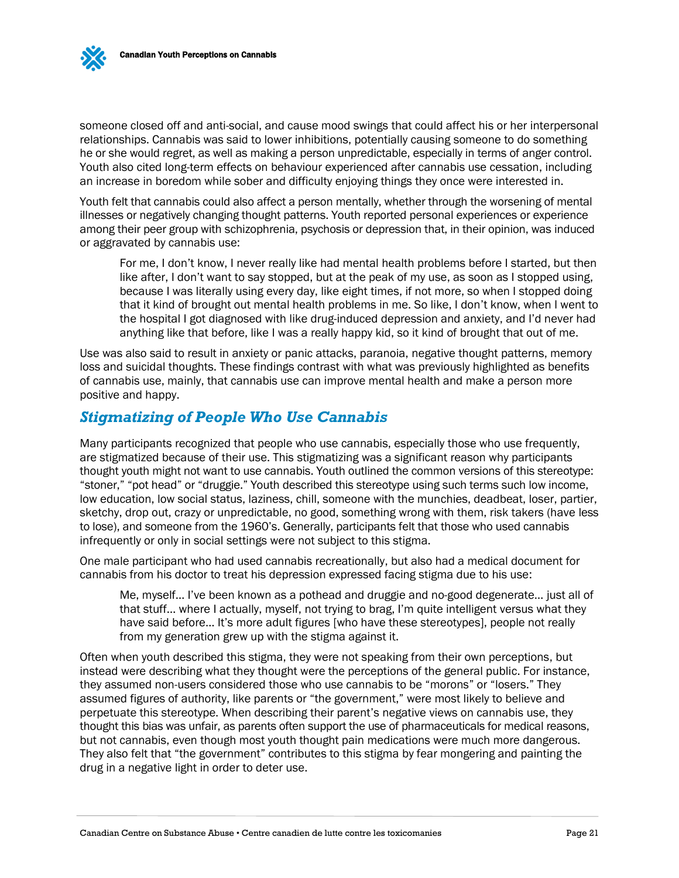someone closed off and anti-social, and cause mood swings that could affect his or her interpersonal relationships. Cannabis was said to lower inhibitions, potentially causing someone to do something he or she would regret, as well as making a person unpredictable, especially in terms of anger control. Youth also cited long-term effects on behaviour experienced after cannabis use cessation, including an increase in boredom while sober and difficulty enjoying things they once were interested in.

Youth felt that cannabis could also affect a person mentally, whether through the worsening of mental illnesses or negatively changing thought patterns. Youth reported personal experiences or experience among their peer group with schizophrenia, psychosis or depression that, in their opinion, was induced or aggravated by cannabis use:

> For me, I don't know, I never really like had mental health problems before I started, but then like after, I don't want to say stopped, but at the peak of my use, as soon as I stopped using, because I was literally using every day, like eight times, if not more, so when I stopped doing that it kind of brought out mental health problems in me. So like, I don't know, when I went to the hospital I got diagnosed with like drug-induced depression and anxiety, and I'd never had anything like that before, like I was a really happy kid, so it kind of brought that out of me.

Use was also said to result in anxiety or panic attacks, paranoia, negative thought patterns, memory loss and suicidal thoughts. These findings contrast with what was previously highlighted as benefits of cannabis use, mainly, that cannabis use can improve mental health and make a person more positive and happy.

## *Stigmatizing of People Who Use Cannabis*

Many participants recognized that people who use cannabis, especially those who use frequently, are stigmatized because of their use. This stigmatizing was a significant reason why participants thought youth might not want to use cannabis. Youth outlined the common versions of this stereotype: "stoner," "pot head" or "druggie." Youth described this stereotype using such terms such low income, low education, low social status, laziness, chill, someone with the munchies, deadbeat, loser, partier, sketchy, drop out, crazy or unpredictable, no good, something wrong with them, risk takers (have less to lose), and someone from the 1960's. Generally, participants felt that those who used cannabis infrequently or only in social settings were not subject to this stigma.

One male participant who had used cannabis recreationally, but also had a medical document for cannabis from his doctor to treat his depression expressed facing stigma due to his use:

> Me, myself… I've been known as a pothead and druggie and no-good degenerate… just all of that stuff… where I actually, myself, not trying to brag, I'm quite intelligent versus what they have said before… It's more adult figures [who have these stereotypes], people not really from my generation grew up with the stigma against it.

Often when youth described this stigma, they were not speaking from their own perceptions, but instead were describing what they thought were the perceptions of the general public. For instance, they assumed non-users considered those who use cannabis to be "morons" or "losers." They assumed figures of authority, like parents or "the government," were most likely to believe and perpetuate this stereotype. When describing their parent's negative views on cannabis use, they thought this bias was unfair, as parents often support the use of pharmaceuticals for medical reasons, but not cannabis, even though most youth thought pain medications were much more dangerous. They also felt that "the government" contributes to this stigma by fear mongering and painting the drug in a negative light in order to deter use.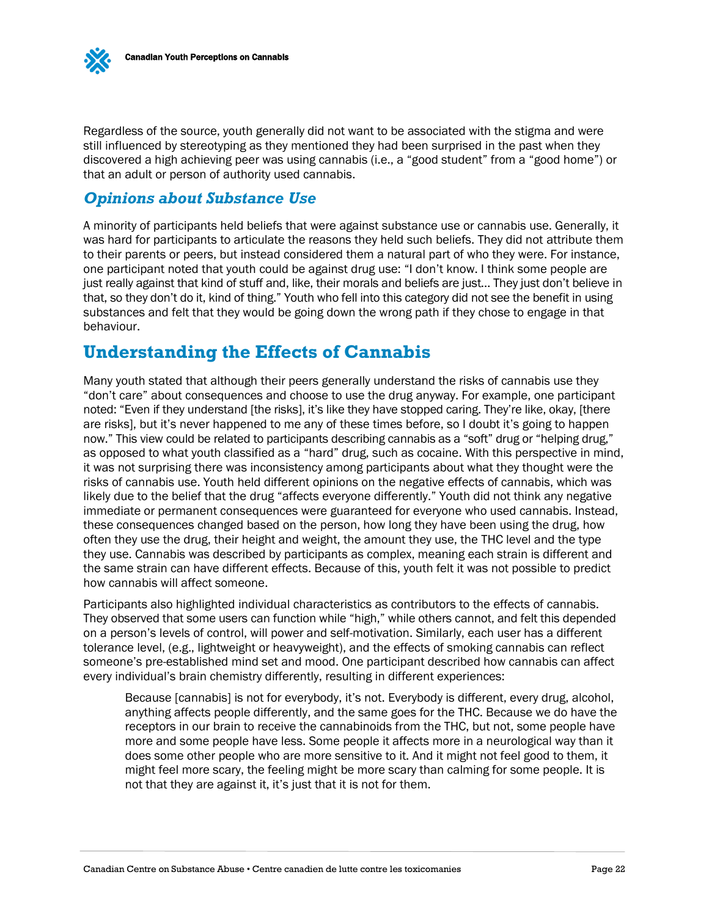Regardless of the source, youth generally did not want to be associated with the stigma and were still influenced by stereotyping as they mentioned they had been surprised in the past when they discovered a high achieving peer was using cannabis (i.e., a "good student" from a "good home") or that an adult or person of authority used cannabis.

### *Opinions about Substance Use*

A minority of participants held beliefs that were against substance use or cannabis use. Generally, it was hard for participants to articulate the reasons they held such beliefs. They did not attribute them to their parents or peers, but instead considered them a natural part of who they were. For instance, one participant noted that youth could be against drug use: "I don't know. I think some people are just really against that kind of stuff and, like, their morals and beliefs are just… They just don't believe in that, so they don't do it, kind of thing." Youth who fell into this category did not see the benefit in using substances and felt that they would be going down the wrong path if they chose to engage in that behaviour.

## Understanding the Effects of Cannabis

Many youth stated that although their peers generally understand the risks of cannabis use they "don't care" about consequences and choose to use the drug anyway. For example, one participant noted: "Even if they understand [the risks], it's like they have stopped caring. They're like, okay, [there are risks], but it's never happened to me any of these times before, so I doubt it's going to happen now." This view could be related to participants describing cannabis as a "soft" drug or "helping drug," as opposed to what youth classified as a "hard" drug, such as cocaine. With this perspective in mind, it was not surprising there was inconsistency among participants about what they thought were the risks of cannabis use. Youth held different opinions on the negative effects of cannabis, which was likely due to the belief that the drug "affects everyone differently." Youth did not think any negative immediate or permanent consequences were guaranteed for everyone who used cannabis. Instead, these consequences changed based on the person, how long they have been using the drug, how often they use the drug, their height and weight, the amount they use, the THC level and the type they use. Cannabis was described by participants as complex, meaning each strain is different and the same strain can have different effects. Because of this, youth felt it was not possible to predict how cannabis will affect someone.

Participants also highlighted individual characteristics as contributors to the effects of cannabis. They observed that some users can function while "high," while others cannot, and felt this depended on a person's levels of control, will power and self-motivation. Similarly, each user has a different tolerance level, (e.g., lightweight or heavyweight), and the effects of smoking cannabis can reflect someone's pre-established mind set and mood. One participant described how cannabis can affect every individual's brain chemistry differently, resulting in different experiences:

> Because [cannabis] is not for everybody, it's not. Everybody is different, every drug, alcohol, anything affects people differently, and the same goes for the THC. Because we do have the receptors in our brain to receive the cannabinoids from the THC, but not, some people have more and some people have less. Some people it affects more in a neurological way than it does some other people who are more sensitive to it. And it might not feel good to them, it might feel more scary, the feeling might be more scary than calming for some people. It is not that they are against it, it's just that it is not for them.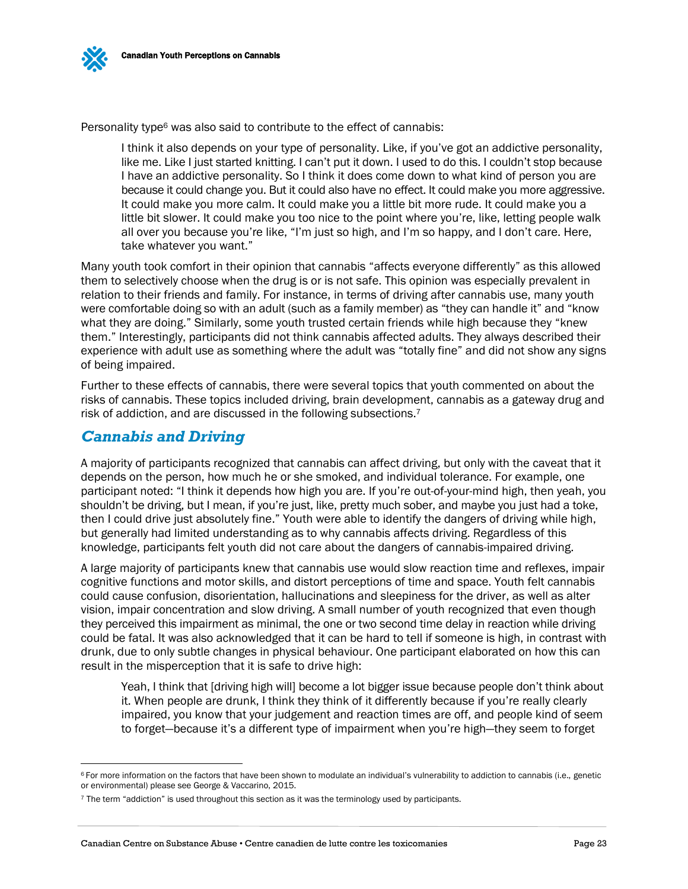Personality type[6] was also said to contribute to the effect of cannabis:

> I think it also depends on your type of personality. Like, if you've got an addictive personality, like me. Like I just started knitting. I can't put it down. I used to do this. I couldn't stop because I have an addictive personality. So I think it does come down to what kind of person you are because it could change you. But it could also have no effect. It could make you more aggressive. It could make you more calm. It could make you a little bit more rude. It could make you a little bit slower. It could make you too nice to the point where you're, like, letting people walk all over you because you're like, "I'm just so high, and I'm so happy, and I don't care. Here, take whatever you want."

Many youth took comfort in their opinion that cannabis "affects everyone differently" as this allowed them to selectively choose when the drug is or is not safe. This opinion was especially prevalent in relation to their friends and family. For instance, in terms of driving after cannabis use, many youth were comfortable doing so with an adult (such as a family member) as "they can handle it" and "know what they are doing." Similarly, some youth trusted certain friends while high because they "knew them." Interestingly, participants did not think cannabis affected adults. They always described their experience with adult use as something where the adult was "totally fine" and did not show any signs of being impaired.

Further to these effects of cannabis, there were several topics that youth commented on about the risks of cannabis. These topics included driving, brain development, cannabis as a gateway drug and risk of addiction, and are discussed in the following subsections.[7]

## *Cannabis and Driving*

A majority of participants recognized that cannabis can affect driving, but only with the caveat that it depends on the person, how much he or she smoked, and individual tolerance. For example, one participant noted: "I think it depends how high you are. If you're out-of-your-mind high, then yeah, you shouldn't be driving, but I mean, if you're just, like, pretty much sober, and maybe you just had a toke, then I could drive just absolutely fine." Youth were able to identify the dangers of driving while high, but generally had limited understanding as to why cannabis affects driving. Regardless of this knowledge, participants felt youth did not care about the dangers of cannabis-impaired driving.

A large majority of participants knew that cannabis use would slow reaction time and reflexes, impair cognitive functions and motor skills, and distort perceptions of time and space. Youth felt cannabis could cause confusion, disorientation, hallucinations and sleepiness for the driver, as well as alter vision, impair concentration and slow driving. A small number of youth recognized that even though they perceived this impairment as minimal, the one or two second time delay in reaction while driving could be fatal. It was also acknowledged that it can be hard to tell if someone is high, in contrast with drunk, due to only subtle changes in physical behaviour. One participant elaborated on how this can result in the misperception that it is safe to drive high:

> Yeah, I think that [driving high will] become a lot bigger issue because people don't think about it. When people are drunk, I think they think of it differently because if you're really clearly impaired, you know that your judgement and reaction times are off, and people kind of seem to forget—because it's a different type of impairment when you're high—they seem to forget

---

[6] For more information on the factors that have been shown to modulate an individual's vulnerability to addiction to cannabis (i.e., genetic or environmental) please see George & Vaccarino, 2015.

[7] The term "addiction" is used throughout this section as it was the terminology used by participants.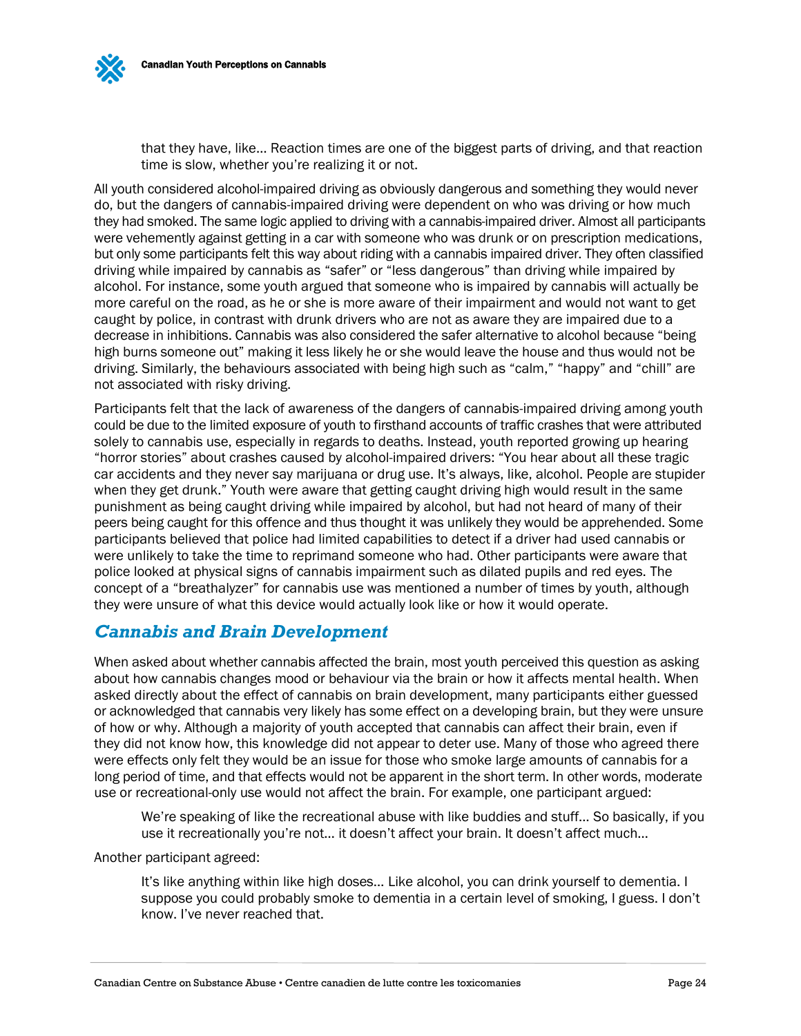> that they have, like… Reaction times are one of the biggest parts of driving, and that reaction time is slow, whether you're realizing it or not.

All youth considered alcohol-impaired driving as obviously dangerous and something they would never do, but the dangers of cannabis-impaired driving were dependent on who was driving or how much they had smoked. The same logic applied to driving with a cannabis-impaired driver. Almost all participants were vehemently against getting in a car with someone who was drunk or on prescription medications, but only some participants felt this way about riding with a cannabis impaired driver. They often classified driving while impaired by cannabis as "safer" or "less dangerous" than driving while impaired by alcohol. For instance, some youth argued that someone who is impaired by cannabis will actually be more careful on the road, as he or she is more aware of their impairment and would not want to get caught by police, in contrast with drunk drivers who are not as aware they are impaired due to a decrease in inhibitions. Cannabis was also considered the safer alternative to alcohol because "being high burns someone out" making it less likely he or she would leave the house and thus would not be driving. Similarly, the behaviours associated with being high such as "calm," "happy" and "chill" are not associated with risky driving.

Participants felt that the lack of awareness of the dangers of cannabis-impaired driving among youth could be due to the limited exposure of youth to firsthand accounts of traffic crashes that were attributed solely to cannabis use, especially in regards to deaths. Instead, youth reported growing up hearing "horror stories" about crashes caused by alcohol-impaired drivers: "You hear about all these tragic car accidents and they never say marijuana or drug use. It's always, like, alcohol. People are stupider when they get drunk." Youth were aware that getting caught driving high would result in the same punishment as being caught driving while impaired by alcohol, but had not heard of many of their peers being caught for this offence and thus thought it was unlikely they would be apprehended. Some participants believed that police had limited capabilities to detect if a driver had used cannabis or were unlikely to take the time to reprimand someone who had. Other participants were aware that police looked at physical signs of cannabis impairment such as dilated pupils and red eyes. The concept of a "breathalyzer" for cannabis use was mentioned a number of times by youth, although they were unsure of what this device would actually look like or how it would operate.

## *Cannabis and Brain Development*

When asked about whether cannabis affected the brain, most youth perceived this question as asking about how cannabis changes mood or behaviour via the brain or how it affects mental health. When asked directly about the effect of cannabis on brain development, many participants either guessed or acknowledged that cannabis very likely has some effect on a developing brain, but they were unsure of how or why. Although a majority of youth accepted that cannabis can affect their brain, even if they did not know how, this knowledge did not appear to deter use. Many of those who agreed there were effects only felt they would be an issue for those who smoke large amounts of cannabis for a long period of time, and that effects would not be apparent in the short term. In other words, moderate use or recreational-only use would not affect the brain. For example, one participant argued:

> We're speaking of like the recreational abuse with like buddies and stuff… So basically, if you use it recreationally you're not… it doesn't affect your brain. It doesn't affect much…

Another participant agreed:

> It's like anything within like high doses… Like alcohol, you can drink yourself to dementia. I suppose you could probably smoke to dementia in a certain level of smoking, I guess. I don't know. I've never reached that.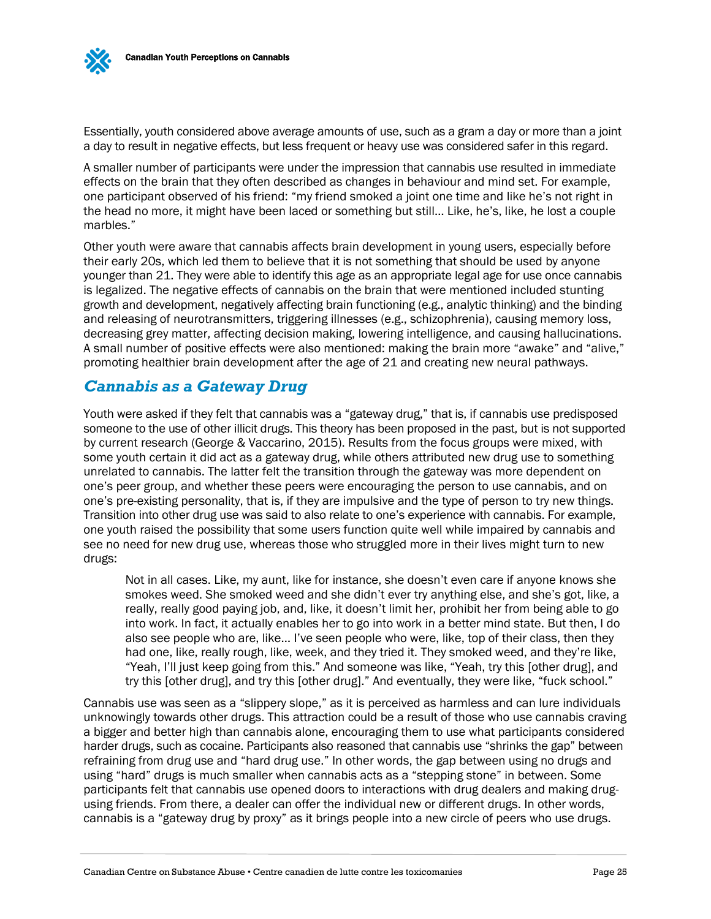Essentially, youth considered above average amounts of use, such as a gram a day or more than a joint a day to result in negative effects, but less frequent or heavy use was considered safer in this regard.

A smaller number of participants were under the impression that cannabis use resulted in immediate effects on the brain that they often described as changes in behaviour and mind set. For example, one participant observed of his friend: "my friend smoked a joint one time and like he's not right in the head no more, it might have been laced or something but still… Like, he's, like, he lost a couple marbles."

Other youth were aware that cannabis affects brain development in young users, especially before their early 20s, which led them to believe that it is not something that should be used by anyone younger than 21. They were able to identify this age as an appropriate legal age for use once cannabis is legalized. The negative effects of cannabis on the brain that were mentioned included stunting growth and development, negatively affecting brain functioning (e.g., analytic thinking) and the binding and releasing of neurotransmitters, triggering illnesses (e.g., schizophrenia), causing memory loss, decreasing grey matter, affecting decision making, lowering intelligence, and causing hallucinations. A small number of positive effects were also mentioned: making the brain more "awake" and "alive," promoting healthier brain development after the age of 21 and creating new neural pathways.

## *Cannabis as a Gateway Drug*

Youth were asked if they felt that cannabis was a "gateway drug," that is, if cannabis use predisposed someone to the use of other illicit drugs. This theory has been proposed in the past, but is not supported by current research (George & Vaccarino, 2015). Results from the focus groups were mixed, with some youth certain it did act as a gateway drug, while others attributed new drug use to something unrelated to cannabis. The latter felt the transition through the gateway was more dependent on one's peer group, and whether these peers were encouraging the person to use cannabis, and on one's pre-existing personality, that is, if they are impulsive and the type of person to try new things. Transition into other drug use was said to also relate to one's experience with cannabis. For example, one youth raised the possibility that some users function quite well while impaired by cannabis and see no need for new drug use, whereas those who struggled more in their lives might turn to new drugs:

> Not in all cases. Like, my aunt, like for instance, she doesn't even care if anyone knows she smokes weed. She smoked weed and she didn't ever try anything else, and she's got, like, a really, really good paying job, and, like, it doesn't limit her, prohibit her from being able to go into work. In fact, it actually enables her to go into work in a better mind state. But then, I do also see people who are, like… I've seen people who were, like, top of their class, then they had one, like, really rough, like, week, and they tried it. They smoked weed, and they're like, "Yeah, I'll just keep going from this." And someone was like, "Yeah, try this [other drug], and try this [other drug], and try this [other drug]." And eventually, they were like, "fuck school."

Cannabis use was seen as a "slippery slope," as it is perceived as harmless and can lure individuals unknowingly towards other drugs. This attraction could be a result of those who use cannabis craving a bigger and better high than cannabis alone, encouraging them to use what participants considered harder drugs, such as cocaine. Participants also reasoned that cannabis use "shrinks the gap" between refraining from drug use and "hard drug use." In other words, the gap between using no drugs and using "hard" drugs is much smaller when cannabis acts as a "stepping stone" in between. Some participants felt that cannabis use opened doors to interactions with drug dealers and making drug-using friends. From there, a dealer can offer the individual new or different drugs. In other words, cannabis is a "gateway drug by proxy" as it brings people into a new circle of peers who use drugs.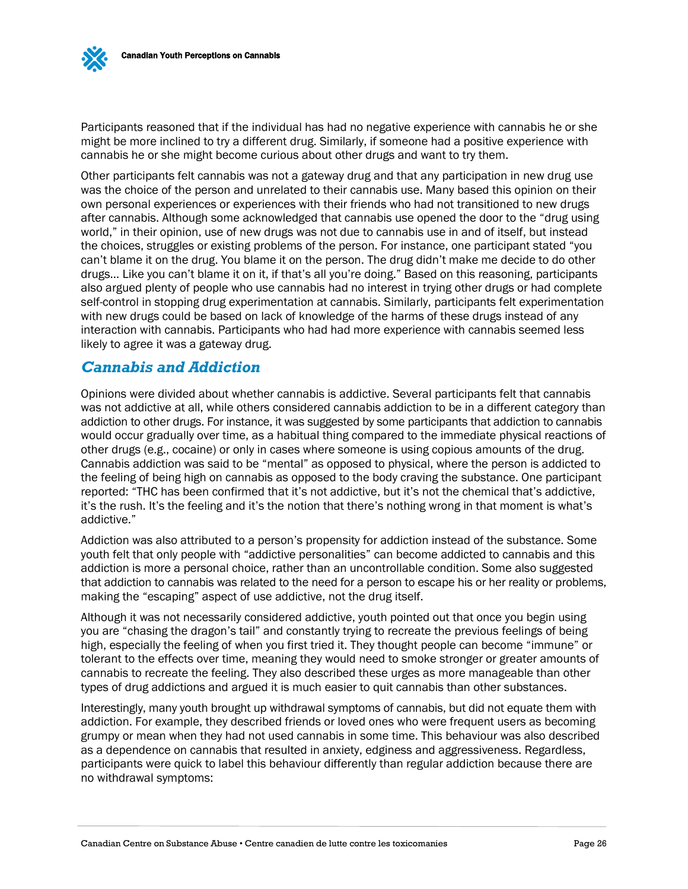Participants reasoned that if the individual has had no negative experience with cannabis he or she might be more inclined to try a different drug. Similarly, if someone had a positive experience with cannabis he or she might become curious about other drugs and want to try them.

Other participants felt cannabis was not a gateway drug and that any participation in new drug use was the choice of the person and unrelated to their cannabis use. Many based this opinion on their own personal experiences or experiences with their friends who had not transitioned to new drugs after cannabis. Although some acknowledged that cannabis use opened the door to the "drug using world," in their opinion, use of new drugs was not due to cannabis use in and of itself, but instead the choices, struggles or existing problems of the person. For instance, one participant stated "you can't blame it on the drug. You blame it on the person. The drug didn't make me decide to do other drugs… Like you can't blame it on it, if that's all you're doing." Based on this reasoning, participants also argued plenty of people who use cannabis had no interest in trying other drugs or had complete self-control in stopping drug experimentation at cannabis. Similarly, participants felt experimentation with new drugs could be based on lack of knowledge of the harms of these drugs instead of any interaction with cannabis. Participants who had had more experience with cannabis seemed less likely to agree it was a gateway drug.

## *Cannabis and Addiction*

Opinions were divided about whether cannabis is addictive. Several participants felt that cannabis was not addictive at all, while others considered cannabis addiction to be in a different category than addiction to other drugs. For instance, it was suggested by some participants that addiction to cannabis would occur gradually over time, as a habitual thing compared to the immediate physical reactions of other drugs (e.g., cocaine) or only in cases where someone is using copious amounts of the drug. Cannabis addiction was said to be "mental" as opposed to physical, where the person is addicted to the feeling of being high on cannabis as opposed to the body craving the substance. One participant reported: "THC has been confirmed that it's not addictive, but it's not the chemical that's addictive, it's the rush. It's the feeling and it's the notion that there's nothing wrong in that moment is what's addictive."

Addiction was also attributed to a person's propensity for addiction instead of the substance. Some youth felt that only people with "addictive personalities" can become addicted to cannabis and this addiction is more a personal choice, rather than an uncontrollable condition. Some also suggested that addiction to cannabis was related to the need for a person to escape his or her reality or problems, making the "escaping" aspect of use addictive, not the drug itself.

Although it was not necessarily considered addictive, youth pointed out that once you begin using you are "chasing the dragon's tail" and constantly trying to recreate the previous feelings of being high, especially the feeling of when you first tried it. They thought people can become "immune" or tolerant to the effects over time, meaning they would need to smoke stronger or greater amounts of cannabis to recreate the feeling. They also described these urges as more manageable than other types of drug addictions and argued it is much easier to quit cannabis than other substances.

Interestingly, many youth brought up withdrawal symptoms of cannabis, but did not equate them with addiction. For example, they described friends or loved ones who were frequent users as becoming grumpy or mean when they had not used cannabis in some time. This behaviour was also described as a dependence on cannabis that resulted in anxiety, edginess and aggressiveness. Regardless, participants were quick to label this behaviour differently than regular addiction because there are no withdrawal symptoms: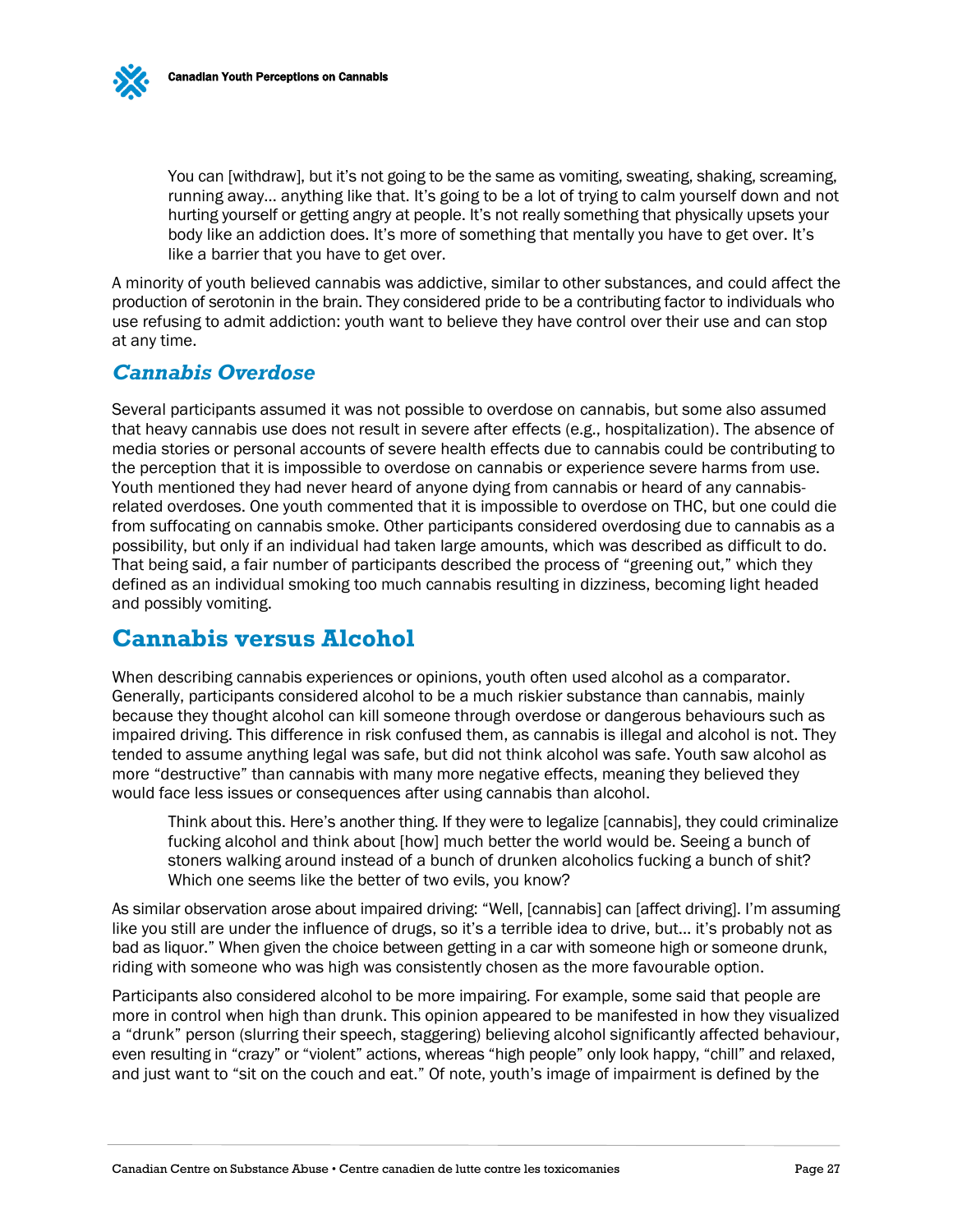> You can [withdraw], but it's not going to be the same as vomiting, sweating, shaking, screaming, running away… anything like that. It's going to be a lot of trying to calm yourself down and not hurting yourself or getting angry at people. It's not really something that physically upsets your body like an addiction does. It's more of something that mentally you have to get over. It's like a barrier that you have to get over.

A minority of youth believed cannabis was addictive, similar to other substances, and could affect the production of serotonin in the brain. They considered pride to be a contributing factor to individuals who use refusing to admit addiction: youth want to believe they have control over their use and can stop at any time.

### *Cannabis Overdose*

Several participants assumed it was not possible to overdose on cannabis, but some also assumed that heavy cannabis use does not result in severe after effects (e.g., hospitalization). The absence of media stories or personal accounts of severe health effects due to cannabis could be contributing to the perception that it is impossible to overdose on cannabis or experience severe harms from use. Youth mentioned they had never heard of anyone dying from cannabis or heard of any cannabis-related overdoses. One youth commented that it is impossible to overdose on THC, but one could die from suffocating on cannabis smoke. Other participants considered overdosing due to cannabis as a possibility, but only if an individual had taken large amounts, which was described as difficult to do. That being said, a fair number of participants described the process of "greening out," which they defined as an individual smoking too much cannabis resulting in dizziness, becoming light headed and possibly vomiting.

## Cannabis versus Alcohol

When describing cannabis experiences or opinions, youth often used alcohol as a comparator. Generally, participants considered alcohol to be a much riskier substance than cannabis, mainly because they thought alcohol can kill someone through overdose or dangerous behaviours such as impaired driving. This difference in risk confused them, as cannabis is illegal and alcohol is not. They tended to assume anything legal was safe, but did not think alcohol was safe. Youth saw alcohol as more "destructive" than cannabis with many more negative effects, meaning they believed they would face less issues or consequences after using cannabis than alcohol.

> Think about this. Here's another thing. If they were to legalize [cannabis], they could criminalize fucking alcohol and think about [how] much better the world would be. Seeing a bunch of stoners walking around instead of a bunch of drunken alcoholics fucking a bunch of shit? Which one seems like the better of two evils, you know?

As similar observation arose about impaired driving: "Well, [cannabis] can [affect driving]. I'm assuming like you still are under the influence of drugs, so it's a terrible idea to drive, but… it's probably not as bad as liquor." When given the choice between getting in a car with someone high or someone drunk, riding with someone who was high was consistently chosen as the more favourable option.

Participants also considered alcohol to be more impairing. For example, some said that people are more in control when high than drunk. This opinion appeared to be manifested in how they visualized a "drunk" person (slurring their speech, staggering) believing alcohol significantly affected behaviour, even resulting in "crazy" or "violent" actions, whereas "high people" only look happy, "chill" and relaxed, and just want to "sit on the couch and eat." Of note, youth's image of impairment is defined by the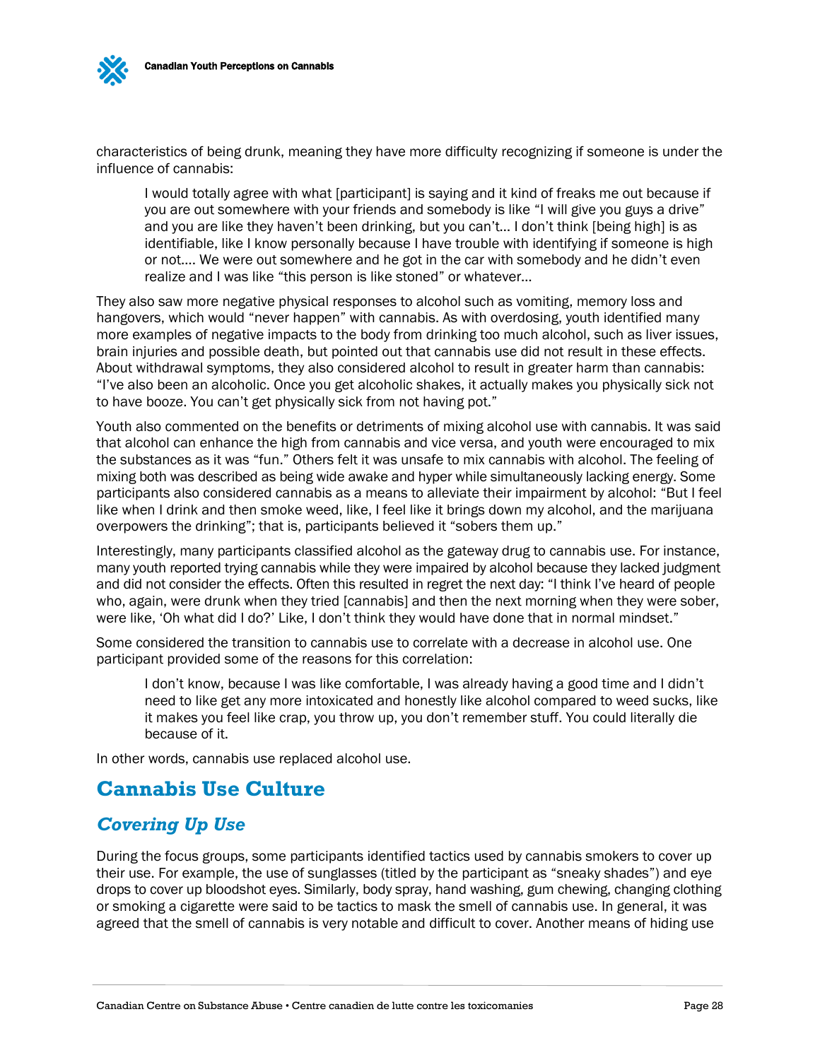characteristics of being drunk, meaning they have more difficulty recognizing if someone is under the influence of cannabis:

> I would totally agree with what [participant] is saying and it kind of freaks me out because if you are out somewhere with your friends and somebody is like "I will give you guys a drive" and you are like they haven't been drinking, but you can't… I don't think [being high] is as identifiable, like I know personally because I have trouble with identifying if someone is high or not…. We were out somewhere and he got in the car with somebody and he didn't even realize and I was like "this person is like stoned" or whatever…

They also saw more negative physical responses to alcohol such as vomiting, memory loss and hangovers, which would "never happen" with cannabis. As with overdosing, youth identified many more examples of negative impacts to the body from drinking too much alcohol, such as liver issues, brain injuries and possible death, but pointed out that cannabis use did not result in these effects. About withdrawal symptoms, they also considered alcohol to result in greater harm than cannabis: "I've also been an alcoholic. Once you get alcoholic shakes, it actually makes you physically sick not to have booze. You can't get physically sick from not having pot."

Youth also commented on the benefits or detriments of mixing alcohol use with cannabis. It was said that alcohol can enhance the high from cannabis and vice versa, and youth were encouraged to mix the substances as it was "fun." Others felt it was unsafe to mix cannabis with alcohol. The feeling of mixing both was described as being wide awake and hyper while simultaneously lacking energy. Some participants also considered cannabis as a means to alleviate their impairment by alcohol: "But I feel like when I drink and then smoke weed, like, I feel like it brings down my alcohol, and the marijuana overpowers the drinking"; that is, participants believed it "sobers them up."

Interestingly, many participants classified alcohol as the gateway drug to cannabis use. For instance, many youth reported trying cannabis while they were impaired by alcohol because they lacked judgment and did not consider the effects. Often this resulted in regret the next day: "I think I've heard of people who, again, were drunk when they tried [cannabis] and then the next morning when they were sober, were like, 'Oh what did I do?' Like, I don't think they would have done that in normal mindset."

Some considered the transition to cannabis use to correlate with a decrease in alcohol use. One participant provided some of the reasons for this correlation:

> I don't know, because I was like comfortable, I was already having a good time and I didn't need to like get any more intoxicated and honestly like alcohol compared to weed sucks, like it makes you feel like crap, you throw up, you don't remember stuff. You could literally die because of it.

In other words, cannabis use replaced alcohol use.

## Cannabis Use Culture

### *Covering Up Use*

During the focus groups, some participants identified tactics used by cannabis smokers to cover up their use. For example, the use of sunglasses (titled by the participant as "sneaky shades") and eye drops to cover up bloodshot eyes. Similarly, body spray, hand washing, gum chewing, changing clothing or smoking a cigarette were said to be tactics to mask the smell of cannabis use. In general, it was agreed that the smell of cannabis is very notable and difficult to cover. Another means of hiding use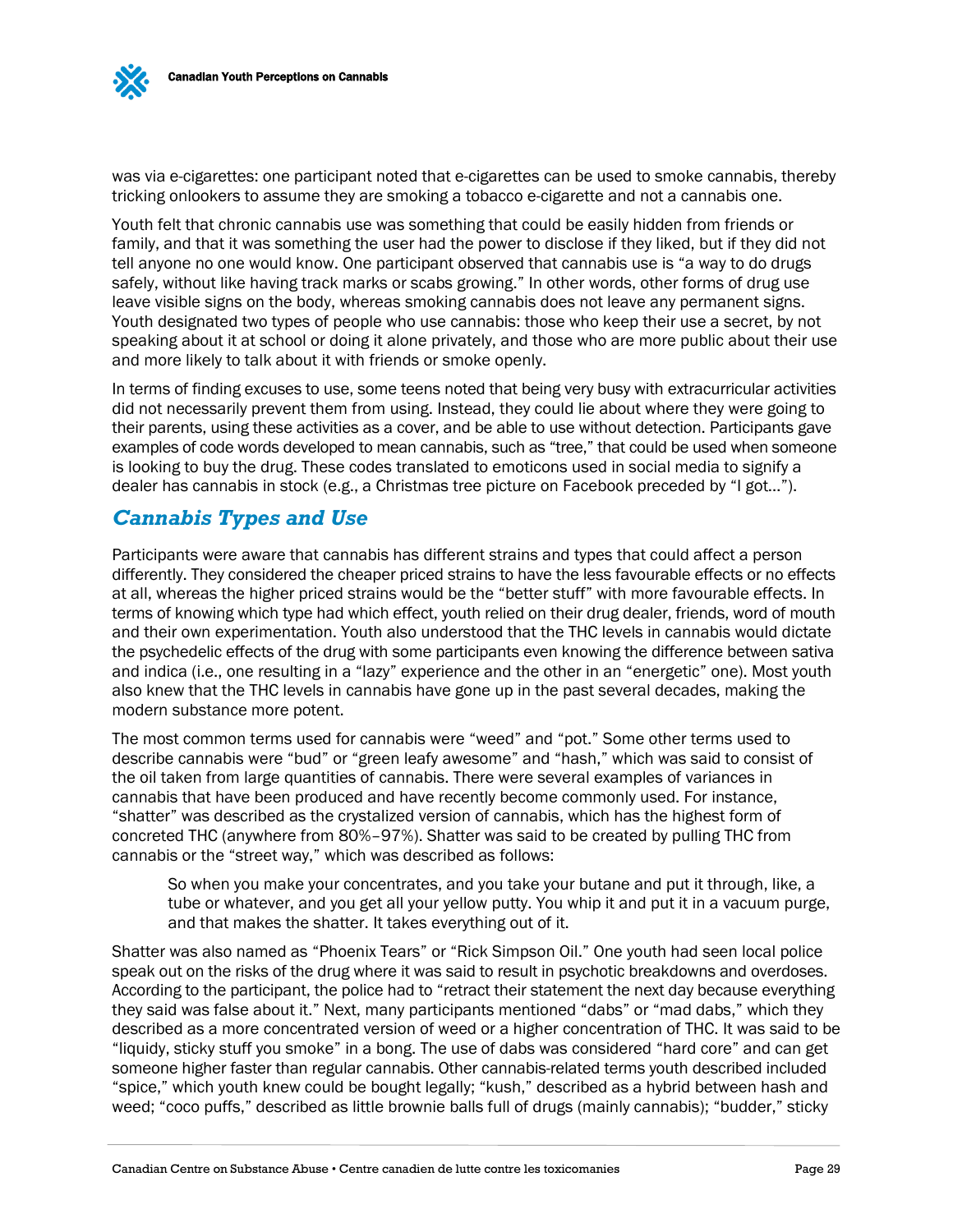was via e-cigarettes: one participant noted that e-cigarettes can be used to smoke cannabis, thereby tricking onlookers to assume they are smoking a tobacco e-cigarette and not a cannabis one.

Youth felt that chronic cannabis use was something that could be easily hidden from friends or family, and that it was something the user had the power to disclose if they liked, but if they did not tell anyone no one would know. One participant observed that cannabis use is "a way to do drugs safely, without like having track marks or scabs growing." In other words, other forms of drug use leave visible signs on the body, whereas smoking cannabis does not leave any permanent signs. Youth designated two types of people who use cannabis: those who keep their use a secret, by not speaking about it at school or doing it alone privately, and those who are more public about their use and more likely to talk about it with friends or smoke openly.

In terms of finding excuses to use, some teens noted that being very busy with extracurricular activities did not necessarily prevent them from using. Instead, they could lie about where they were going to their parents, using these activities as a cover, and be able to use without detection. Participants gave examples of code words developed to mean cannabis, such as "tree," that could be used when someone is looking to buy the drug. These codes translated to emoticons used in social media to signify a dealer has cannabis in stock (e.g., a Christmas tree picture on Facebook preceded by "I got…").

## Cannabis Types and Use

Participants were aware that cannabis has different strains and types that could affect a person differently. They considered the cheaper priced strains to have the less favourable effects or no effects at all, whereas the higher priced strains would be the "better stuff" with more favourable effects. In terms of knowing which type had which effect, youth relied on their drug dealer, friends, word of mouth and their own experimentation. Youth also understood that the THC levels in cannabis would dictate the psychedelic effects of the drug with some participants even knowing the difference between sativa and indica (i.e., one resulting in a "lazy" experience and the other in an "energetic" one). Most youth also knew that the THC levels in cannabis have gone up in the past several decades, making the modern substance more potent.

The most common terms used for cannabis were "weed" and "pot." Some other terms used to describe cannabis were "bud" or "green leafy awesome" and "hash," which was said to consist of the oil taken from large quantities of cannabis. There were several examples of variances in cannabis that have been produced and have recently become commonly used. For instance, "shatter" was described as the crystalized version of cannabis, which has the highest form of concreted THC (anywhere from 80%–97%). Shatter was said to be created by pulling THC from cannabis or the "street way," which was described as follows:

> So when you make your concentrates, and you take your butane and put it through, like, a tube or whatever, and you get all your yellow putty. You whip it and put it in a vacuum purge, and that makes the shatter. It takes everything out of it.

Shatter was also named as "Phoenix Tears" or "Rick Simpson Oil." One youth had seen local police speak out on the risks of the drug where it was said to result in psychotic breakdowns and overdoses. According to the participant, the police had to "retract their statement the next day because everything they said was false about it." Next, many participants mentioned "dabs" or "mad dabs," which they described as a more concentrated version of weed or a higher concentration of THC. It was said to be "liquidy, sticky stuff you smoke" in a bong. The use of dabs was considered "hard core" and can get someone higher faster than regular cannabis. Other cannabis-related terms youth described included "spice," which youth knew could be bought legally; "kush," described as a hybrid between hash and weed; "coco puffs," described as little brownie balls full of drugs (mainly cannabis); "budder," sticky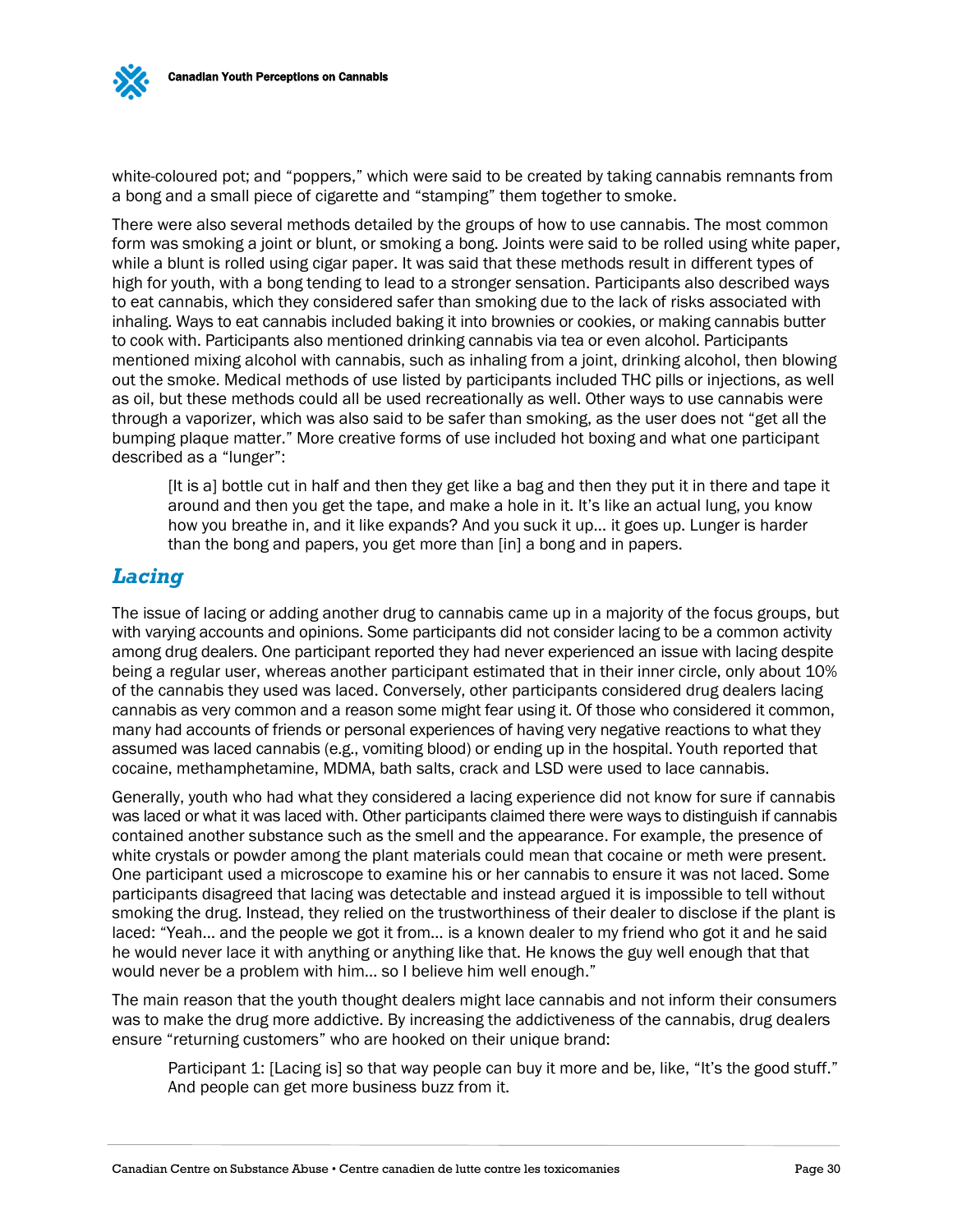white-coloured pot; and "poppers," which were said to be created by taking cannabis remnants from a bong and a small piece of cigarette and "stamping" them together to smoke.

There were also several methods detailed by the groups of how to use cannabis. The most common form was smoking a joint or blunt, or smoking a bong. Joints were said to be rolled using white paper, while a blunt is rolled using cigar paper. It was said that these methods result in different types of high for youth, with a bong tending to lead to a stronger sensation. Participants also described ways to eat cannabis, which they considered safer than smoking due to the lack of risks associated with inhaling. Ways to eat cannabis included baking it into brownies or cookies, or making cannabis butter to cook with. Participants also mentioned drinking cannabis via tea or even alcohol. Participants mentioned mixing alcohol with cannabis, such as inhaling from a joint, drinking alcohol, then blowing out the smoke. Medical methods of use listed by participants included THC pills or injections, as well as oil, but these methods could all be used recreationally as well. Other ways to use cannabis were through a vaporizer, which was also said to be safer than smoking, as the user does not "get all the bumping plaque matter." More creative forms of use included hot boxing and what one participant described as a "lunger":

> [It is a] bottle cut in half and then they get like a bag and then they put it in there and tape it around and then you get the tape, and make a hole in it. It's like an actual lung, you know how you breathe in, and it like expands? And you suck it up… it goes up. Lunger is harder than the bong and papers, you get more than [in] a bong and in papers.

## *Lacing*

The issue of lacing or adding another drug to cannabis came up in a majority of the focus groups, but with varying accounts and opinions. Some participants did not consider lacing to be a common activity among drug dealers. One participant reported they had never experienced an issue with lacing despite being a regular user, whereas another participant estimated that in their inner circle, only about 10% of the cannabis they used was laced. Conversely, other participants considered drug dealers lacing cannabis as very common and a reason some might fear using it. Of those who considered it common, many had accounts of friends or personal experiences of having very negative reactions to what they assumed was laced cannabis (e.g., vomiting blood) or ending up in the hospital. Youth reported that cocaine, methamphetamine, MDMA, bath salts, crack and LSD were used to lace cannabis.

Generally, youth who had what they considered a lacing experience did not know for sure if cannabis was laced or what it was laced with. Other participants claimed there were ways to distinguish if cannabis contained another substance such as the smell and the appearance. For example, the presence of white crystals or powder among the plant materials could mean that cocaine or meth were present. One participant used a microscope to examine his or her cannabis to ensure it was not laced. Some participants disagreed that lacing was detectable and instead argued it is impossible to tell without smoking the drug. Instead, they relied on the trustworthiness of their dealer to disclose if the plant is laced: "Yeah… and the people we got it from… is a known dealer to my friend who got it and he said he would never lace it with anything or anything like that. He knows the guy well enough that that would never be a problem with him… so I believe him well enough."

The main reason that the youth thought dealers might lace cannabis and not inform their consumers was to make the drug more addictive. By increasing the addictiveness of the cannabis, drug dealers ensure "returning customers" who are hooked on their unique brand:

> Participant 1: [Lacing is] so that way people can buy it more and be, like, "It's the good stuff." And people can get more business buzz from it.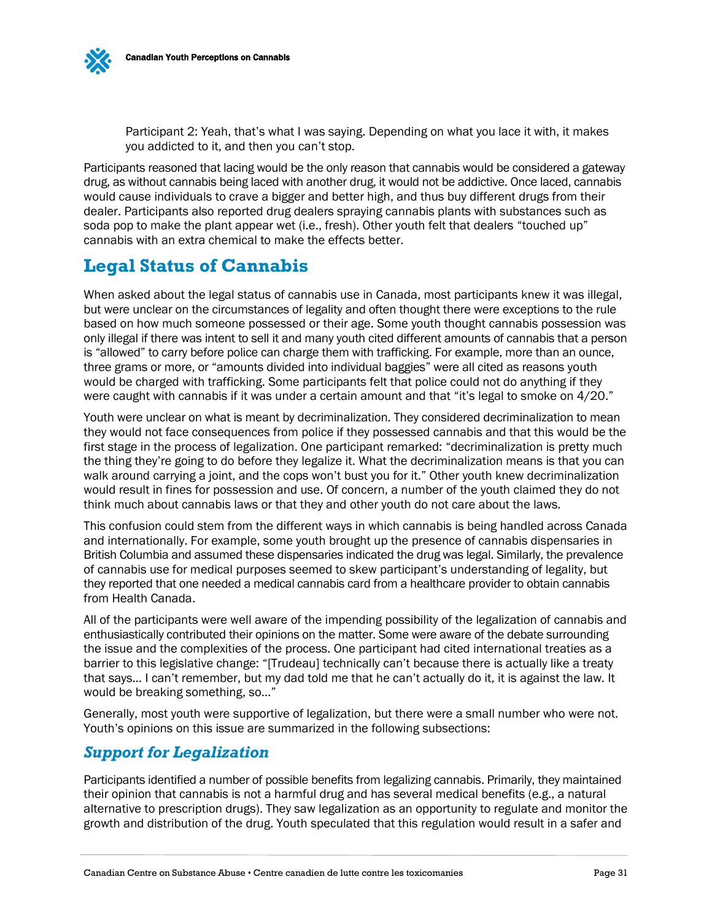> Participant 2: Yeah, that's what I was saying. Depending on what you lace it with, it makes you addicted to it, and then you can't stop.

Participants reasoned that lacing would be the only reason that cannabis would be considered a gateway drug, as without cannabis being laced with another drug, it would not be addictive. Once laced, cannabis would cause individuals to crave a bigger and better high, and thus buy different drugs from their dealer. Participants also reported drug dealers spraying cannabis plants with substances such as soda pop to make the plant appear wet (i.e., fresh). Other youth felt that dealers "touched up" cannabis with an extra chemical to make the effects better.

## Legal Status of Cannabis

When asked about the legal status of cannabis use in Canada, most participants knew it was illegal, but were unclear on the circumstances of legality and often thought there were exceptions to the rule based on how much someone possessed or their age. Some youth thought cannabis possession was only illegal if there was intent to sell it and many youth cited different amounts of cannabis that a person is "allowed" to carry before police can charge them with trafficking. For example, more than an ounce, three grams or more, or "amounts divided into individual baggies" were all cited as reasons youth would be charged with trafficking. Some participants felt that police could not do anything if they were caught with cannabis if it was under a certain amount and that "it's legal to smoke on 4/20."

Youth were unclear on what is meant by decriminalization. They considered decriminalization to mean they would not face consequences from police if they possessed cannabis and that this would be the first stage in the process of legalization. One participant remarked: "decriminalization is pretty much the thing they're going to do before they legalize it. What the decriminalization means is that you can walk around carrying a joint, and the cops won't bust you for it." Other youth knew decriminalization would result in fines for possession and use. Of concern, a number of the youth claimed they do not think much about cannabis laws or that they and other youth do not care about the laws.

This confusion could stem from the different ways in which cannabis is being handled across Canada and internationally. For example, some youth brought up the presence of cannabis dispensaries in British Columbia and assumed these dispensaries indicated the drug was legal. Similarly, the prevalence of cannabis use for medical purposes seemed to skew participant's understanding of legality, but they reported that one needed a medical cannabis card from a healthcare provider to obtain cannabis from Health Canada.

All of the participants were well aware of the impending possibility of the legalization of cannabis and enthusiastically contributed their opinions on the matter. Some were aware of the debate surrounding the issue and the complexities of the process. One participant had cited international treaties as a barrier to this legislative change: "[Trudeau] technically can't because there is actually like a treaty that says… I can't remember, but my dad told me that he can't actually do it, it is against the law. It would be breaking something, so…"

Generally, most youth were supportive of legalization, but there were a small number who were not. Youth's opinions on this issue are summarized in the following subsections:

### *Support for Legalization*

Participants identified a number of possible benefits from legalizing cannabis. Primarily, they maintained their opinion that cannabis is not a harmful drug and has several medical benefits (e.g., a natural alternative to prescription drugs). They saw legalization as an opportunity to regulate and monitor the growth and distribution of the drug. Youth speculated that this regulation would result in a safer and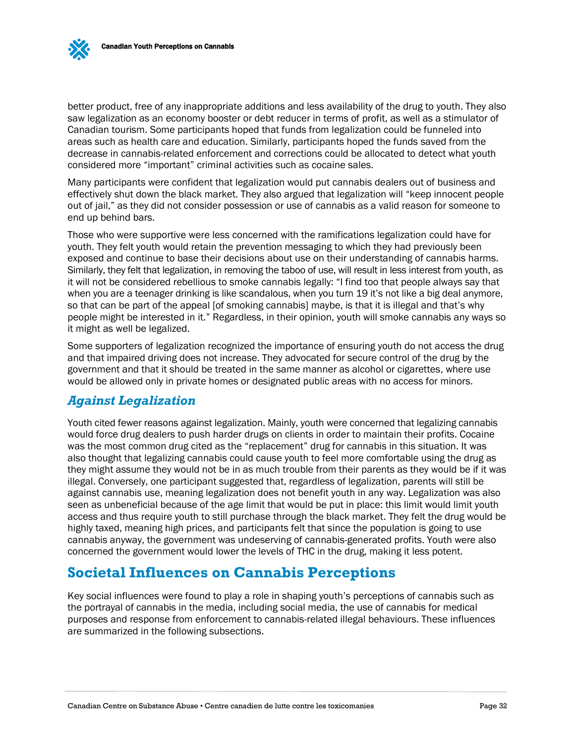better product, free of any inappropriate additions and less availability of the drug to youth. They also saw legalization as an economy booster or debt reducer in terms of profit, as well as a stimulator of Canadian tourism. Some participants hoped that funds from legalization could be funneled into areas such as health care and education. Similarly, participants hoped the funds saved from the decrease in cannabis-related enforcement and corrections could be allocated to detect what youth considered more "important" criminal activities such as cocaine sales.

Many participants were confident that legalization would put cannabis dealers out of business and effectively shut down the black market. They also argued that legalization will "keep innocent people out of jail," as they did not consider possession or use of cannabis as a valid reason for someone to end up behind bars.

Those who were supportive were less concerned with the ramifications legalization could have for youth. They felt youth would retain the prevention messaging to which they had previously been exposed and continue to base their decisions about use on their understanding of cannabis harms. Similarly, they felt that legalization, in removing the taboo of use, will result in less interest from youth, as it will not be considered rebellious to smoke cannabis legally: "I find too that people always say that when you are a teenager drinking is like scandalous, when you turn 19 it's not like a big deal anymore, so that can be part of the appeal [of smoking cannabis] maybe, is that it is illegal and that's why people might be interested in it." Regardless, in their opinion, youth will smoke cannabis any ways so it might as well be legalized.

Some supporters of legalization recognized the importance of ensuring youth do not access the drug and that impaired driving does not increase. They advocated for secure control of the drug by the government and that it should be treated in the same manner as alcohol or cigarettes, where use would be allowed only in private homes or designated public areas with no access for minors.

### *Against Legalization*

Youth cited fewer reasons against legalization. Mainly, youth were concerned that legalizing cannabis would force drug dealers to push harder drugs on clients in order to maintain their profits. Cocaine was the most common drug cited as the "replacement" drug for cannabis in this situation. It was also thought that legalizing cannabis could cause youth to feel more comfortable using the drug as they might assume they would not be in as much trouble from their parents as they would be if it was illegal. Conversely, one participant suggested that, regardless of legalization, parents will still be against cannabis use, meaning legalization does not benefit youth in any way. Legalization was also seen as unbeneficial because of the age limit that would be put in place: this limit would limit youth access and thus require youth to still purchase through the black market. They felt the drug would be highly taxed, meaning high prices, and participants felt that since the population is going to use cannabis anyway, the government was undeserving of cannabis-generated profits. Youth were also concerned the government would lower the levels of THC in the drug, making it less potent.

## Societal Influences on Cannabis Perceptions

Key social influences were found to play a role in shaping youth's perceptions of cannabis such as the portrayal of cannabis in the media, including social media, the use of cannabis for medical purposes and response from enforcement to cannabis-related illegal behaviours. These influences are summarized in the following subsections.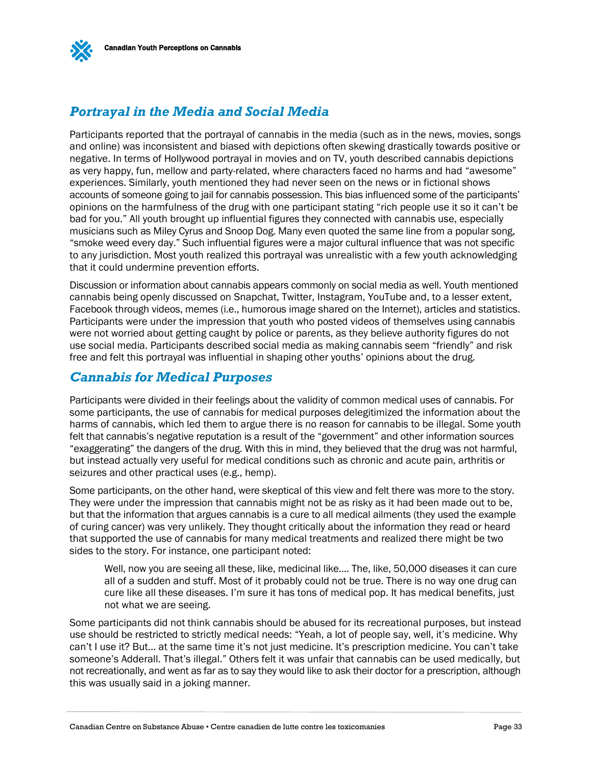## *Portrayal in the Media and Social Media*

Participants reported that the portrayal of cannabis in the media (such as in the news, movies, songs and online) was inconsistent and biased with depictions often skewing drastically towards positive or negative. In terms of Hollywood portrayal in movies and on TV, youth described cannabis depictions as very happy, fun, mellow and party-related, where characters faced no harms and had "awesome" experiences. Similarly, youth mentioned they had never seen on the news or in fictional shows accounts of someone going to jail for cannabis possession. This bias influenced some of the participants' opinions on the harmfulness of the drug with one participant stating "rich people use it so it can't be bad for you." All youth brought up influential figures they connected with cannabis use, especially musicians such as Miley Cyrus and Snoop Dog. Many even quoted the same line from a popular song, "smoke weed every day." Such influential figures were a major cultural influence that was not specific to any jurisdiction. Most youth realized this portrayal was unrealistic with a few youth acknowledging that it could undermine prevention efforts.

Discussion or information about cannabis appears commonly on social media as well. Youth mentioned cannabis being openly discussed on Snapchat, Twitter, Instagram, YouTube and, to a lesser extent, Facebook through videos, memes (i.e., humorous image shared on the Internet), articles and statistics. Participants were under the impression that youth who posted videos of themselves using cannabis were not worried about getting caught by police or parents, as they believe authority figures do not use social media. Participants described social media as making cannabis seem "friendly" and risk free and felt this portrayal was influential in shaping other youths' opinions about the drug.

## *Cannabis for Medical Purposes*

Participants were divided in their feelings about the validity of common medical uses of cannabis. For some participants, the use of cannabis for medical purposes delegitimized the information about the harms of cannabis, which led them to argue there is no reason for cannabis to be illegal. Some youth felt that cannabis's negative reputation is a result of the "government" and other information sources "exaggerating" the dangers of the drug. With this in mind, they believed that the drug was not harmful, but instead actually very useful for medical conditions such as chronic and acute pain, arthritis or seizures and other practical uses (e.g., hemp).

Some participants, on the other hand, were skeptical of this view and felt there was more to the story. They were under the impression that cannabis might not be as risky as it had been made out to be, but that the information that argues cannabis is a cure to all medical ailments (they used the example of curing cancer) was very unlikely. They thought critically about the information they read or heard that supported the use of cannabis for many medical treatments and realized there might be two sides to the story. For instance, one participant noted:

> Well, now you are seeing all these, like, medicinal like…. The, like, 50,000 diseases it can cure all of a sudden and stuff. Most of it probably could not be true. There is no way one drug can cure like all these diseases. I'm sure it has tons of medical pop. It has medical benefits, just not what we are seeing.

Some participants did not think cannabis should be abused for its recreational purposes, but instead use should be restricted to strictly medical needs: "Yeah, a lot of people say, well, it's medicine. Why can't I use it? But… at the same time it's not just medicine. It's prescription medicine. You can't take someone's Adderall. That's illegal." Others felt it was unfair that cannabis can be used medically, but not recreationally, and went as far as to say they would like to ask their doctor for a prescription, although this was usually said in a joking manner.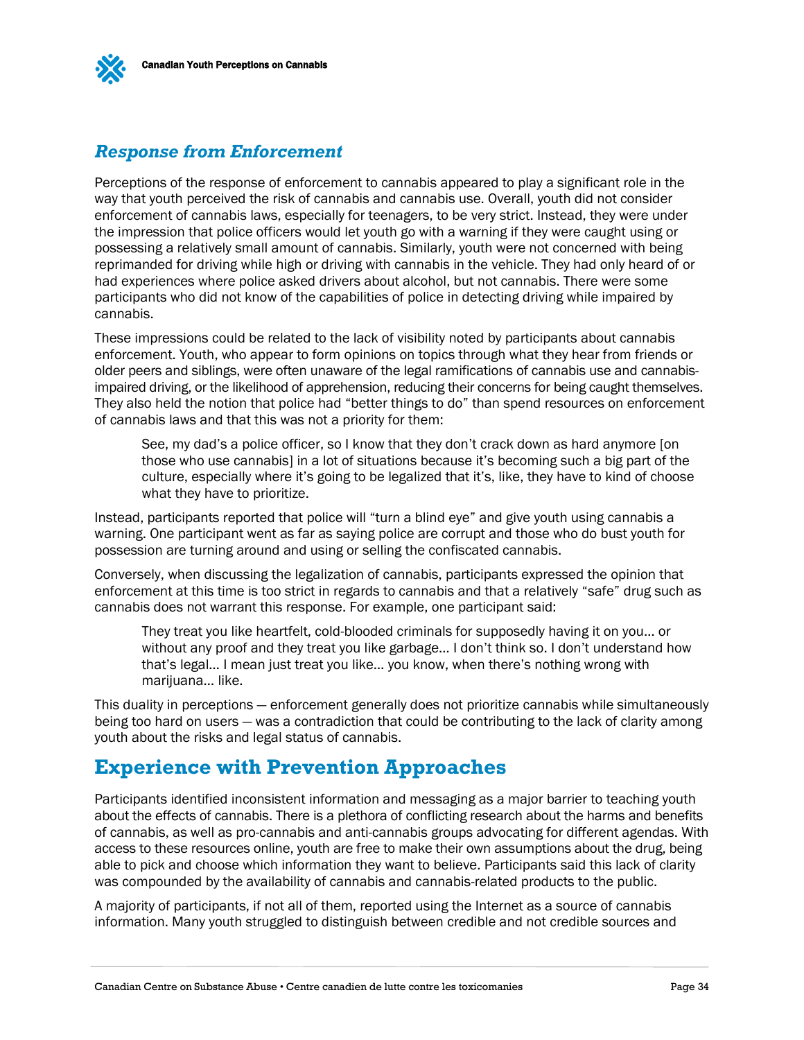### *Response from Enforcement*

Perceptions of the response of enforcement to cannabis appeared to play a significant role in the way that youth perceived the risk of cannabis and cannabis use. Overall, youth did not consider enforcement of cannabis laws, especially for teenagers, to be very strict. Instead, they were under the impression that police officers would let youth go with a warning if they were caught using or possessing a relatively small amount of cannabis. Similarly, youth were not concerned with being reprimanded for driving while high or driving with cannabis in the vehicle. They had only heard of or had experiences where police asked drivers about alcohol, but not cannabis. There were some participants who did not know of the capabilities of police in detecting driving while impaired by cannabis.

These impressions could be related to the lack of visibility noted by participants about cannabis enforcement. Youth, who appear to form opinions on topics through what they hear from friends or older peers and siblings, were often unaware of the legal ramifications of cannabis use and cannabis-impaired driving, or the likelihood of apprehension, reducing their concerns for being caught themselves. They also held the notion that police had "better things to do" than spend resources on enforcement of cannabis laws and that this was not a priority for them:

> See, my dad's a police officer, so I know that they don't crack down as hard anymore [on those who use cannabis] in a lot of situations because it's becoming such a big part of the culture, especially where it's going to be legalized that it's, like, they have to kind of choose what they have to prioritize.

Instead, participants reported that police will "turn a blind eye" and give youth using cannabis a warning. One participant went as far as saying police are corrupt and those who do bust youth for possession are turning around and using or selling the confiscated cannabis.

Conversely, when discussing the legalization of cannabis, participants expressed the opinion that enforcement at this time is too strict in regards to cannabis and that a relatively "safe" drug such as cannabis does not warrant this response. For example, one participant said:

> They treat you like heartfelt, cold-blooded criminals for supposedly having it on you… or without any proof and they treat you like garbage… I don't think so. I don't understand how that's legal… I mean just treat you like… you know, when there's nothing wrong with marijuana… like.

This duality in perceptions — enforcement generally does not prioritize cannabis while simultaneously being too hard on users — was a contradiction that could be contributing to the lack of clarity among youth about the risks and legal status of cannabis.

## Experience with Prevention Approaches

Participants identified inconsistent information and messaging as a major barrier to teaching youth about the effects of cannabis. There is a plethora of conflicting research about the harms and benefits of cannabis, as well as pro-cannabis and anti-cannabis groups advocating for different agendas. With access to these resources online, youth are free to make their own assumptions about the drug, being able to pick and choose which information they want to believe. Participants said this lack of clarity was compounded by the availability of cannabis and cannabis-related products to the public.

A majority of participants, if not all of them, reported using the Internet as a source of cannabis information. Many youth struggled to distinguish between credible and not credible sources and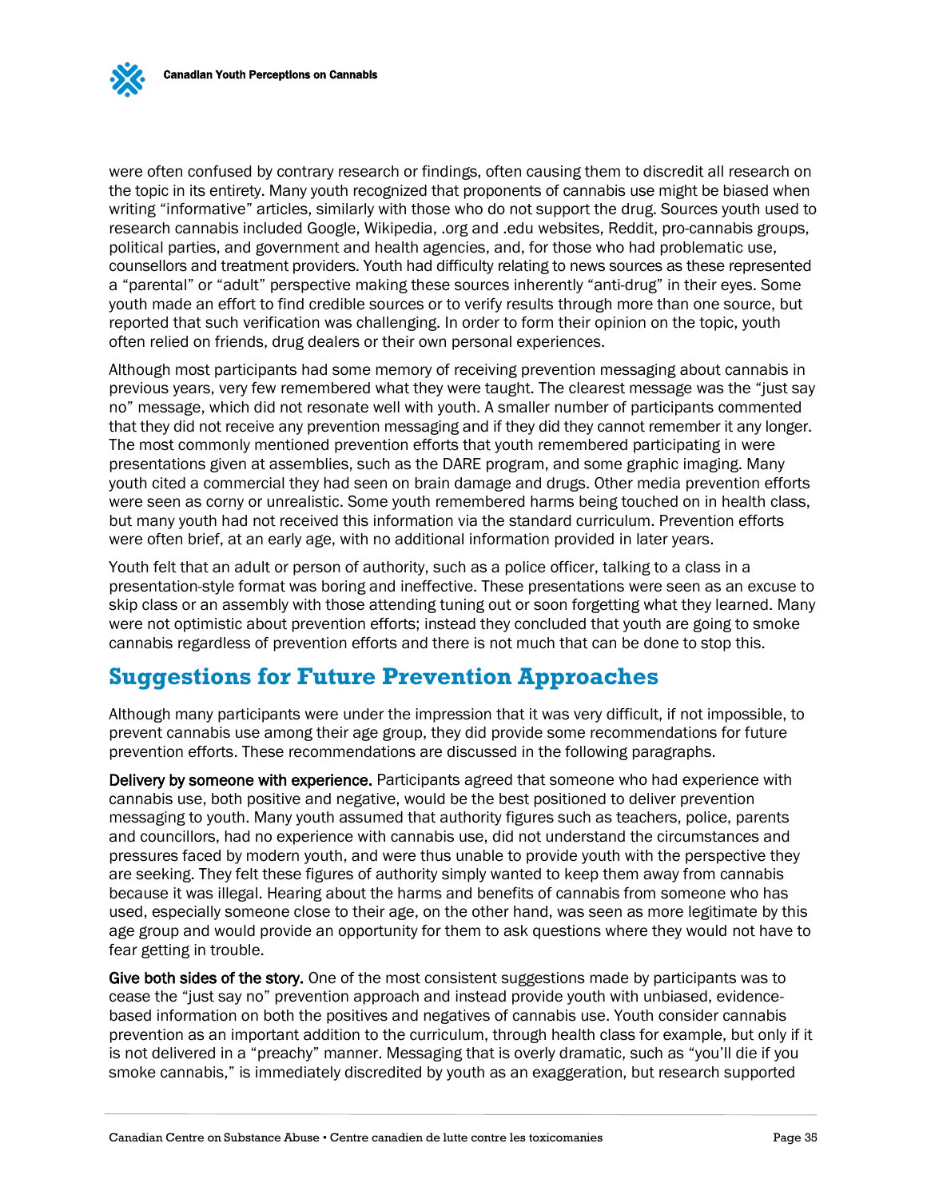were often confused by contrary research or findings, often causing them to discredit all research on the topic in its entirety. Many youth recognized that proponents of cannabis use might be biased when writing "informative" articles, similarly with those who do not support the drug. Sources youth used to research cannabis included Google, Wikipedia, .org and .edu websites, Reddit, pro-cannabis groups, political parties, and government and health agencies, and, for those who had problematic use, counsellors and treatment providers. Youth had difficulty relating to news sources as these represented a "parental" or "adult" perspective making these sources inherently "anti-drug" in their eyes. Some youth made an effort to find credible sources or to verify results through more than one source, but reported that such verification was challenging. In order to form their opinion on the topic, youth often relied on friends, drug dealers or their own personal experiences.

Although most participants had some memory of receiving prevention messaging about cannabis in previous years, very few remembered what they were taught. The clearest message was the "just say no" message, which did not resonate well with youth. A smaller number of participants commented that they did not receive any prevention messaging and if they did they cannot remember it any longer. The most commonly mentioned prevention efforts that youth remembered participating in were presentations given at assemblies, such as the DARE program, and some graphic imaging. Many youth cited a commercial they had seen on brain damage and drugs. Other media prevention efforts were seen as corny or unrealistic. Some youth remembered harms being touched on in health class, but many youth had not received this information via the standard curriculum. Prevention efforts were often brief, at an early age, with no additional information provided in later years.

Youth felt that an adult or person of authority, such as a police officer, talking to a class in a presentation-style format was boring and ineffective. These presentations were seen as an excuse to skip class or an assembly with those attending tuning out or soon forgetting what they learned. Many were not optimistic about prevention efforts; instead they concluded that youth are going to smoke cannabis regardless of prevention efforts and there is not much that can be done to stop this.

## Suggestions for Future Prevention Approaches

Although many participants were under the impression that it was very difficult, if not impossible, to prevent cannabis use among their age group, they did provide some recommendations for future prevention efforts. These recommendations are discussed in the following paragraphs.

**Delivery by someone with experience.** Participants agreed that someone who had experience with cannabis use, both positive and negative, would be the best positioned to deliver prevention messaging to youth. Many youth assumed that authority figures such as teachers, police, parents and councillors, had no experience with cannabis use, did not understand the circumstances and pressures faced by modern youth, and were thus unable to provide youth with the perspective they are seeking. They felt these figures of authority simply wanted to keep them away from cannabis because it was illegal. Hearing about the harms and benefits of cannabis from someone who has used, especially someone close to their age, on the other hand, was seen as more legitimate by this age group and would provide an opportunity for them to ask questions where they would not have to fear getting in trouble.

**Give both sides of the story.** One of the most consistent suggestions made by participants was to cease the "just say no" prevention approach and instead provide youth with unbiased, evidence-based information on both the positives and negatives of cannabis use. Youth consider cannabis prevention as an important addition to the curriculum, through health class for example, but only if it is not delivered in a "preachy" manner. Messaging that is overly dramatic, such as "you'll die if you smoke cannabis," is immediately discredited by youth as an exaggeration, but research supported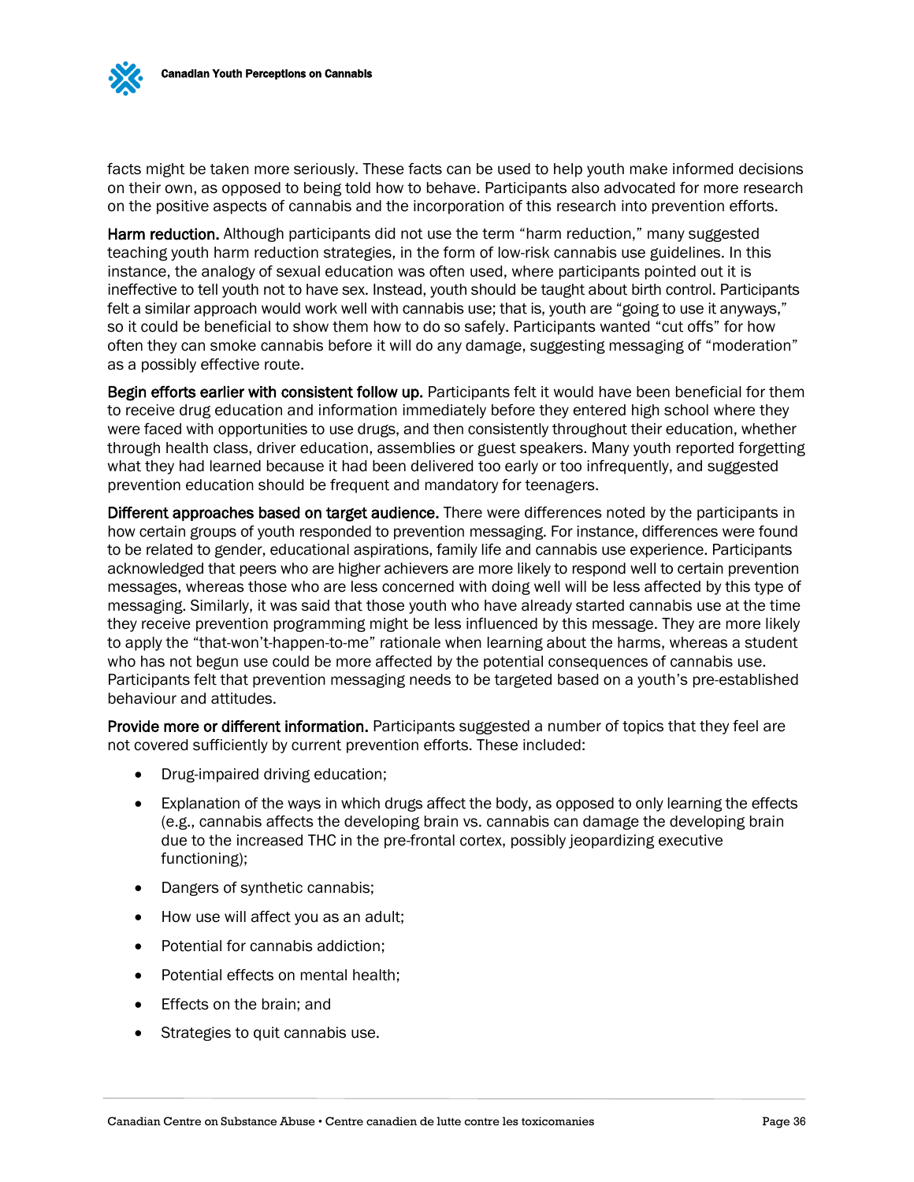facts might be taken more seriously. These facts can be used to help youth make informed decisions on their own, as opposed to being told how to behave. Participants also advocated for more research on the positive aspects of cannabis and the incorporation of this research into prevention efforts.

**Harm reduction.** Although participants did not use the term "harm reduction," many suggested teaching youth harm reduction strategies, in the form of low-risk cannabis use guidelines. In this instance, the analogy of sexual education was often used, where participants pointed out it is ineffective to tell youth not to have sex. Instead, youth should be taught about birth control. Participants felt a similar approach would work well with cannabis use; that is, youth are "going to use it anyways," so it could be beneficial to show them how to do so safely. Participants wanted "cut offs" for how often they can smoke cannabis before it will do any damage, suggesting messaging of "moderation" as a possibly effective route.

**Begin efforts earlier with consistent follow up.** Participants felt it would have been beneficial for them to receive drug education and information immediately before they entered high school where they were faced with opportunities to use drugs, and then consistently throughout their education, whether through health class, driver education, assemblies or guest speakers. Many youth reported forgetting what they had learned because it had been delivered too early or too infrequently, and suggested prevention education should be frequent and mandatory for teenagers.

**Different approaches based on target audience.** There were differences noted by the participants in how certain groups of youth responded to prevention messaging. For instance, differences were found to be related to gender, educational aspirations, family life and cannabis use experience. Participants acknowledged that peers who are higher achievers are more likely to respond well to certain prevention messages, whereas those who are less concerned with doing well will be less affected by this type of messaging. Similarly, it was said that those youth who have already started cannabis use at the time they receive prevention programming might be less influenced by this message. They are more likely to apply the "that-won't-happen-to-me" rationale when learning about the harms, whereas a student who has not begun use could be more affected by the potential consequences of cannabis use. Participants felt that prevention messaging needs to be targeted based on a youth's pre-established behaviour and attitudes.

**Provide more or different information.** Participants suggested a number of topics that they feel are not covered sufficiently by current prevention efforts. These included:

- Drug-impaired driving education;
- Explanation of the ways in which drugs affect the body, as opposed to only learning the effects (e.g., cannabis affects the developing brain vs. cannabis can damage the developing brain due to the increased THC in the pre-frontal cortex, possibly jeopardizing executive functioning);
- Dangers of synthetic cannabis;
- How use will affect you as an adult;
- Potential for cannabis addiction;
- Potential effects on mental health;
- Effects on the brain; and
- Strategies to quit cannabis use.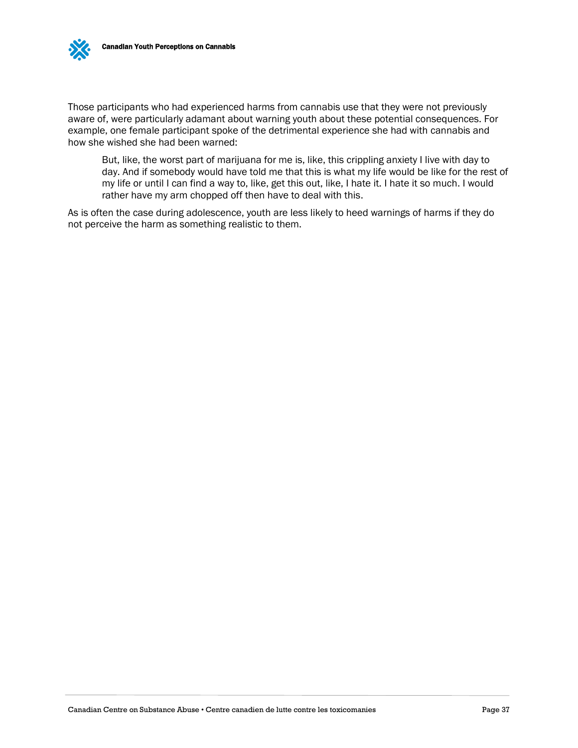Those participants who had experienced harms from cannabis use that they were not previously aware of, were particularly adamant about warning youth about these potential consequences. For example, one female participant spoke of the detrimental experience she had with cannabis and how she wished she had been warned:

> But, like, the worst part of marijuana for me is, like, this crippling anxiety I live with day to day. And if somebody would have told me that this is what my life would be like for the rest of my life or until I can find a way to, like, get this out, like, I hate it. I hate it so much. I would rather have my arm chopped off then have to deal with this.

As is often the case during adolescence, youth are less likely to heed warnings of harms if they do not perceive the harm as something realistic to them.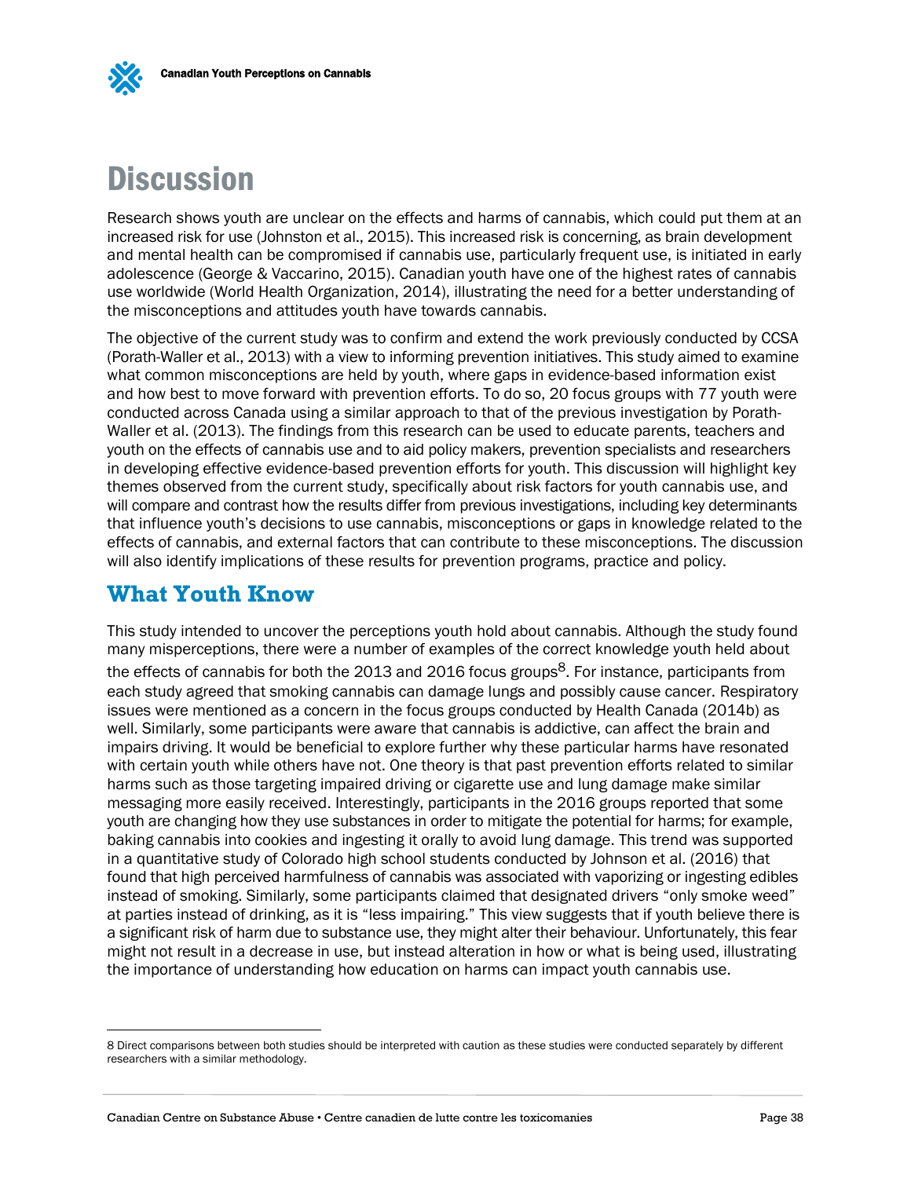# Discussion

Research shows youth are unclear on the effects and harms of cannabis, which could put them at an increased risk for use (Johnston et al., 2015). This increased risk is concerning, as brain development and mental health can be compromised if cannabis use, particularly frequent use, is initiated in early adolescence (George & Vaccarino, 2015). Canadian youth have one of the highest rates of cannabis use worldwide (World Health Organization, 2014), illustrating the need for a better understanding of the misconceptions and attitudes youth have towards cannabis.

The objective of the current study was to confirm and extend the work previously conducted by CCSA (Porath-Waller et al., 2013) with a view to informing prevention initiatives. This study aimed to examine what common misconceptions are held by youth, where gaps in evidence-based information exist and how best to move forward with prevention efforts. To do so, 20 focus groups with 77 youth were conducted across Canada using a similar approach to that of the previous investigation by Porath-Waller et al. (2013). The findings from this research can be used to educate parents, teachers and youth on the effects of cannabis use and to aid policy makers, prevention specialists and researchers in developing effective evidence-based prevention efforts for youth. This discussion will highlight key themes observed from the current study, specifically about risk factors for youth cannabis use, and will compare and contrast how the results differ from previous investigations, including key determinants that influence youth's decisions to use cannabis, misconceptions or gaps in knowledge related to the effects of cannabis, and external factors that can contribute to these misconceptions. The discussion will also identify implications of these results for prevention programs, practice and policy.

## What Youth Know

This study intended to uncover the perceptions youth hold about cannabis. Although the study found many misperceptions, there were a number of examples of the correct knowledge youth held about the effects of cannabis for both the 2013 and 2016 focus groups[8]. For instance, participants from each study agreed that smoking cannabis can damage lungs and possibly cause cancer. Respiratory issues were mentioned as a concern in the focus groups conducted by Health Canada (2014b) as well. Similarly, some participants were aware that cannabis is addictive, can affect the brain and impairs driving. It would be beneficial to explore further why these particular harms have resonated with certain youth while others have not. One theory is that past prevention efforts related to similar harms such as those targeting impaired driving or cigarette use and lung damage make similar messaging more easily received. Interestingly, participants in the 2016 groups reported that some youth are changing how they use substances in order to mitigate the potential for harms; for example, baking cannabis into cookies and ingesting it orally to avoid lung damage. This trend was supported in a quantitative study of Colorado high school students conducted by Johnson et al. (2016) that found that high perceived harmfulness of cannabis was associated with vaporizing or ingesting edibles instead of smoking. Similarly, some participants claimed that designated drivers "only smoke weed" at parties instead of drinking, as it is "less impairing." This view suggests that if youth believe there is a significant risk of harm due to substance use, they might alter their behaviour. Unfortunately, this fear might not result in a decrease in use, but instead alteration in how or what is being used, illustrating the importance of understanding how education on harms can impact youth cannabis use.

---

8 Direct comparisons between both studies should be interpreted with caution as these studies were conducted separately by different researchers with a similar methodology.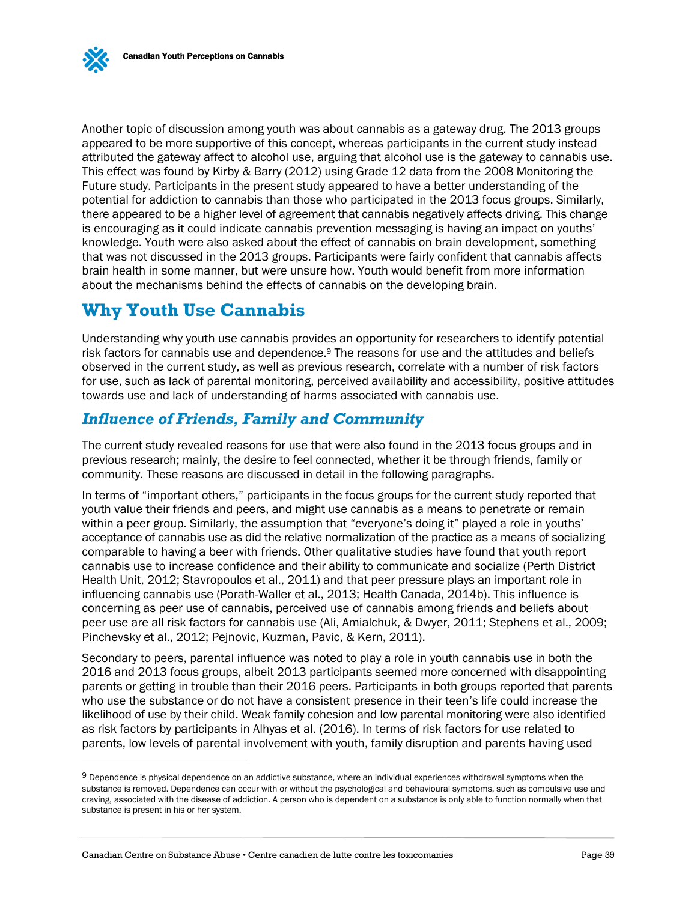Another topic of discussion among youth was about cannabis as a gateway drug. The 2013 groups appeared to be more supportive of this concept, whereas participants in the current study instead attributed the gateway affect to alcohol use, arguing that alcohol use is the gateway to cannabis use. This effect was found by Kirby & Barry (2012) using Grade 12 data from the 2008 Monitoring the Future study. Participants in the present study appeared to have a better understanding of the potential for addiction to cannabis than those who participated in the 2013 focus groups. Similarly, there appeared to be a higher level of agreement that cannabis negatively affects driving. This change is encouraging as it could indicate cannabis prevention messaging is having an impact on youths' knowledge. Youth were also asked about the effect of cannabis on brain development, something that was not discussed in the 2013 groups. Participants were fairly confident that cannabis affects brain health in some manner, but were unsure how. Youth would benefit from more information about the mechanisms behind the effects of cannabis on the developing brain.

## Why Youth Use Cannabis

Understanding why youth use cannabis provides an opportunity for researchers to identify potential risk factors for cannabis use and dependence.[9] The reasons for use and the attitudes and beliefs observed in the current study, as well as previous research, correlate with a number of risk factors for use, such as lack of parental monitoring, perceived availability and accessibility, positive attitudes towards use and lack of understanding of harms associated with cannabis use.

### *Influence of Friends, Family and Community*

The current study revealed reasons for use that were also found in the 2013 focus groups and in previous research; mainly, the desire to feel connected, whether it be through friends, family or community. These reasons are discussed in detail in the following paragraphs.

In terms of "important others," participants in the focus groups for the current study reported that youth value their friends and peers, and might use cannabis as a means to penetrate or remain within a peer group. Similarly, the assumption that "everyone's doing it" played a role in youths' acceptance of cannabis use as did the relative normalization of the practice as a means of socializing comparable to having a beer with friends. Other qualitative studies have found that youth report cannabis use to increase confidence and their ability to communicate and socialize (Perth District Health Unit, 2012; Stavropoulos et al., 2011) and that peer pressure plays an important role in influencing cannabis use (Porath-Waller et al., 2013; Health Canada, 2014b). This influence is concerning as peer use of cannabis, perceived use of cannabis among friends and beliefs about peer use are all risk factors for cannabis use (Ali, Amialchuk, & Dwyer, 2011; Stephens et al., 2009; Pinchevsky et al., 2012; Pejnovic, Kuzman, Pavic, & Kern, 2011).

Secondary to peers, parental influence was noted to play a role in youth cannabis use in both the 2016 and 2013 focus groups, albeit 2013 participants seemed more concerned with disappointing parents or getting in trouble than their 2016 peers. Participants in both groups reported that parents who use the substance or do not have a consistent presence in their teen's life could increase the likelihood of use by their child. Weak family cohesion and low parental monitoring were also identified as risk factors by participants in Alhyas et al. (2016). In terms of risk factors for use related to parents, low levels of parental involvement with youth, family disruption and parents having used

[9] Dependence is physical dependence on an addictive substance, where an individual experiences withdrawal symptoms when the substance is removed. Dependence can occur with or without the psychological and behavioural symptoms, such as compulsive use and craving, associated with the disease of addiction. A person who is dependent on a substance is only able to function normally when that substance is present in his or her system.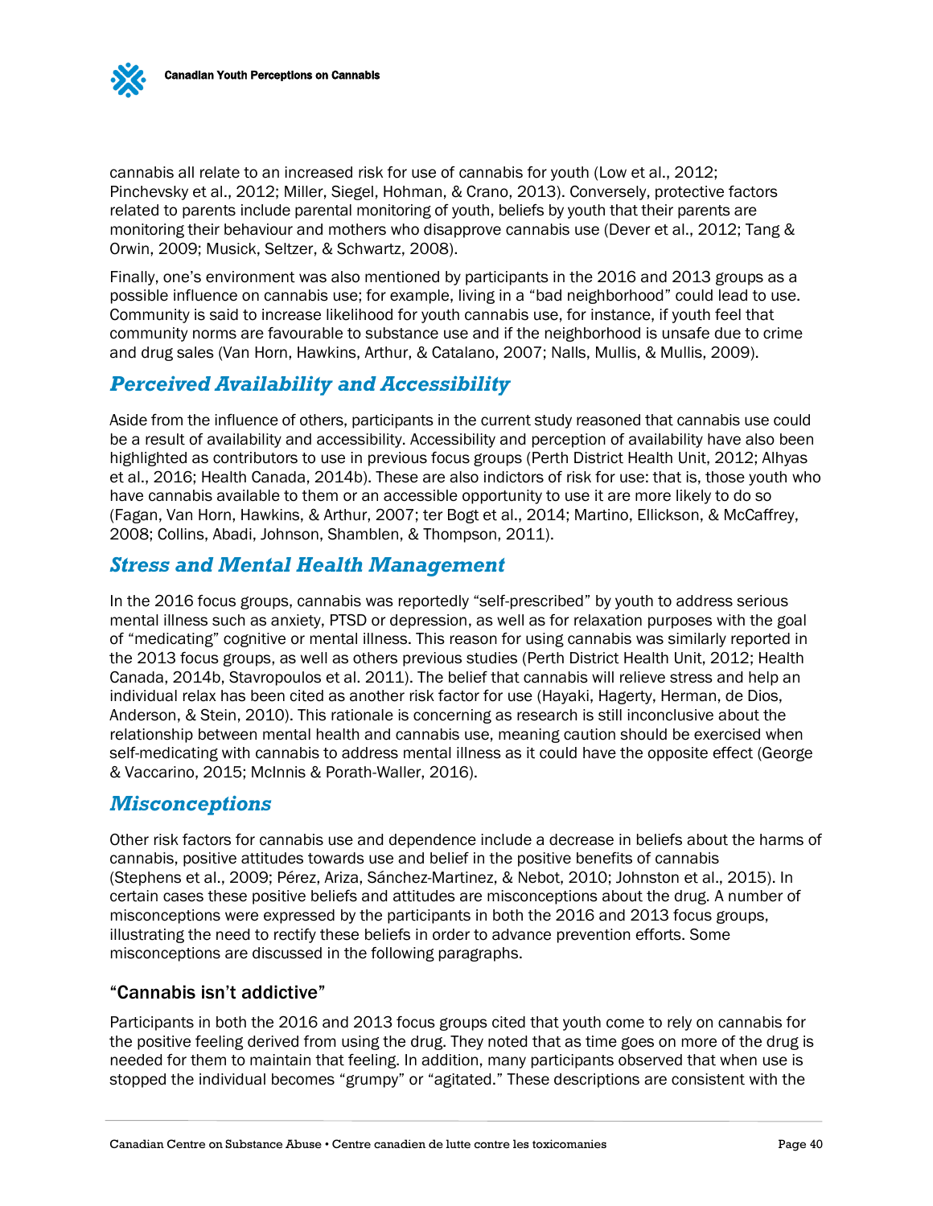cannabis all relate to an increased risk for use of cannabis for youth (Low et al., 2012; Pinchevsky et al., 2012; Miller, Siegel, Hohman, & Crano, 2013). Conversely, protective factors related to parents include parental monitoring of youth, beliefs by youth that their parents are monitoring their behaviour and mothers who disapprove cannabis use (Dever et al., 2012; Tang & Orwin, 2009; Musick, Seltzer, & Schwartz, 2008).

Finally, one's environment was also mentioned by participants in the 2016 and 2013 groups as a possible influence on cannabis use; for example, living in a "bad neighborhood" could lead to use. Community is said to increase likelihood for youth cannabis use, for instance, if youth feel that community norms are favourable to substance use and if the neighborhood is unsafe due to crime and drug sales (Van Horn, Hawkins, Arthur, & Catalano, 2007; Nalls, Mullis, & Mullis, 2009).

## *Perceived Availability and Accessibility*

Aside from the influence of others, participants in the current study reasoned that cannabis use could be a result of availability and accessibility. Accessibility and perception of availability have also been highlighted as contributors to use in previous focus groups (Perth District Health Unit, 2012; Alhyas et al., 2016; Health Canada, 2014b). These are also indictors of risk for use: that is, those youth who have cannabis available to them or an accessible opportunity to use it are more likely to do so (Fagan, Van Horn, Hawkins, & Arthur, 2007; ter Bogt et al., 2014; Martino, Ellickson, & McCaffrey, 2008; Collins, Abadi, Johnson, Shamblen, & Thompson, 2011).

## *Stress and Mental Health Management*

In the 2016 focus groups, cannabis was reportedly "self-prescribed" by youth to address serious mental illness such as anxiety, PTSD or depression, as well as for relaxation purposes with the goal of "medicating" cognitive or mental illness. This reason for using cannabis was similarly reported in the 2013 focus groups, as well as others previous studies (Perth District Health Unit, 2012; Health Canada, 2014b, Stavropoulos et al. 2011). The belief that cannabis will relieve stress and help an individual relax has been cited as another risk factor for use (Hayaki, Hagerty, Herman, de Dios, Anderson, & Stein, 2010). This rationale is concerning as research is still inconclusive about the relationship between mental health and cannabis use, meaning caution should be exercised when self-medicating with cannabis to address mental illness as it could have the opposite effect (George & Vaccarino, 2015; McInnis & Porath-Waller, 2016).

## *Misconceptions*

Other risk factors for cannabis use and dependence include a decrease in beliefs about the harms of cannabis, positive attitudes towards use and belief in the positive benefits of cannabis (Stephens et al., 2009; Pérez, Ariza, Sánchez-Martinez, & Nebot, 2010; Johnston et al., 2015). In certain cases these positive beliefs and attitudes are misconceptions about the drug. A number of misconceptions were expressed by the participants in both the 2016 and 2013 focus groups, illustrating the need to rectify these beliefs in order to advance prevention efforts. Some misconceptions are discussed in the following paragraphs.

### "Cannabis isn't addictive"

Participants in both the 2016 and 2013 focus groups cited that youth come to rely on cannabis for the positive feeling derived from using the drug. They noted that as time goes on more of the drug is needed for them to maintain that feeling. In addition, many participants observed that when use is stopped the individual becomes "grumpy" or "agitated." These descriptions are consistent with the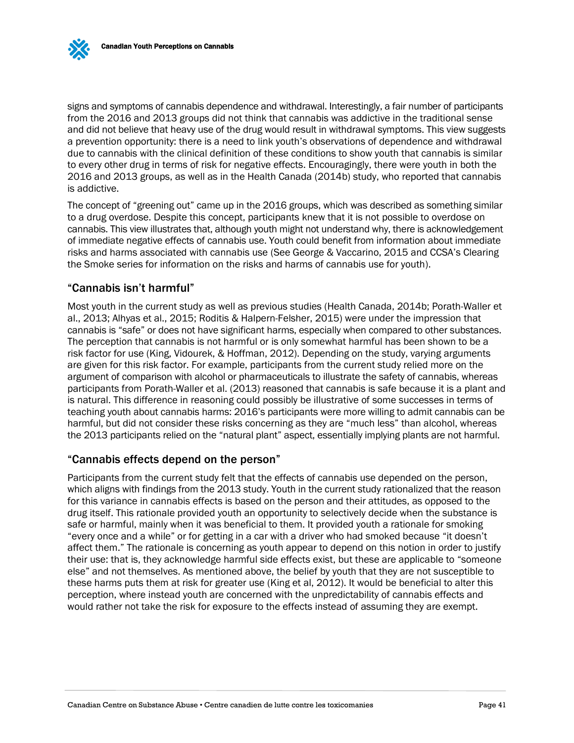signs and symptoms of cannabis dependence and withdrawal. Interestingly, a fair number of participants from the 2016 and 2013 groups did not think that cannabis was addictive in the traditional sense and did not believe that heavy use of the drug would result in withdrawal symptoms. This view suggests a prevention opportunity: there is a need to link youth's observations of dependence and withdrawal due to cannabis with the clinical definition of these conditions to show youth that cannabis is similar to every other drug in terms of risk for negative effects. Encouragingly, there were youth in both the 2016 and 2013 groups, as well as in the Health Canada (2014b) study, who reported that cannabis is addictive.

The concept of "greening out" came up in the 2016 groups, which was described as something similar to a drug overdose. Despite this concept, participants knew that it is not possible to overdose on cannabis. This view illustrates that, although youth might not understand why, there is acknowledgement of immediate negative effects of cannabis use. Youth could benefit from information about immediate risks and harms associated with cannabis use (See George & Vaccarino, 2015 and CCSA's Clearing the Smoke series for information on the risks and harms of cannabis use for youth).

### "Cannabis isn't harmful"

Most youth in the current study as well as previous studies (Health Canada, 2014b; Porath-Waller et al., 2013; Alhyas et al., 2015; Roditis & Halpern-Felsher, 2015) were under the impression that cannabis is "safe" or does not have significant harms, especially when compared to other substances. The perception that cannabis is not harmful or is only somewhat harmful has been shown to be a risk factor for use (King, Vidourek, & Hoffman, 2012). Depending on the study, varying arguments are given for this risk factor. For example, participants from the current study relied more on the argument of comparison with alcohol or pharmaceuticals to illustrate the safety of cannabis, whereas participants from Porath-Waller et al. (2013) reasoned that cannabis is safe because it is a plant and is natural. This difference in reasoning could possibly be illustrative of some successes in terms of teaching youth about cannabis harms: 2016's participants were more willing to admit cannabis can be harmful, but did not consider these risks concerning as they are "much less" than alcohol, whereas the 2013 participants relied on the "natural plant" aspect, essentially implying plants are not harmful.

### "Cannabis effects depend on the person"

Participants from the current study felt that the effects of cannabis use depended on the person, which aligns with findings from the 2013 study. Youth in the current study rationalized that the reason for this variance in cannabis effects is based on the person and their attitudes, as opposed to the drug itself. This rationale provided youth an opportunity to selectively decide when the substance is safe or harmful, mainly when it was beneficial to them. It provided youth a rationale for smoking "every once and a while" or for getting in a car with a driver who had smoked because "it doesn't affect them." The rationale is concerning as youth appear to depend on this notion in order to justify their use: that is, they acknowledge harmful side effects exist, but these are applicable to "someone else" and not themselves. As mentioned above, the belief by youth that they are not susceptible to these harms puts them at risk for greater use (King et al, 2012). It would be beneficial to alter this perception, where instead youth are concerned with the unpredictability of cannabis effects and would rather not take the risk for exposure to the effects instead of assuming they are exempt.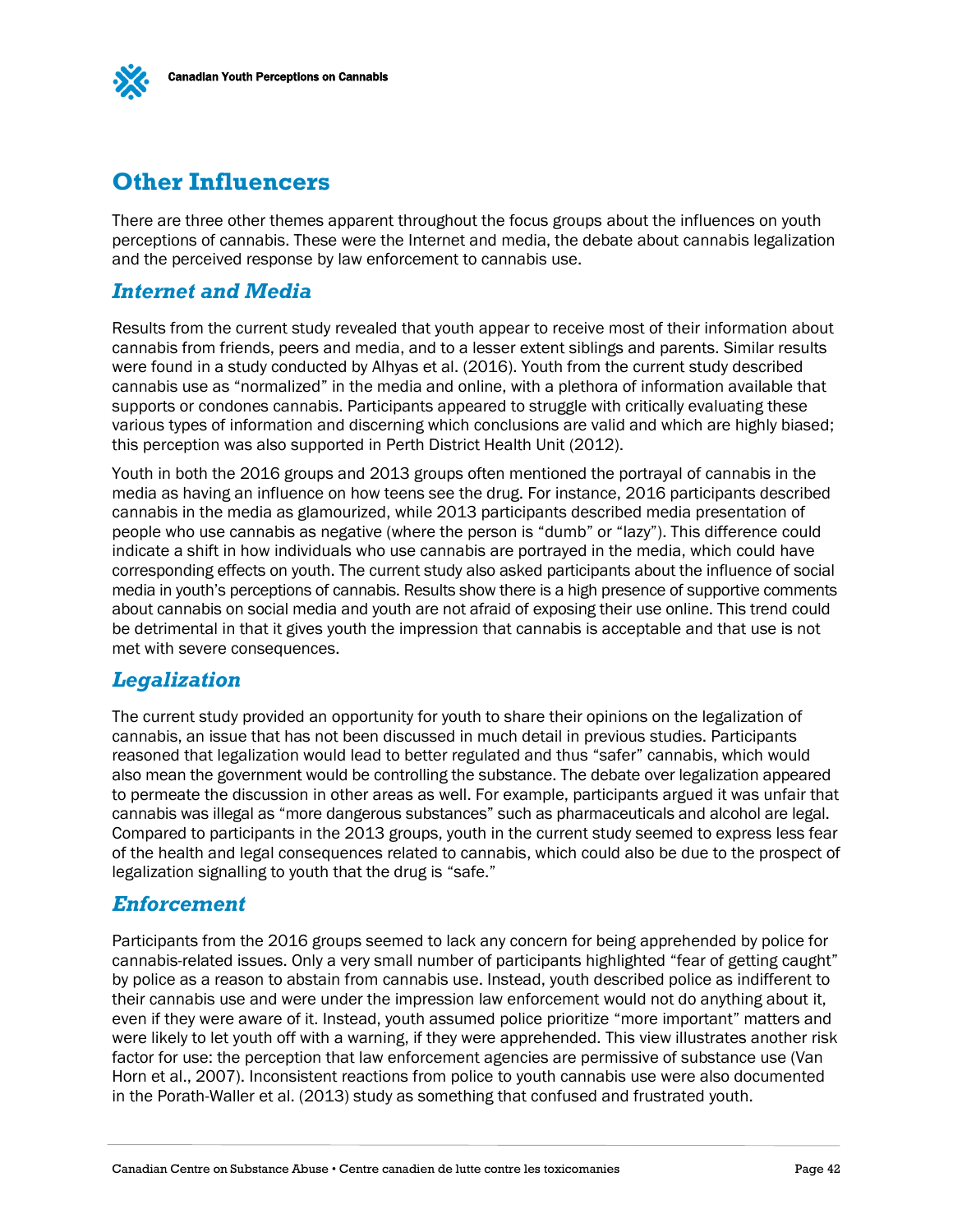## Other Influencers

There are three other themes apparent throughout the focus groups about the influences on youth perceptions of cannabis. These were the Internet and media, the debate about cannabis legalization and the perceived response by law enforcement to cannabis use.

### *Internet and Media*

Results from the current study revealed that youth appear to receive most of their information about cannabis from friends, peers and media, and to a lesser extent siblings and parents. Similar results were found in a study conducted by Alhyas et al. (2016). Youth from the current study described cannabis use as "normalized" in the media and online, with a plethora of information available that supports or condones cannabis. Participants appeared to struggle with critically evaluating these various types of information and discerning which conclusions are valid and which are highly biased; this perception was also supported in Perth District Health Unit (2012).

Youth in both the 2016 groups and 2013 groups often mentioned the portrayal of cannabis in the media as having an influence on how teens see the drug. For instance, 2016 participants described cannabis in the media as glamourized, while 2013 participants described media presentation of people who use cannabis as negative (where the person is "dumb" or "lazy"). This difference could indicate a shift in how individuals who use cannabis are portrayed in the media, which could have corresponding effects on youth. The current study also asked participants about the influence of social media in youth's perceptions of cannabis. Results show there is a high presence of supportive comments about cannabis on social media and youth are not afraid of exposing their use online. This trend could be detrimental in that it gives youth the impression that cannabis is acceptable and that use is not met with severe consequences.

### *Legalization*

The current study provided an opportunity for youth to share their opinions on the legalization of cannabis, an issue that has not been discussed in much detail in previous studies. Participants reasoned that legalization would lead to better regulated and thus "safer" cannabis, which would also mean the government would be controlling the substance. The debate over legalization appeared to permeate the discussion in other areas as well. For example, participants argued it was unfair that cannabis was illegal as "more dangerous substances" such as pharmaceuticals and alcohol are legal. Compared to participants in the 2013 groups, youth in the current study seemed to express less fear of the health and legal consequences related to cannabis, which could also be due to the prospect of legalization signalling to youth that the drug is "safe."

### *Enforcement*

Participants from the 2016 groups seemed to lack any concern for being apprehended by police for cannabis-related issues. Only a very small number of participants highlighted "fear of getting caught" by police as a reason to abstain from cannabis use. Instead, youth described police as indifferent to their cannabis use and were under the impression law enforcement would not do anything about it, even if they were aware of it. Instead, youth assumed police prioritize "more important" matters and were likely to let youth off with a warning, if they were apprehended. This view illustrates another risk factor for use: the perception that law enforcement agencies are permissive of substance use (Van Horn et al., 2007). Inconsistent reactions from police to youth cannabis use were also documented in the Porath-Waller et al. (2013) study as something that confused and frustrated youth.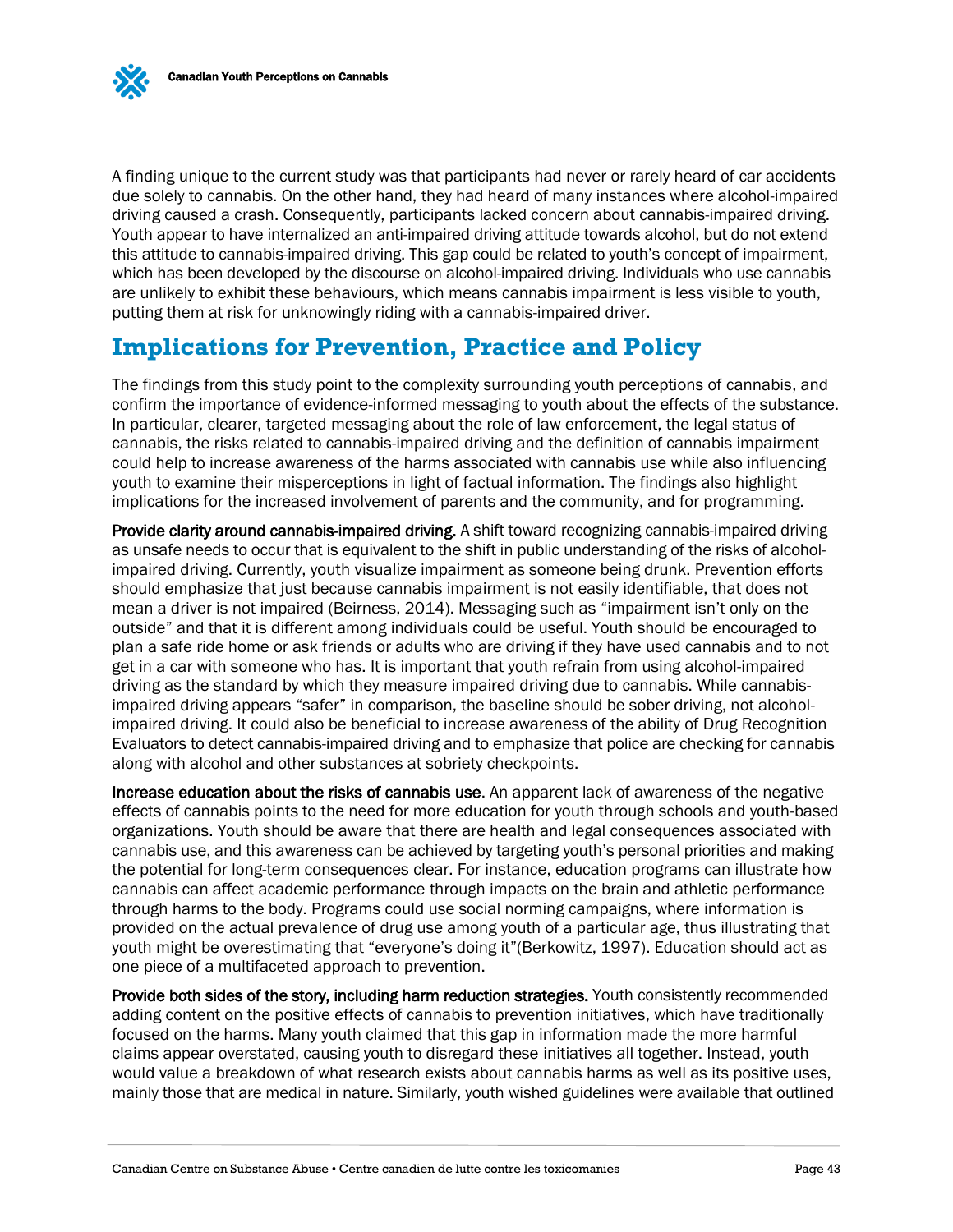A finding unique to the current study was that participants had never or rarely heard of car accidents due solely to cannabis. On the other hand, they had heard of many instances where alcohol-impaired driving caused a crash. Consequently, participants lacked concern about cannabis-impaired driving. Youth appear to have internalized an anti-impaired driving attitude towards alcohol, but do not extend this attitude to cannabis-impaired driving. This gap could be related to youth's concept of impairment, which has been developed by the discourse on alcohol-impaired driving. Individuals who use cannabis are unlikely to exhibit these behaviours, which means cannabis impairment is less visible to youth, putting them at risk for unknowingly riding with a cannabis-impaired driver.

## Implications for Prevention, Practice and Policy

The findings from this study point to the complexity surrounding youth perceptions of cannabis, and confirm the importance of evidence-informed messaging to youth about the effects of the substance. In particular, clearer, targeted messaging about the role of law enforcement, the legal status of cannabis, the risks related to cannabis-impaired driving and the definition of cannabis impairment could help to increase awareness of the harms associated with cannabis use while also influencing youth to examine their misperceptions in light of factual information. The findings also highlight implications for the increased involvement of parents and the community, and for programming.

**Provide clarity around cannabis-impaired driving.** A shift toward recognizing cannabis-impaired driving as unsafe needs to occur that is equivalent to the shift in public understanding of the risks of alcohol-impaired driving. Currently, youth visualize impairment as someone being drunk. Prevention efforts should emphasize that just because cannabis impairment is not easily identifiable, that does not mean a driver is not impaired (Beirness, 2014). Messaging such as "impairment isn't only on the outside" and that it is different among individuals could be useful. Youth should be encouraged to plan a safe ride home or ask friends or adults who are driving if they have used cannabis and to not get in a car with someone who has. It is important that youth refrain from using alcohol-impaired driving as the standard by which they measure impaired driving due to cannabis. While cannabis-impaired driving appears "safer" in comparison, the baseline should be sober driving, not alcohol-impaired driving. It could also be beneficial to increase awareness of the ability of Drug Recognition Evaluators to detect cannabis-impaired driving and to emphasize that police are checking for cannabis along with alcohol and other substances at sobriety checkpoints.

**Increase education about the risks of cannabis use**. An apparent lack of awareness of the negative effects of cannabis points to the need for more education for youth through schools and youth-based organizations. Youth should be aware that there are health and legal consequences associated with cannabis use, and this awareness can be achieved by targeting youth's personal priorities and making the potential for long-term consequences clear. For instance, education programs can illustrate how cannabis can affect academic performance through impacts on the brain and athletic performance through harms to the body. Programs could use social norming campaigns, where information is provided on the actual prevalence of drug use among youth of a particular age, thus illustrating that youth might be overestimating that "everyone's doing it"(Berkowitz, 1997). Education should act as one piece of a multifaceted approach to prevention.

**Provide both sides of the story, including harm reduction strategies.** Youth consistently recommended adding content on the positive effects of cannabis to prevention initiatives, which have traditionally focused on the harms. Many youth claimed that this gap in information made the more harmful claims appear overstated, causing youth to disregard these initiatives all together. Instead, youth would value a breakdown of what research exists about cannabis harms as well as its positive uses, mainly those that are medical in nature. Similarly, youth wished guidelines were available that outlined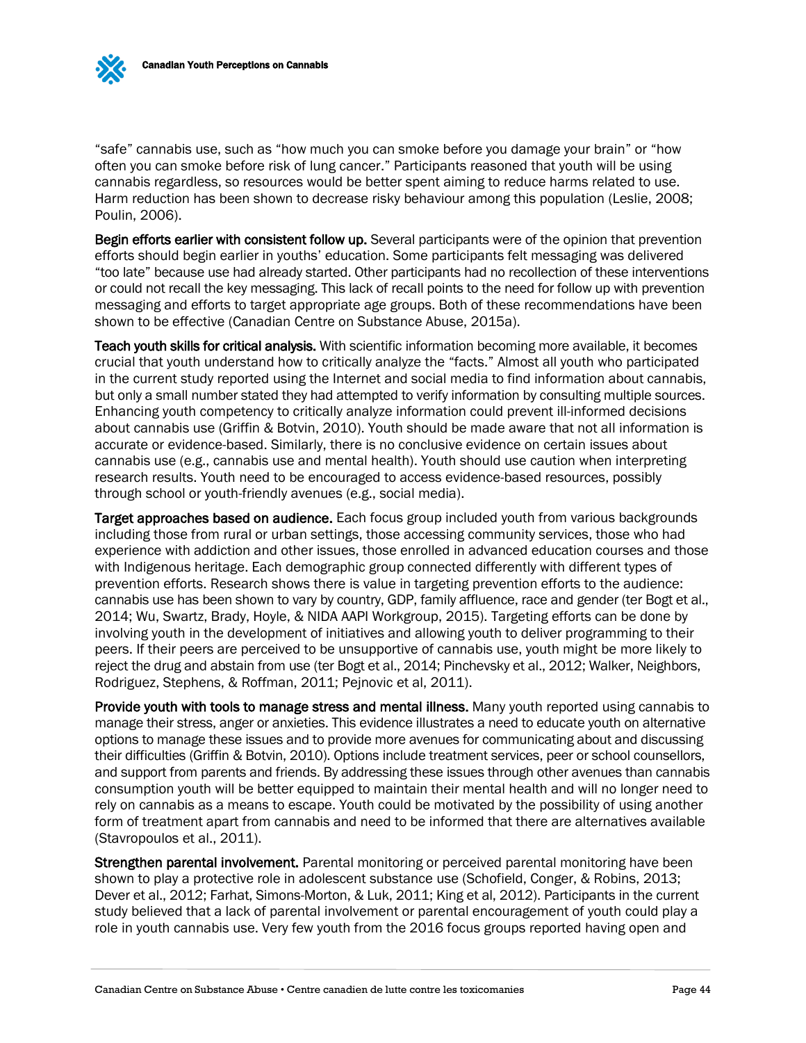"safe" cannabis use, such as "how much you can smoke before you damage your brain" or "how often you can smoke before risk of lung cancer." Participants reasoned that youth will be using cannabis regardless, so resources would be better spent aiming to reduce harms related to use. Harm reduction has been shown to decrease risky behaviour among this population (Leslie, 2008; Poulin, 2006).

**Begin efforts earlier with consistent follow up.** Several participants were of the opinion that prevention efforts should begin earlier in youths' education. Some participants felt messaging was delivered "too late" because use had already started. Other participants had no recollection of these interventions or could not recall the key messaging. This lack of recall points to the need for follow up with prevention messaging and efforts to target appropriate age groups. Both of these recommendations have been shown to be effective (Canadian Centre on Substance Abuse, 2015a).

**Teach youth skills for critical analysis.** With scientific information becoming more available, it becomes crucial that youth understand how to critically analyze the "facts." Almost all youth who participated in the current study reported using the Internet and social media to find information about cannabis, but only a small number stated they had attempted to verify information by consulting multiple sources. Enhancing youth competency to critically analyze information could prevent ill-informed decisions about cannabis use (Griffin & Botvin, 2010). Youth should be made aware that not all information is accurate or evidence-based. Similarly, there is no conclusive evidence on certain issues about cannabis use (e.g., cannabis use and mental health). Youth should use caution when interpreting research results. Youth need to be encouraged to access evidence-based resources, possibly through school or youth-friendly avenues (e.g., social media).

**Target approaches based on audience.** Each focus group included youth from various backgrounds including those from rural or urban settings, those accessing community services, those who had experience with addiction and other issues, those enrolled in advanced education courses and those with Indigenous heritage. Each demographic group connected differently with different types of prevention efforts. Research shows there is value in targeting prevention efforts to the audience: cannabis use has been shown to vary by country, GDP, family affluence, race and gender (ter Bogt et al., 2014; Wu, Swartz, Brady, Hoyle, & NIDA AAPI Workgroup, 2015). Targeting efforts can be done by involving youth in the development of initiatives and allowing youth to deliver programming to their peers. If their peers are perceived to be unsupportive of cannabis use, youth might be more likely to reject the drug and abstain from use (ter Bogt et al., 2014; Pinchevsky et al., 2012; Walker, Neighbors, Rodriguez, Stephens, & Roffman, 2011; Pejnovic et al, 2011).

**Provide youth with tools to manage stress and mental illness.** Many youth reported using cannabis to manage their stress, anger or anxieties. This evidence illustrates a need to educate youth on alternative options to manage these issues and to provide more avenues for communicating about and discussing their difficulties (Griffin & Botvin, 2010). Options include treatment services, peer or school counsellors, and support from parents and friends. By addressing these issues through other avenues than cannabis consumption youth will be better equipped to maintain their mental health and will no longer need to rely on cannabis as a means to escape. Youth could be motivated by the possibility of using another form of treatment apart from cannabis and need to be informed that there are alternatives available (Stavropoulos et al., 2011).

**Strengthen parental involvement.** Parental monitoring or perceived parental monitoring have been shown to play a protective role in adolescent substance use (Schofield, Conger, & Robins, 2013; Dever et al., 2012; Farhat, Simons-Morton, & Luk, 2011; King et al, 2012). Participants in the current study believed that a lack of parental involvement or parental encouragement of youth could play a role in youth cannabis use. Very few youth from the 2016 focus groups reported having open and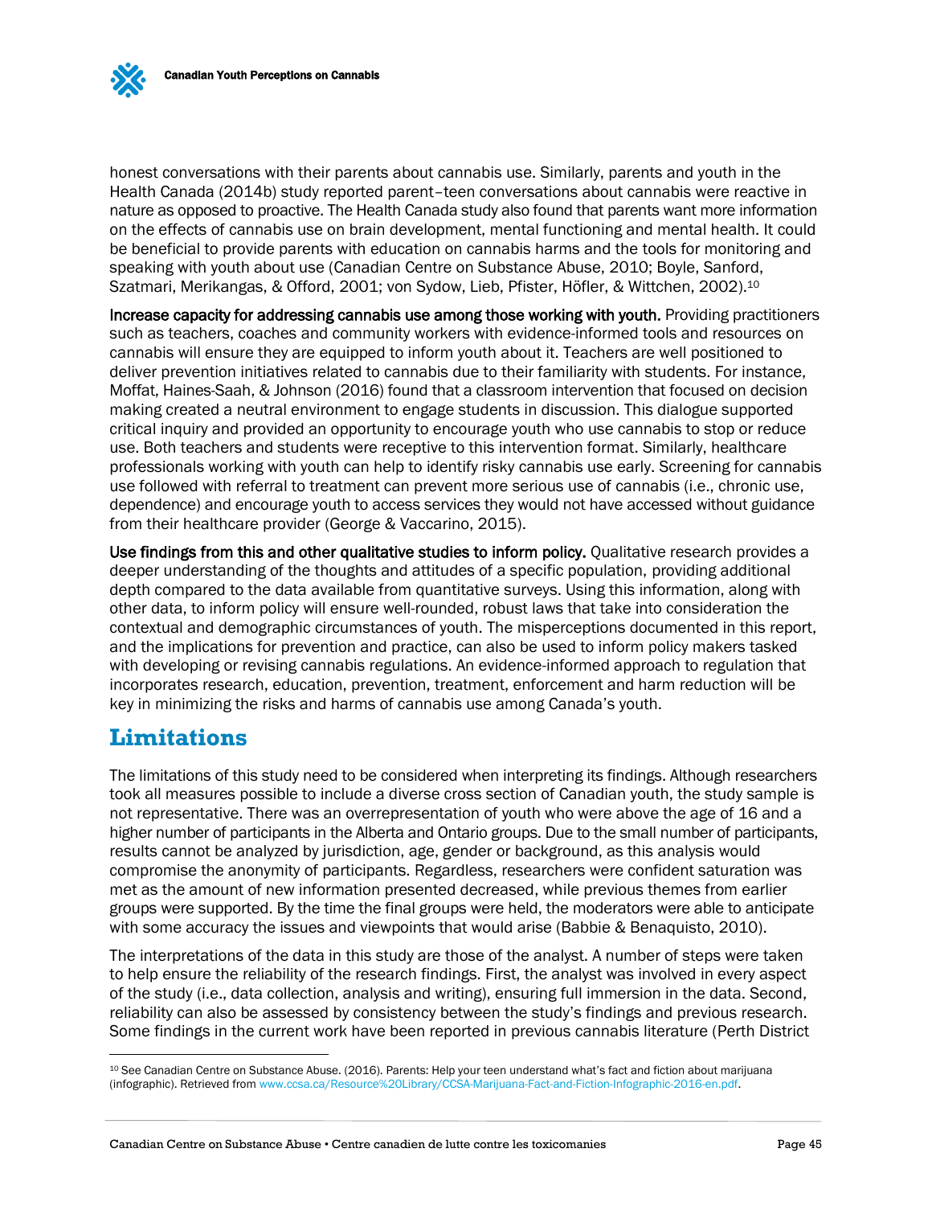honest conversations with their parents about cannabis use. Similarly, parents and youth in the Health Canada (2014b) study reported parent–teen conversations about cannabis were reactive in nature as opposed to proactive. The Health Canada study also found that parents want more information on the effects of cannabis use on brain development, mental functioning and mental health. It could be beneficial to provide parents with education on cannabis harms and the tools for monitoring and speaking with youth about use (Canadian Centre on Substance Abuse, 2010; Boyle, Sanford, Szatmari, Merikangas, & Offord, 2001; von Sydow, Lieb, Pfister, Höfler, & Wittchen, 2002).[10]

**Increase capacity for addressing cannabis use among those working with youth.** Providing practitioners such as teachers, coaches and community workers with evidence-informed tools and resources on cannabis will ensure they are equipped to inform youth about it. Teachers are well positioned to deliver prevention initiatives related to cannabis due to their familiarity with students. For instance, Moffat, Haines-Saah, & Johnson (2016) found that a classroom intervention that focused on decision making created a neutral environment to engage students in discussion. This dialogue supported critical inquiry and provided an opportunity to encourage youth who use cannabis to stop or reduce use. Both teachers and students were receptive to this intervention format. Similarly, healthcare professionals working with youth can help to identify risky cannabis use early. Screening for cannabis use followed with referral to treatment can prevent more serious use of cannabis (i.e., chronic use, dependence) and encourage youth to access services they would not have accessed without guidance from their healthcare provider (George & Vaccarino, 2015).

**Use findings from this and other qualitative studies to inform policy.** Qualitative research provides a deeper understanding of the thoughts and attitudes of a specific population, providing additional depth compared to the data available from quantitative surveys. Using this information, along with other data, to inform policy will ensure well-rounded, robust laws that take into consideration the contextual and demographic circumstances of youth. The misperceptions documented in this report, and the implications for prevention and practice, can also be used to inform policy makers tasked with developing or revising cannabis regulations. An evidence-informed approach to regulation that incorporates research, education, prevention, treatment, enforcement and harm reduction will be key in minimizing the risks and harms of cannabis use among Canada's youth.

## Limitations

The limitations of this study need to be considered when interpreting its findings. Although researchers took all measures possible to include a diverse cross section of Canadian youth, the study sample is not representative. There was an overrepresentation of youth who were above the age of 16 and a higher number of participants in the Alberta and Ontario groups. Due to the small number of participants, results cannot be analyzed by jurisdiction, age, gender or background, as this analysis would compromise the anonymity of participants. Regardless, researchers were confident saturation was met as the amount of new information presented decreased, while previous themes from earlier groups were supported. By the time the final groups were held, the moderators were able to anticipate with some accuracy the issues and viewpoints that would arise (Babbie & Benaquisto, 2010).

The interpretations of the data in this study are those of the analyst. A number of steps were taken to help ensure the reliability of the research findings. First, the analyst was involved in every aspect of the study (i.e., data collection, analysis and writing), ensuring full immersion in the data. Second, reliability can also be assessed by consistency between the study's findings and previous research. Some findings in the current work have been reported in previous cannabis literature (Perth District

[10] See Canadian Centre on Substance Abuse. (2016). Parents: Help your teen understand what's fact and fiction about marijuana (infographic). Retrieved from www.ccsa.ca/Resource%20Library/CCSA-Marijuana-Fact-and-Fiction-Infographic-2016-en.pdf.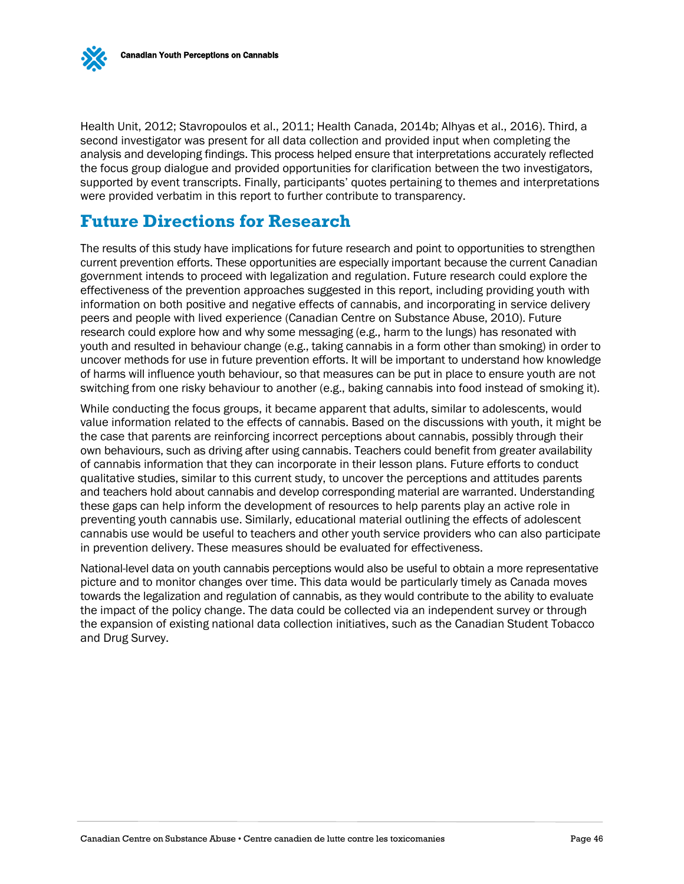Health Unit, 2012; Stavropoulos et al., 2011; Health Canada, 2014b; Alhyas et al., 2016). Third, a second investigator was present for all data collection and provided input when completing the analysis and developing findings. This process helped ensure that interpretations accurately reflected the focus group dialogue and provided opportunities for clarification between the two investigators, supported by event transcripts. Finally, participants' quotes pertaining to themes and interpretations were provided verbatim in this report to further contribute to transparency.

## Future Directions for Research

The results of this study have implications for future research and point to opportunities to strengthen current prevention efforts. These opportunities are especially important because the current Canadian government intends to proceed with legalization and regulation. Future research could explore the effectiveness of the prevention approaches suggested in this report, including providing youth with information on both positive and negative effects of cannabis, and incorporating in service delivery peers and people with lived experience (Canadian Centre on Substance Abuse, 2010). Future research could explore how and why some messaging (e.g., harm to the lungs) has resonated with youth and resulted in behaviour change (e.g., taking cannabis in a form other than smoking) in order to uncover methods for use in future prevention efforts. It will be important to understand how knowledge of harms will influence youth behaviour, so that measures can be put in place to ensure youth are not switching from one risky behaviour to another (e.g., baking cannabis into food instead of smoking it).

While conducting the focus groups, it became apparent that adults, similar to adolescents, would value information related to the effects of cannabis. Based on the discussions with youth, it might be the case that parents are reinforcing incorrect perceptions about cannabis, possibly through their own behaviours, such as driving after using cannabis. Teachers could benefit from greater availability of cannabis information that they can incorporate in their lesson plans. Future efforts to conduct qualitative studies, similar to this current study, to uncover the perceptions and attitudes parents and teachers hold about cannabis and develop corresponding material are warranted. Understanding these gaps can help inform the development of resources to help parents play an active role in preventing youth cannabis use. Similarly, educational material outlining the effects of adolescent cannabis use would be useful to teachers and other youth service providers who can also participate in prevention delivery. These measures should be evaluated for effectiveness.

National-level data on youth cannabis perceptions would also be useful to obtain a more representative picture and to monitor changes over time. This data would be particularly timely as Canada moves towards the legalization and regulation of cannabis, as they would contribute to the ability to evaluate the impact of the policy change. The data could be collected via an independent survey or through the expansion of existing national data collection initiatives, such as the Canadian Student Tobacco and Drug Survey.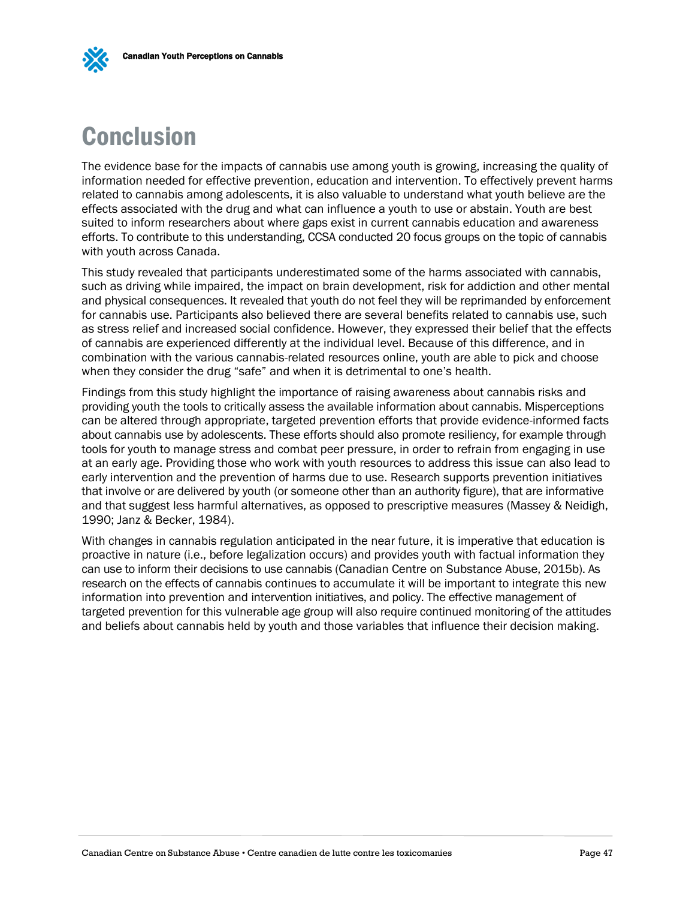# Conclusion

The evidence base for the impacts of cannabis use among youth is growing, increasing the quality of information needed for effective prevention, education and intervention. To effectively prevent harms related to cannabis among adolescents, it is also valuable to understand what youth believe are the effects associated with the drug and what can influence a youth to use or abstain. Youth are best suited to inform researchers about where gaps exist in current cannabis education and awareness efforts. To contribute to this understanding, CCSA conducted 20 focus groups on the topic of cannabis with youth across Canada.

This study revealed that participants underestimated some of the harms associated with cannabis, such as driving while impaired, the impact on brain development, risk for addiction and other mental and physical consequences. It revealed that youth do not feel they will be reprimanded by enforcement for cannabis use. Participants also believed there are several benefits related to cannabis use, such as stress relief and increased social confidence. However, they expressed their belief that the effects of cannabis are experienced differently at the individual level. Because of this difference, and in combination with the various cannabis-related resources online, youth are able to pick and choose when they consider the drug "safe" and when it is detrimental to one's health.

Findings from this study highlight the importance of raising awareness about cannabis risks and providing youth the tools to critically assess the available information about cannabis. Misperceptions can be altered through appropriate, targeted prevention efforts that provide evidence-informed facts about cannabis use by adolescents. These efforts should also promote resiliency, for example through tools for youth to manage stress and combat peer pressure, in order to refrain from engaging in use at an early age. Providing those who work with youth resources to address this issue can also lead to early intervention and the prevention of harms due to use. Research supports prevention initiatives that involve or are delivered by youth (or someone other than an authority figure), that are informative and that suggest less harmful alternatives, as opposed to prescriptive measures (Massey & Neidigh, 1990; Janz & Becker, 1984).

With changes in cannabis regulation anticipated in the near future, it is imperative that education is proactive in nature (i.e., before legalization occurs) and provides youth with factual information they can use to inform their decisions to use cannabis (Canadian Centre on Substance Abuse, 2015b). As research on the effects of cannabis continues to accumulate it will be important to integrate this new information into prevention and intervention initiatives, and policy. The effective management of targeted prevention for this vulnerable age group will also require continued monitoring of the attitudes and beliefs about cannabis held by youth and those variables that influence their decision making.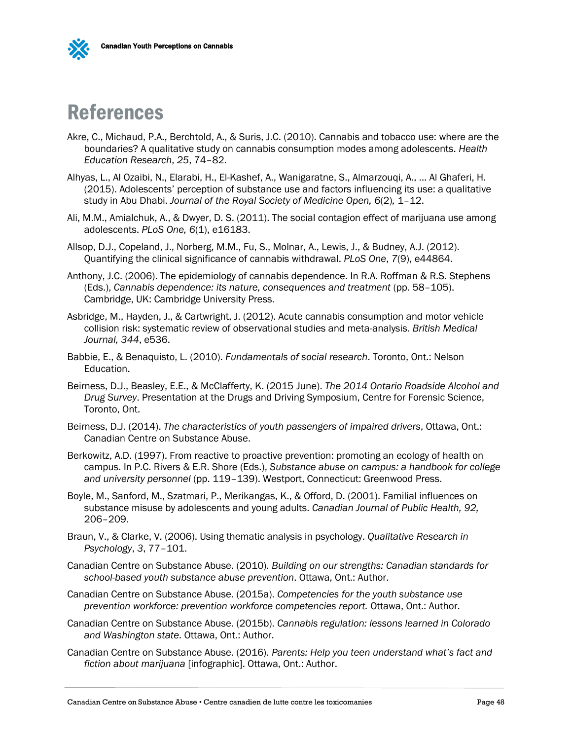# References

Akre, C., Michaud, P.A., Berchtold, A., & Suris, J.C. (2010). Cannabis and tobacco use: where are the boundaries? A qualitative study on cannabis consumption modes among adolescents. *Health Education Research*, *25*, 74–82.

Alhyas, L., Al Ozaibi, N., Elarabi, H., El-Kashef, A., Wanigaratne, S., Almarzouqi, A., … Al Ghaferi, H. (2015). Adolescents' perception of substance use and factors influencing its use: a qualitative study in Abu Dhabi. *Journal of the Royal Society of Medicine Open, 6*(2), 1–12.

Ali, M.M., Amialchuk, A., & Dwyer, D. S. (2011). The social contagion effect of marijuana use among adolescents. *PLoS One, 6*(1), e16183.

Allsop, D.J., Copeland, J., Norberg, M.M., Fu, S., Molnar, A., Lewis, J., & Budney, A.J. (2012). Quantifying the clinical significance of cannabis withdrawal. *PLoS One*, *7*(9), e44864.

Anthony, J.C. (2006). The epidemiology of cannabis dependence. In R.A. Roffman & R.S. Stephens (Eds.), *Cannabis dependence: its nature, consequences and treatment* (pp. 58–105). Cambridge, UK: Cambridge University Press.

Asbridge, M., Hayden, J., & Cartwright, J. (2012). Acute cannabis consumption and motor vehicle collision risk: systematic review of observational studies and meta-analysis. *British Medical Journal, 344*, e536.

Babbie, E., & Benaquisto, L. (2010). *Fundamentals of social research*. Toronto, Ont.: Nelson Education.

Beirness, D.J., Beasley, E.E., & McClafferty, K. (2015 June). *The 2014 Ontario Roadside Alcohol and Drug Survey*. Presentation at the Drugs and Driving Symposium, Centre for Forensic Science, Toronto, Ont.

Beirness, D.J. (2014). *The characteristics of youth passengers of impaired drivers*, Ottawa, Ont.: Canadian Centre on Substance Abuse.

Berkowitz, A.D. (1997). From reactive to proactive prevention: promoting an ecology of health on campus. In P.C. Rivers & E.R. Shore (Eds.), *Substance abuse on campus: a handbook for college and university personnel* (pp. 119–139). Westport, Connecticut: Greenwood Press.

Boyle, M., Sanford, M., Szatmari, P., Merikangas, K., & Offord, D. (2001). Familial influences on substance misuse by adolescents and young adults. *Canadian Journal of Public Health, 92,* 206–209.

Braun, V., & Clarke, V. (2006). Using thematic analysis in psychology. *Qualitative Research in Psychology*, *3*, 77–101.

Canadian Centre on Substance Abuse. (2010). *Building on our strengths: Canadian standards for school-based youth substance abuse prevention*. Ottawa, Ont.: Author.

Canadian Centre on Substance Abuse. (2015a). *Competencies for the youth substance use prevention workforce: prevention workforce competencies report.* Ottawa, Ont.: Author.

Canadian Centre on Substance Abuse. (2015b). *Cannabis regulation: lessons learned in Colorado and Washington state*. Ottawa, Ont.: Author.

Canadian Centre on Substance Abuse. (2016). *Parents: Help you teen understand what's fact and fiction about marijuana* [infographic]. Ottawa, Ont.: Author.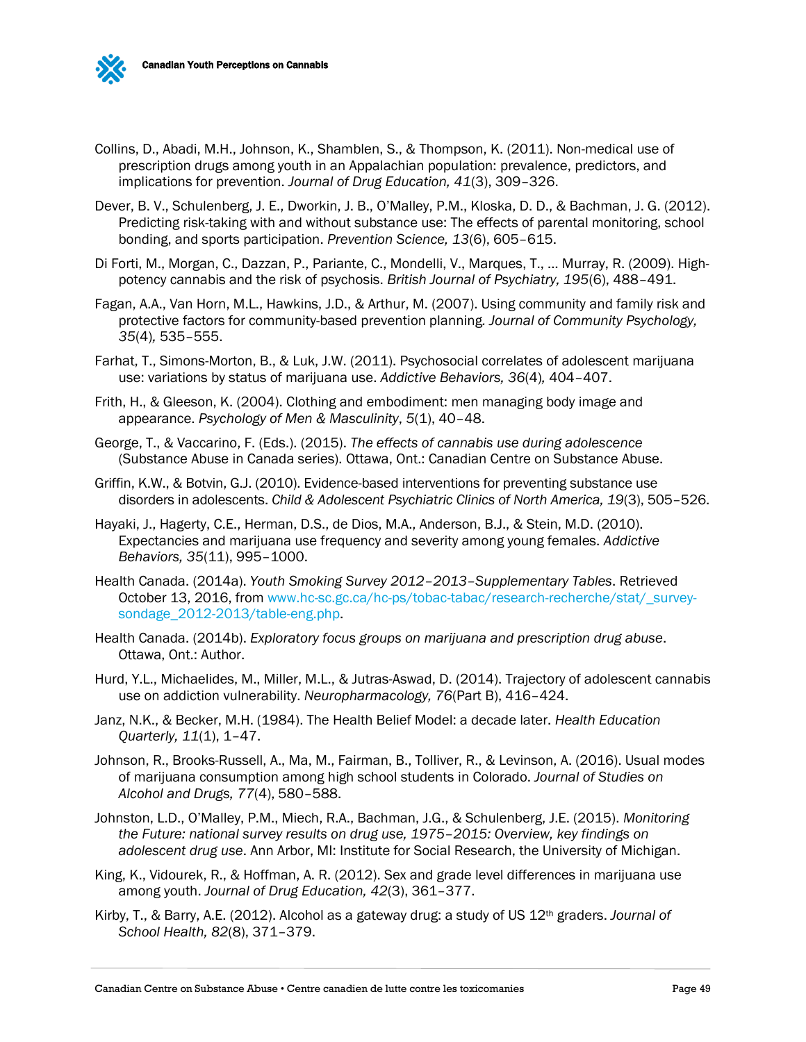Collins, D., Abadi, M.H., Johnson, K., Shamblen, S., & Thompson, K. (2011). Non-medical use of prescription drugs among youth in an Appalachian population: prevalence, predictors, and implications for prevention. *Journal of Drug Education, 41*(3), 309–326.

Dever, B. V., Schulenberg, J. E., Dworkin, J. B., O'Malley, P.M., Kloska, D. D., & Bachman, J. G. (2012). Predicting risk-taking with and without substance use: The effects of parental monitoring, school bonding, and sports participation. *Prevention Science, 13*(6), 605–615.

Di Forti, M., Morgan, C., Dazzan, P., Pariante, C., Mondelli, V., Marques, T., … Murray, R. (2009). High-potency cannabis and the risk of psychosis. *British Journal of Psychiatry, 195*(6), 488–491.

Fagan, A.A., Van Horn, M.L., Hawkins, J.D., & Arthur, M. (2007). Using community and family risk and protective factors for community-based prevention planning. *Journal of Community Psychology, 35*(4), 535–555.

Farhat, T., Simons-Morton, B., & Luk, J.W. (2011). Psychosocial correlates of adolescent marijuana use: variations by status of marijuana use. *Addictive Behaviors, 36*(4), 404–407.

Frith, H., & Gleeson, K. (2004). Clothing and embodiment: men managing body image and appearance. *Psychology of Men & Masculinity*, *5*(1), 40–48.

George, T., & Vaccarino, F. (Eds.). (2015). *The effects of cannabis use during adolescence* (Substance Abuse in Canada series). Ottawa, Ont.: Canadian Centre on Substance Abuse.

Griffin, K.W., & Botvin, G.J. (2010). Evidence-based interventions for preventing substance use disorders in adolescents. *Child & Adolescent Psychiatric Clinics of North America, 19*(3), 505–526.

Hayaki, J., Hagerty, C.E., Herman, D.S., de Dios, M.A., Anderson, B.J., & Stein, M.D. (2010). Expectancies and marijuana use frequency and severity among young females. *Addictive Behaviors, 35*(11), 995–1000.

Health Canada. (2014a). *Youth Smoking Survey 2012–2013–Supplementary Tables*. Retrieved October 13, 2016, from www.hc-sc.gc.ca/hc-ps/tobac-tabac/research-recherche/stat/_survey-sondage_2012-2013/table-eng.php.

Health Canada. (2014b). *Exploratory focus groups on marijuana and prescription drug abuse*. Ottawa, Ont.: Author.

Hurd, Y.L., Michaelides, M., Miller, M.L., & Jutras-Aswad, D. (2014). Trajectory of adolescent cannabis use on addiction vulnerability. *Neuropharmacology, 76*(Part B), 416–424.

Janz, N.K., & Becker, M.H. (1984). The Health Belief Model: a decade later. *Health Education Quarterly, 11*(1), 1–47.

Johnson, R., Brooks-Russell, A., Ma, M., Fairman, B., Tolliver, R., & Levinson, A. (2016). Usual modes of marijuana consumption among high school students in Colorado. *Journal of Studies on Alcohol and Drugs, 77*(4), 580–588.

Johnston, L.D., O'Malley, P.M., Miech, R.A., Bachman, J.G., & Schulenberg, J.E. (2015). *Monitoring the Future: national survey results on drug use, 1975–2015: Overview, key findings on adolescent drug use*. Ann Arbor, MI: Institute for Social Research, the University of Michigan.

King, K., Vidourek, R., & Hoffman, A. R. (2012). Sex and grade level differences in marijuana use among youth. *Journal of Drug Education, 42*(3), 361–377.

Kirby, T., & Barry, A.E. (2012). Alcohol as a gateway drug: a study of US 12th graders. *Journal of School Health, 82*(8), 371–379.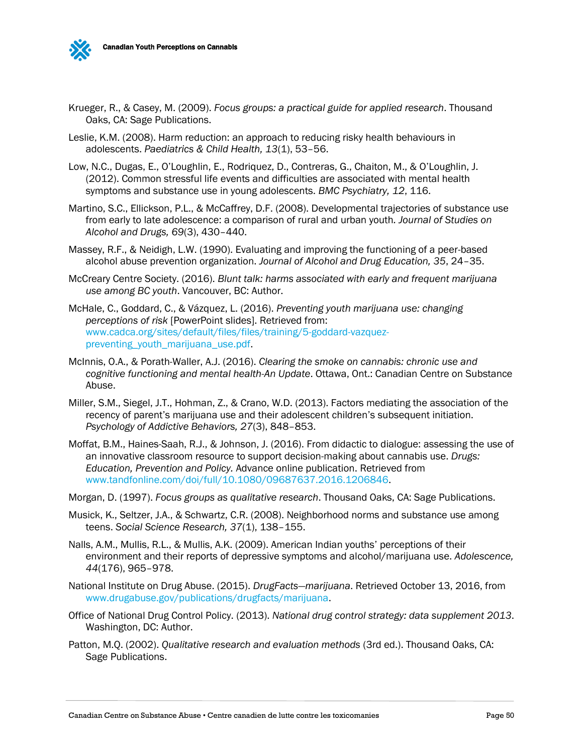Krueger, R., & Casey, M. (2009). *Focus groups: a practical guide for applied research*. Thousand Oaks, CA: Sage Publications.

Leslie, K.M. (2008). Harm reduction: an approach to reducing risky health behaviours in adolescents. *Paediatrics & Child Health, 13*(1), 53–56.

Low, N.C., Dugas, E., O'Loughlin, E., Rodriquez, D., Contreras, G., Chaiton, M., & O'Loughlin, J. (2012). Common stressful life events and difficulties are associated with mental health symptoms and substance use in young adolescents. *BMC Psychiatry, 12*, 116.

Martino, S.C., Ellickson, P.L., & McCaffrey, D.F. (2008). Developmental trajectories of substance use from early to late adolescence: a comparison of rural and urban youth. *Journal of Studies on Alcohol and Drugs, 69*(3), 430–440.

Massey, R.F., & Neidigh, L.W. (1990). Evaluating and improving the functioning of a peer-based alcohol abuse prevention organization. *Journal of Alcohol and Drug Education, 35*, 24–35.

McCreary Centre Society. (2016). *Blunt talk: harms associated with early and frequent marijuana use among BC youth*. Vancouver, BC: Author.

McHale, C., Goddard, C., & Vázquez, L. (2016). *Preventing youth marijuana use: changing perceptions of risk* [PowerPoint slides]. Retrieved from: www.cadca.org/sites/default/files/files/training/5-goddard-vazquez-preventing_youth_marijuana_use.pdf.

McInnis, O.A., & Porath-Waller, A.J. (2016). *Clearing the smoke on cannabis: chronic use and cognitive functioning and mental health-An Update*. Ottawa, Ont.: Canadian Centre on Substance Abuse.

Miller, S.M., Siegel, J.T., Hohman, Z., & Crano, W.D. (2013). Factors mediating the association of the recency of parent's marijuana use and their adolescent children's subsequent initiation. *Psychology of Addictive Behaviors, 27*(3), 848–853.

Moffat, B.M., Haines-Saah, R.J., & Johnson, J. (2016). From didactic to dialogue: assessing the use of an innovative classroom resource to support decision-making about cannabis use. *Drugs: Education, Prevention and Policy*. Advance online publication. Retrieved from www.tandfonline.com/doi/full/10.1080/09687637.2016.1206846.

Morgan, D. (1997). *Focus groups as qualitative research*. Thousand Oaks, CA: Sage Publications.

Musick, K., Seltzer, J.A., & Schwartz, C.R. (2008). Neighborhood norms and substance use among teens. *Social Science Research, 37*(1), 138–155.

Nalls, A.M., Mullis, R.L., & Mullis, A.K. (2009). American Indian youths' perceptions of their environment and their reports of depressive symptoms and alcohol/marijuana use. *Adolescence, 44*(176), 965–978.

National Institute on Drug Abuse. (2015). *DrugFacts—marijuana*. Retrieved October 13, 2016, from www.drugabuse.gov/publications/drugfacts/marijuana.

Office of National Drug Control Policy. (2013). *National drug control strategy: data supplement 2013*. Washington, DC: Author.

Patton, M.Q. (2002). *Qualitative research and evaluation methods* (3rd ed.). Thousand Oaks, CA: Sage Publications.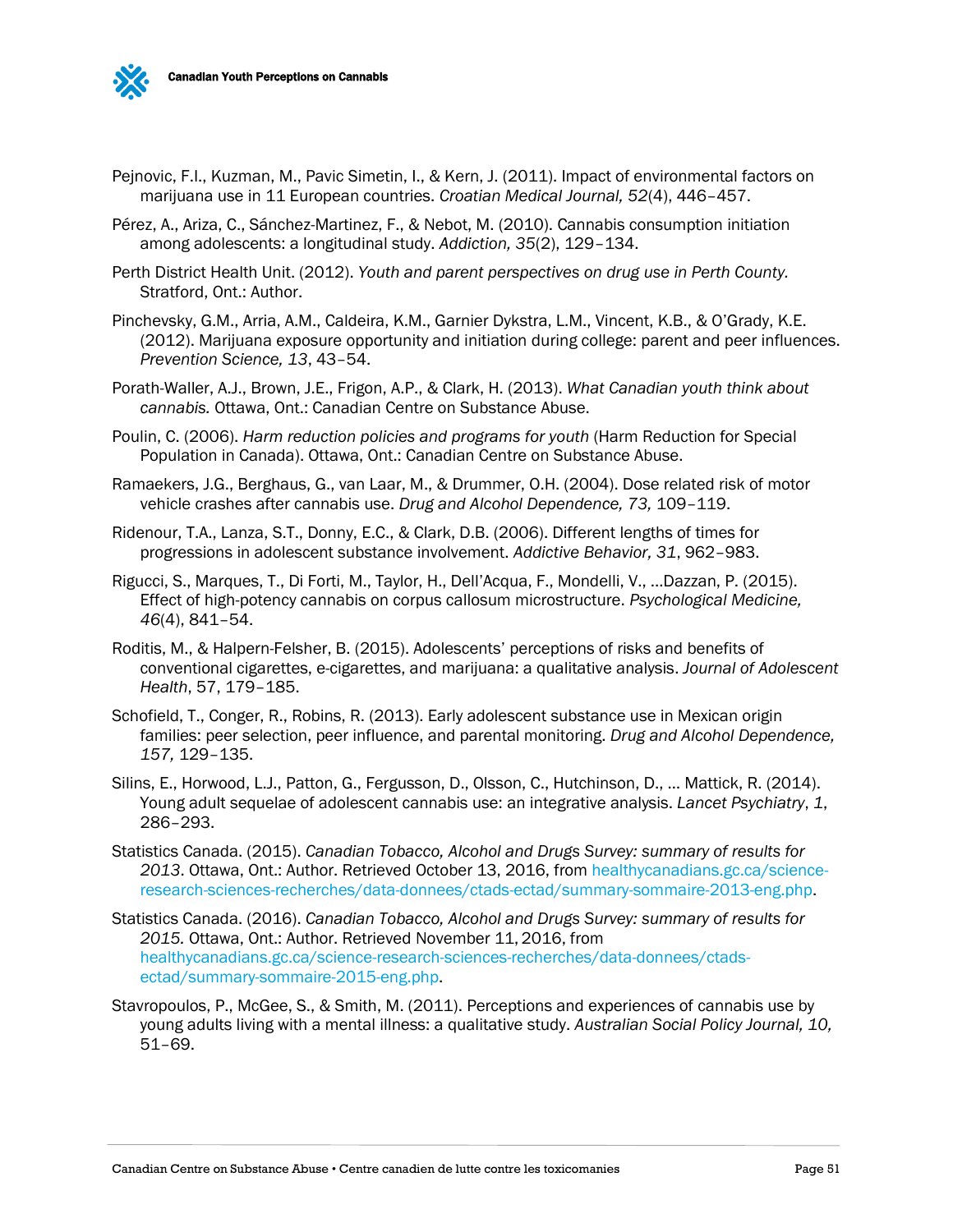Pejnovic, F.I., Kuzman, M., Pavic Simetin, I., & Kern, J. (2011). Impact of environmental factors on marijuana use in 11 European countries. *Croatian Medical Journal, 52*(4), 446–457.

Pérez, A., Ariza, C., Sánchez-Martinez, F., & Nebot, M. (2010). Cannabis consumption initiation among adolescents: a longitudinal study. *Addiction, 35*(2), 129–134.

Perth District Health Unit. (2012). *Youth and parent perspectives on drug use in Perth County.* Stratford, Ont.: Author.

Pinchevsky, G.M., Arria, A.M., Caldeira, K.M., Garnier Dykstra, L.M., Vincent, K.B., & O'Grady, K.E. (2012). Marijuana exposure opportunity and initiation during college: parent and peer influences. *Prevention Science, 13*, 43–54.

Porath-Waller, A.J., Brown, J.E., Frigon, A.P., & Clark, H. (2013). *What Canadian youth think about cannabis.* Ottawa, Ont.: Canadian Centre on Substance Abuse.

Poulin, C. (2006). *Harm reduction policies and programs for youth* (Harm Reduction for Special Population in Canada). Ottawa, Ont.: Canadian Centre on Substance Abuse.

Ramaekers, J.G., Berghaus, G., van Laar, M., & Drummer, O.H. (2004). Dose related risk of motor vehicle crashes after cannabis use. *Drug and Alcohol Dependence, 73,* 109–119.

Ridenour, T.A., Lanza, S.T., Donny, E.C., & Clark, D.B. (2006). Different lengths of times for progressions in adolescent substance involvement. *Addictive Behavior, 31*, 962–983.

Rigucci, S., Marques, T., Di Forti, M., Taylor, H., Dell'Acqua, F., Mondelli, V., …Dazzan, P. (2015). Effect of high-potency cannabis on corpus callosum microstructure. *Psychological Medicine, 46*(4), 841–54.

Roditis, M., & Halpern-Felsher, B. (2015). Adolescents' perceptions of risks and benefits of conventional cigarettes, e-cigarettes, and marijuana: a qualitative analysis. *Journal of Adolescent Health*, 57, 179–185.

Schofield, T., Conger, R., Robins, R. (2013). Early adolescent substance use in Mexican origin families: peer selection, peer influence, and parental monitoring. *Drug and Alcohol Dependence, 157,* 129–135.

Silins, E., Horwood, L.J., Patton, G., Fergusson, D., Olsson, C., Hutchinson, D., … Mattick, R. (2014). Young adult sequelae of adolescent cannabis use: an integrative analysis. *Lancet Psychiatry*, *1*, 286–293.

Statistics Canada. (2015). *Canadian Tobacco, Alcohol and Drugs Survey: summary of results for 2013*. Ottawa, Ont.: Author. Retrieved October 13, 2016, from healthycanadians.gc.ca/science-research-sciences-recherches/data-donnees/ctads-ectad/summary-sommaire-2013-eng.php.

Statistics Canada. (2016). *Canadian Tobacco, Alcohol and Drugs Survey: summary of results for 2015.* Ottawa, Ont.: Author. Retrieved November 11, 2016, from healthycanadians.gc.ca/science-research-sciences-recherches/data-donnees/ctads-ectad/summary-sommaire-2015-eng.php.

Stavropoulos, P., McGee, S., & Smith, M. (2011). Perceptions and experiences of cannabis use by young adults living with a mental illness: a qualitative study. *Australian Social Policy Journal, 10,* 51–69.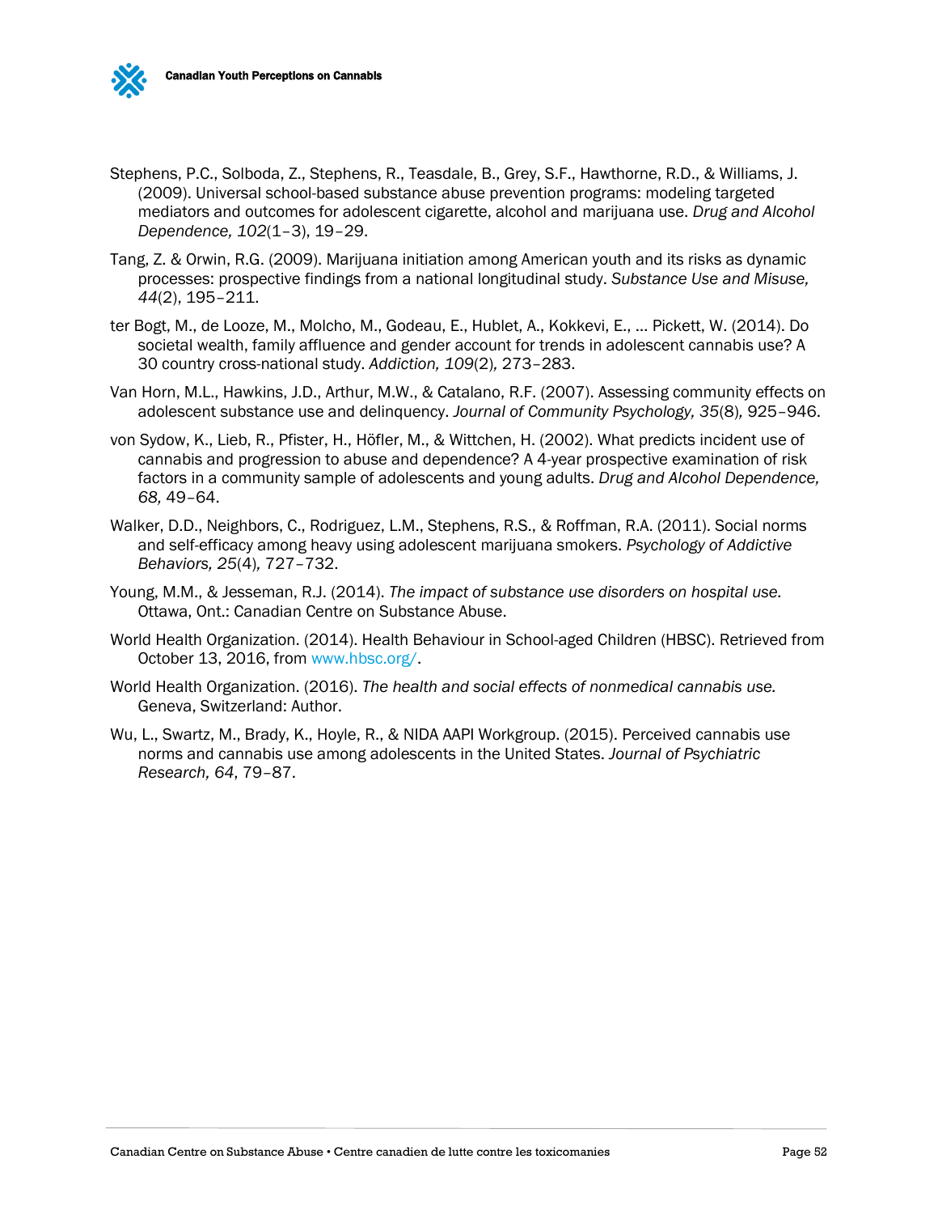Stephens, P.C., Solboda, Z., Stephens, R., Teasdale, B., Grey, S.F., Hawthorne, R.D., & Williams, J. (2009). Universal school-based substance abuse prevention programs: modeling targeted mediators and outcomes for adolescent cigarette, alcohol and marijuana use. *Drug and Alcohol Dependence, 102*(1–3), 19–29.

Tang, Z. & Orwin, R.G. (2009). Marijuana initiation among American youth and its risks as dynamic processes: prospective findings from a national longitudinal study. *Substance Use and Misuse, 44*(2), 195–211.

ter Bogt, M., de Looze, M., Molcho, M., Godeau, E., Hublet, A., Kokkevi, E., … Pickett, W. (2014). Do societal wealth, family affluence and gender account for trends in adolescent cannabis use? A 30 country cross-national study. *Addiction, 109*(2), 273–283.

Van Horn, M.L., Hawkins, J.D., Arthur, M.W., & Catalano, R.F. (2007). Assessing community effects on adolescent substance use and delinquency. *Journal of Community Psychology, 35*(8), 925–946.

von Sydow, K., Lieb, R., Pfister, H., Höfler, M., & Wittchen, H. (2002). What predicts incident use of cannabis and progression to abuse and dependence? A 4-year prospective examination of risk factors in a community sample of adolescents and young adults. *Drug and Alcohol Dependence, 68,* 49–64.

Walker, D.D., Neighbors, C., Rodriguez, L.M., Stephens, R.S., & Roffman, R.A. (2011). Social norms and self-efficacy among heavy using adolescent marijuana smokers. *Psychology of Addictive Behaviors, 25*(4), 727–732.

Young, M.M., & Jesseman, R.J. (2014). *The impact of substance use disorders on hospital use.* Ottawa, Ont.: Canadian Centre on Substance Abuse.

World Health Organization. (2014). Health Behaviour in School-aged Children (HBSC). Retrieved from October 13, 2016, from www.hbsc.org/.

World Health Organization. (2016). *The health and social effects of nonmedical cannabis use.* Geneva, Switzerland: Author.

Wu, L., Swartz, M., Brady, K., Hoyle, R., & NIDA AAPI Workgroup. (2015). Perceived cannabis use norms and cannabis use among adolescents in the United States. *Journal of Psychiatric Research, 64*, 79–87.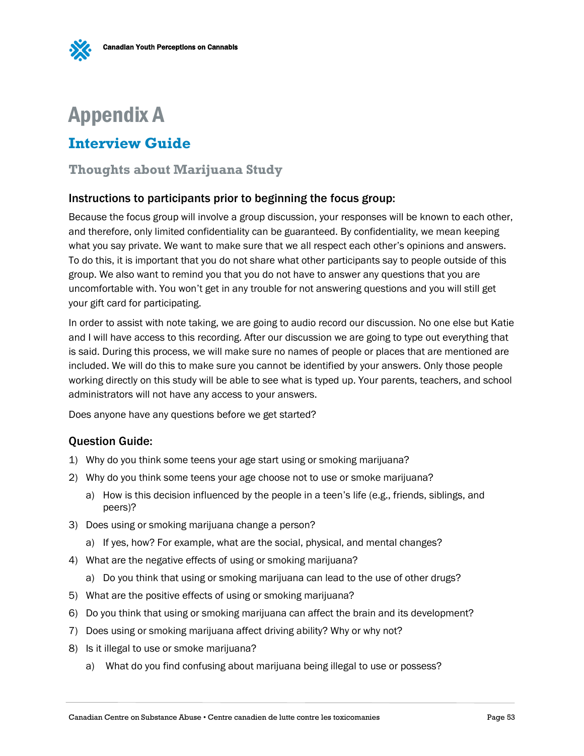# Appendix A

## Interview Guide

### Thoughts about Marijuana Study

#### Instructions to participants prior to beginning the focus group:

Because the focus group will involve a group discussion, your responses will be known to each other, and therefore, only limited confidentiality can be guaranteed. By confidentiality, we mean keeping what you say private. We want to make sure that we all respect each other's opinions and answers. To do this, it is important that you do not share what other participants say to people outside of this group. We also want to remind you that you do not have to answer any questions that you are uncomfortable with. You won't get in any trouble for not answering questions and you will still get your gift card for participating.

In order to assist with note taking, we are going to audio record our discussion. No one else but Katie and I will have access to this recording. After our discussion we are going to type out everything that is said. During this process, we will make sure no names of people or places that are mentioned are included. We will do this to make sure you cannot be identified by your answers. Only those people working directly on this study will be able to see what is typed up. Your parents, teachers, and school administrators will not have any access to your answers.

Does anyone have any questions before we get started?

#### Question Guide:

1) Why do you think some teens your age start using or smoking marijuana?
2) Why do you think some teens your age choose not to use or smoke marijuana?
   a) How is this decision influenced by the people in a teen's life (e.g., friends, siblings, and peers)?
3) Does using or smoking marijuana change a person?
   a) If yes, how? For example, what are the social, physical, and mental changes?
4) What are the negative effects of using or smoking marijuana?
   a) Do you think that using or smoking marijuana can lead to the use of other drugs?
5) What are the positive effects of using or smoking marijuana?
6) Do you think that using or smoking marijuana can affect the brain and its development?
7) Does using or smoking marijuana affect driving ability? Why or why not?
8) Is it illegal to use or smoke marijuana?
   a) What do you find confusing about marijuana being illegal to use or possess?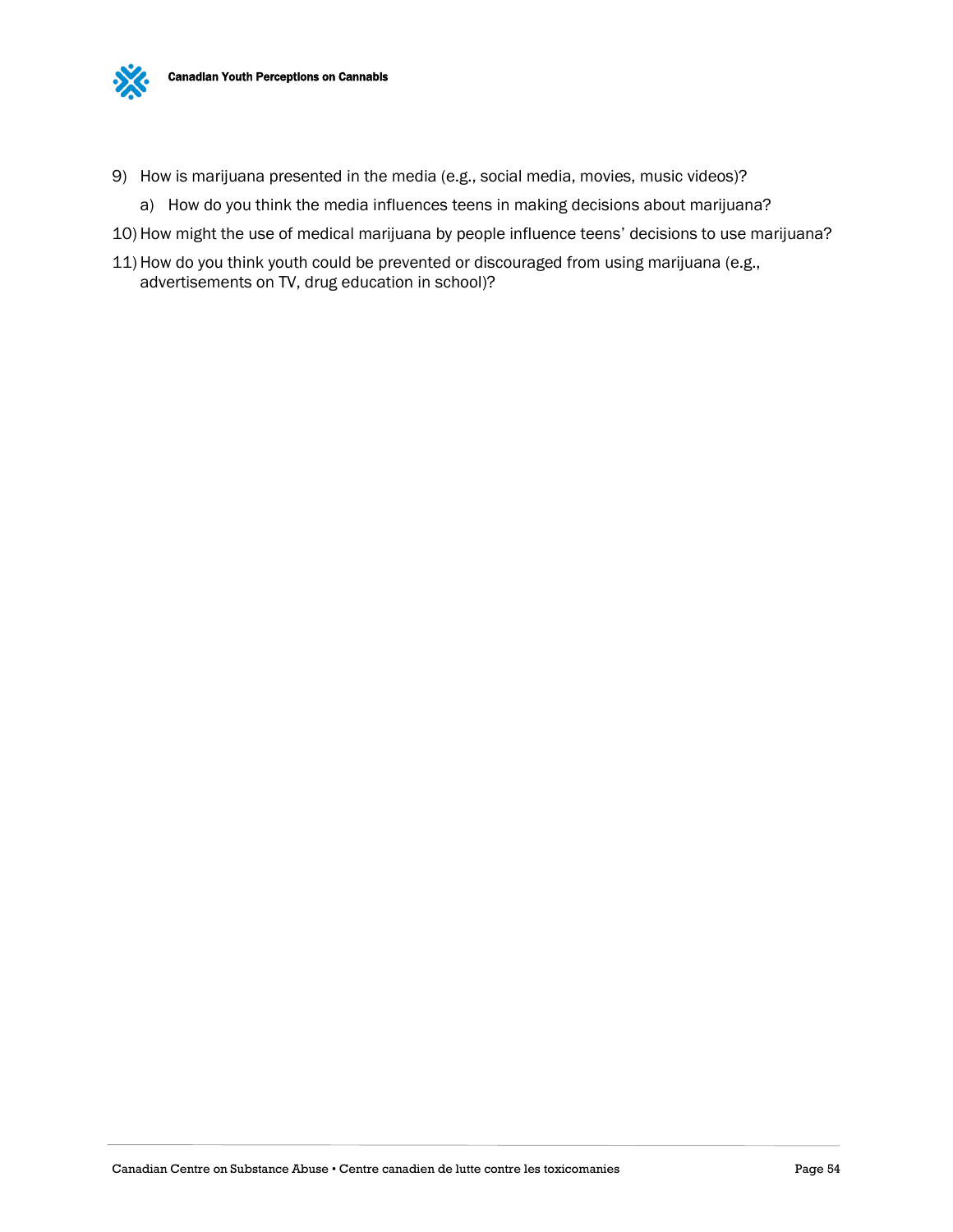9) How is marijuana presented in the media (e.g., social media, movies, music videos)?
    a) How do you think the media influences teens in making decisions about marijuana?
10) How might the use of medical marijuana by people influence teens' decisions to use marijuana?
11) How do you think youth could be prevented or discouraged from using marijuana (e.g., advertisements on TV, drug education in school)?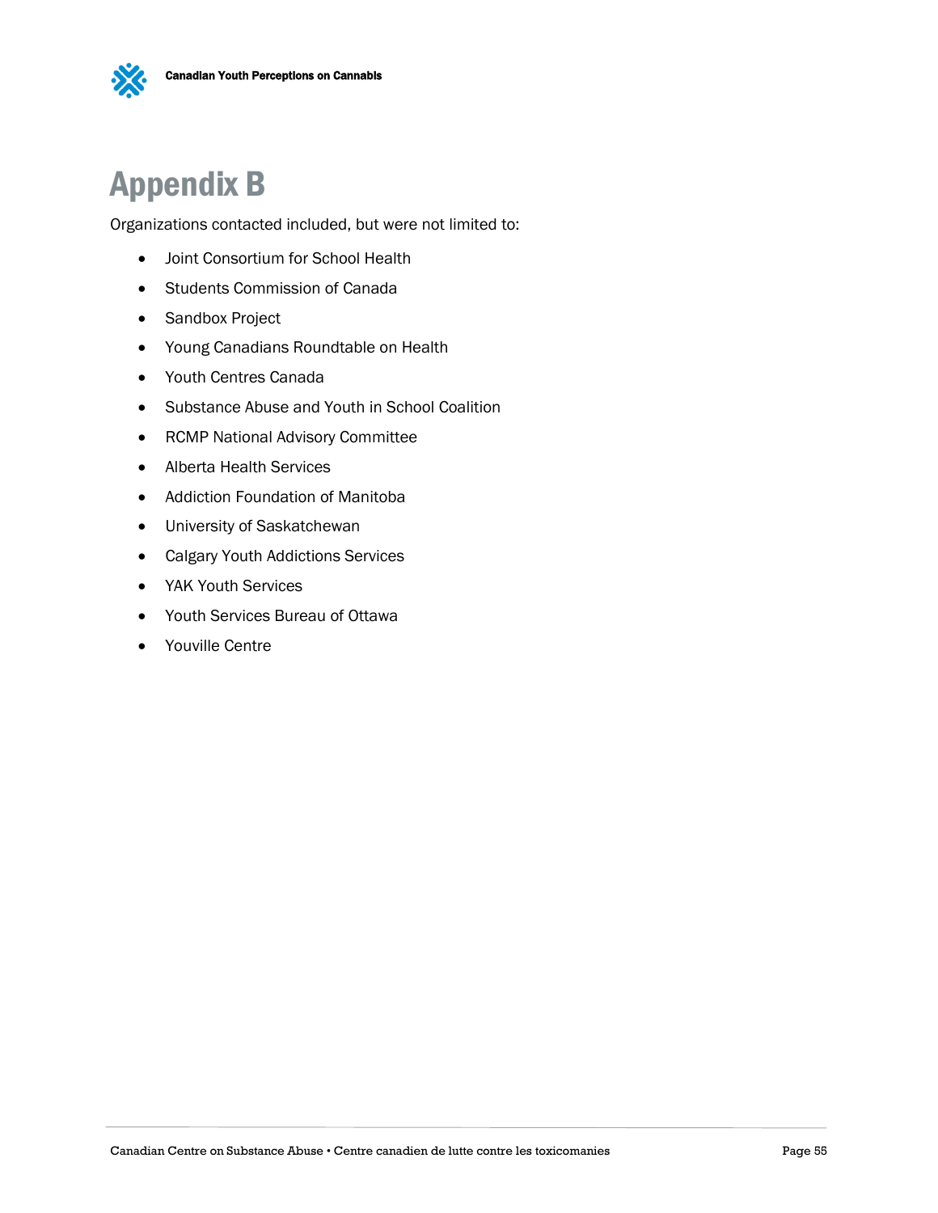# Appendix B

Organizations contacted included, but were not limited to:

- Joint Consortium for School Health
- Students Commission of Canada
- Sandbox Project
- Young Canadians Roundtable on Health
- Youth Centres Canada
- Substance Abuse and Youth in School Coalition
- RCMP National Advisory Committee
- Alberta Health Services
- Addiction Foundation of Manitoba
- University of Saskatchewan
- Calgary Youth Addictions Services
- YAK Youth Services
- Youth Services Bureau of Ottawa
- Youville Centre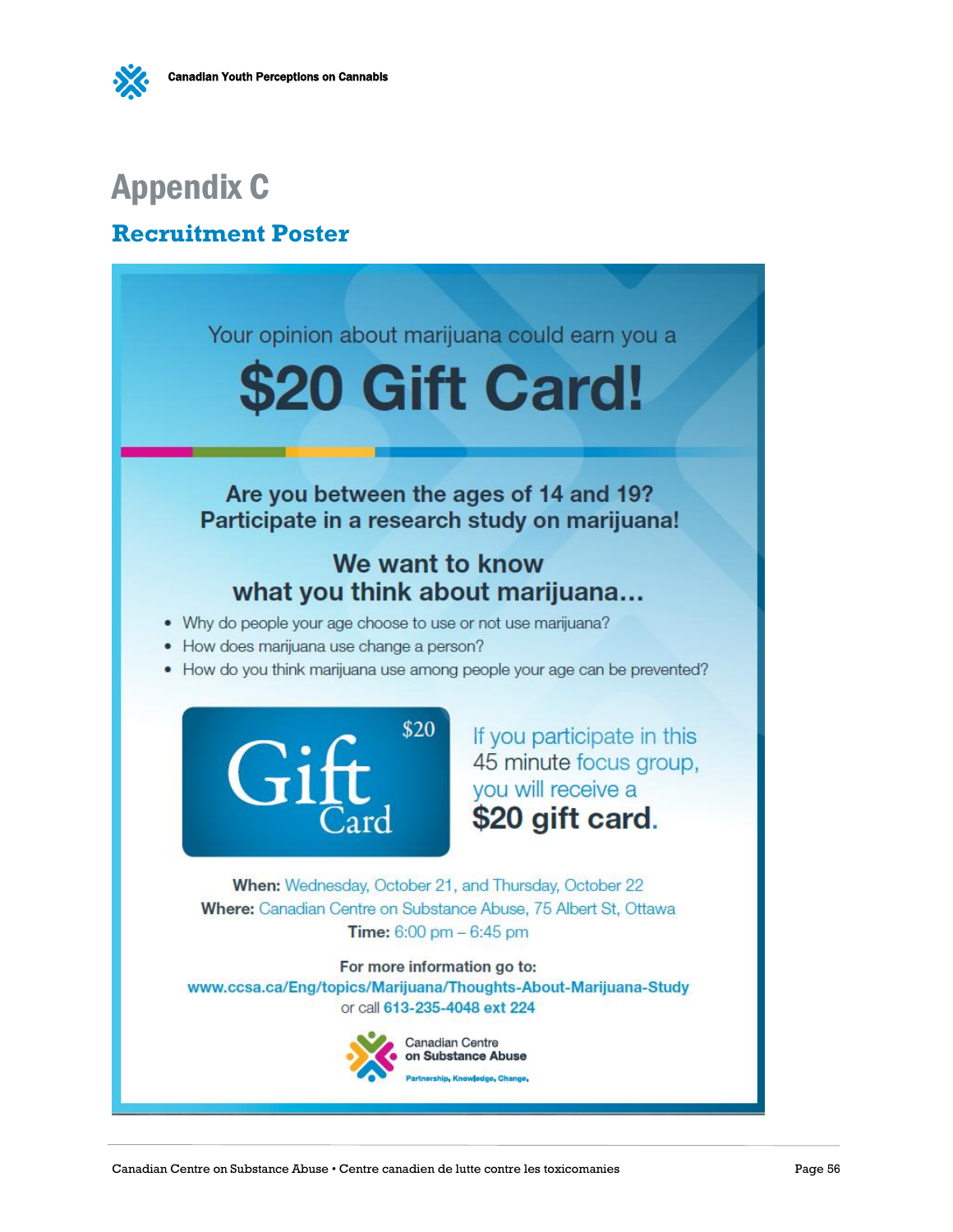# Appendix C

## Recruitment Poster

Your opinion about marijuana could earn you a

# $20 Gift Card!

**Are you between the ages of 14 and 19?**
**Participate in a research study on marijuana!**

### We want to know what you think about marijuana…

- Why do people your age choose to use or not use marijuana?
- How does marijuana use change a person?
- How do you think marijuana use among people your age can be prevented?

$20 Gift Card

If you participate in this 45 minute focus group, you will receive a **$20 gift card**.

**When:** Wednesday, October 21, and Thursday, October 22
**Where:** Canadian Centre on Substance Abuse, 75 Albert St, Ottawa
**Time:** 6:00 pm – 6:45 pm

**For more information go to:**
**www.ccsa.ca/Eng/topics/Marijuana/Thoughts-About-Marijuana-Study**
or call **613-235-4048 ext 224**

Canadian Centre on Substance Abuse
Partnership. Knowledge. Change.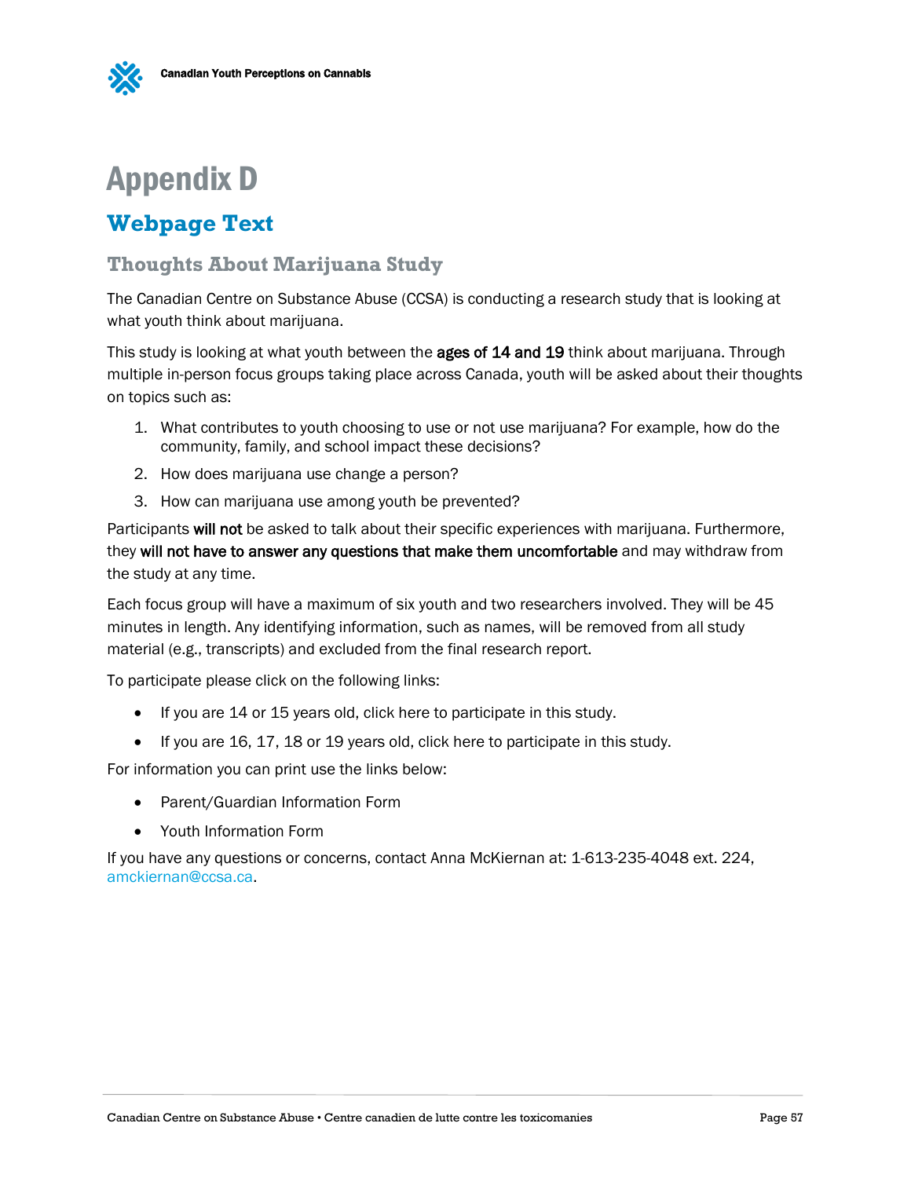# Appendix D

## Webpage Text

### Thoughts About Marijuana Study

The Canadian Centre on Substance Abuse (CCSA) is conducting a research study that is looking at what youth think about marijuana.

This study is looking at what youth between the **ages of 14 and 19** think about marijuana. Through multiple in-person focus groups taking place across Canada, youth will be asked about their thoughts on topics such as:

1. What contributes to youth choosing to use or not use marijuana? For example, how do the community, family, and school impact these decisions?
2. How does marijuana use change a person?
3. How can marijuana use among youth be prevented?

Participants **will not** be asked to talk about their specific experiences with marijuana. Furthermore, they **will not have to answer any questions that make them uncomfortable** and may withdraw from the study at any time.

Each focus group will have a maximum of six youth and two researchers involved. They will be 45 minutes in length. Any identifying information, such as names, will be removed from all study material (e.g., transcripts) and excluded from the final research report.

To participate please click on the following links:

- If you are 14 or 15 years old, click here to participate in this study.
- If you are 16, 17, 18 or 19 years old, click here to participate in this study.

For information you can print use the links below:

- Parent/Guardian Information Form
- Youth Information Form

If you have any questions or concerns, contact Anna McKiernan at: 1-613-235-4048 ext. 224, amckiernan@ccsa.ca.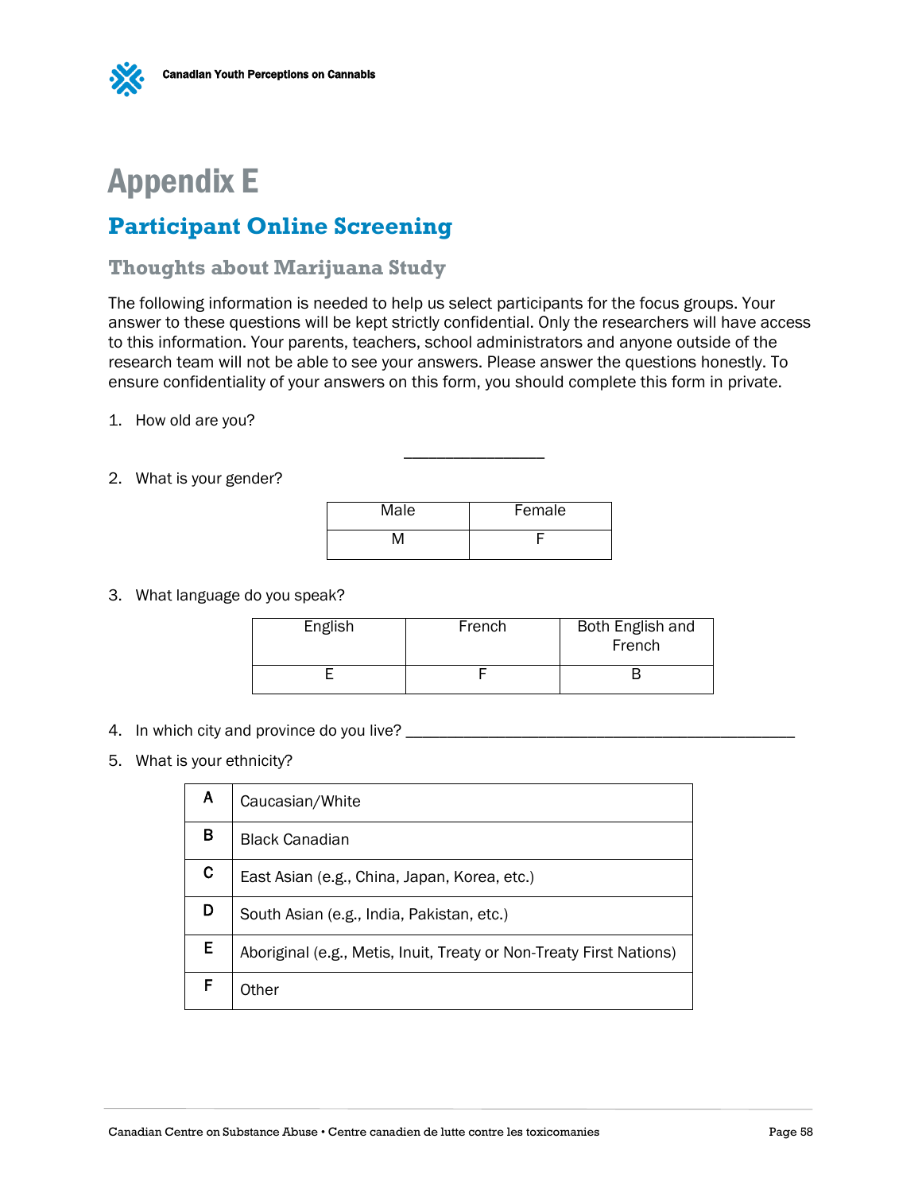# Appendix E

## Participant Online Screening

### Thoughts about Marijuana Study

The following information is needed to help us select participants for the focus groups. Your answer to these questions will be kept strictly confidential. Only the researchers will have access to this information. Your parents, teachers, school administrators and anyone outside of the research team will not be able to see your answers. Please answer the questions honestly. To ensure confidentiality of your answers on this form, you should complete this form in private.

1. How old are you?

   ________________

2. What is your gender?

| Male | Female |
|---|---|
| M | F |

3. What language do you speak?

| English | French | Both English and French |
|---|---|---|
| E | F | B |

4. In which city and province do you live? ____________________________________________

5. What is your ethnicity?

| | |
|---|---|
| A | Caucasian/White |
| B | Black Canadian |
| C | East Asian (e.g., China, Japan, Korea, etc.) |
| D | South Asian (e.g., India, Pakistan, etc.) |
| E | Aboriginal (e.g., Metis, Inuit, Treaty or Non-Treaty First Nations) |
| F | Other |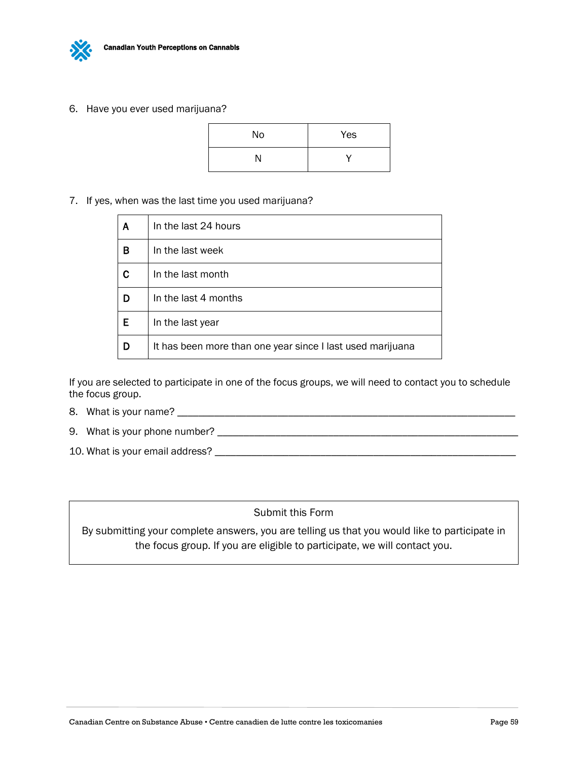6. Have you ever used marijuana?

| No | Yes |
| --- | --- |
| N | Y |

7. If yes, when was the last time you used marijuana?

| | |
| --- | --- |
| **A** | In the last 24 hours |
| **B** | In the last week |
| **C** | In the last month |
| **D** | In the last 4 months |
| **E** | In the last year |
| **D** | It has been more than one year since I last used marijuana |

If you are selected to participate in one of the focus groups, we will need to contact you to schedule the focus group.

8. What is your name? ___________________________________________________________

9. What is your phone number? ___________________________________________________

10. What is your email address? __________________________________________________

| Submit this Form |
| --- |
| By submitting your complete answers, you are telling us that you would like to participate in the focus group. If you are eligible to participate, we will contact you. |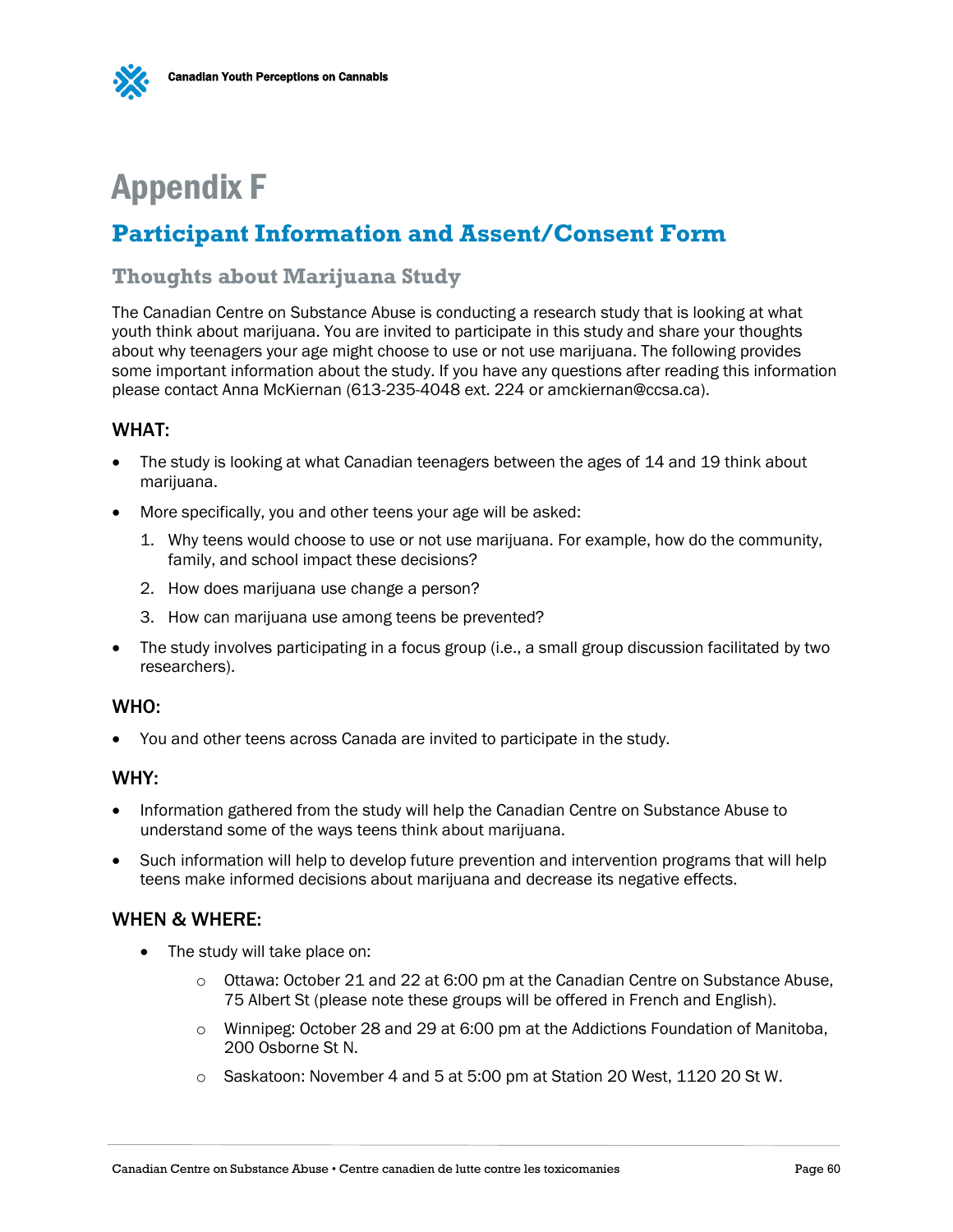# Appendix F

## Participant Information and Assent/Consent Form

### Thoughts about Marijuana Study

The Canadian Centre on Substance Abuse is conducting a research study that is looking at what youth think about marijuana. You are invited to participate in this study and share your thoughts about why teenagers your age might choose to use or not use marijuana. The following provides some important information about the study. If you have any questions after reading this information please contact Anna McKiernan (613-235-4048 ext. 224 or amckiernan@ccsa.ca).

#### WHAT:

- The study is looking at what Canadian teenagers between the ages of 14 and 19 think about marijuana.
- More specifically, you and other teens your age will be asked:
  1. Why teens would choose to use or not use marijuana. For example, how do the community, family, and school impact these decisions?
  2. How does marijuana use change a person?
  3. How can marijuana use among teens be prevented?
- The study involves participating in a focus group (i.e., a small group discussion facilitated by two researchers).

#### WHO:

- You and other teens across Canada are invited to participate in the study.

#### WHY:

- Information gathered from the study will help the Canadian Centre on Substance Abuse to understand some of the ways teens think about marijuana.
- Such information will help to develop future prevention and intervention programs that will help teens make informed decisions about marijuana and decrease its negative effects.

#### WHEN & WHERE:

- The study will take place on:
  - Ottawa: October 21 and 22 at 6:00 pm at the Canadian Centre on Substance Abuse, 75 Albert St (please note these groups will be offered in French and English).
  - Winnipeg: October 28 and 29 at 6:00 pm at the Addictions Foundation of Manitoba, 200 Osborne St N.
  - Saskatoon: November 4 and 5 at 5:00 pm at Station 20 West, 1120 20 St W.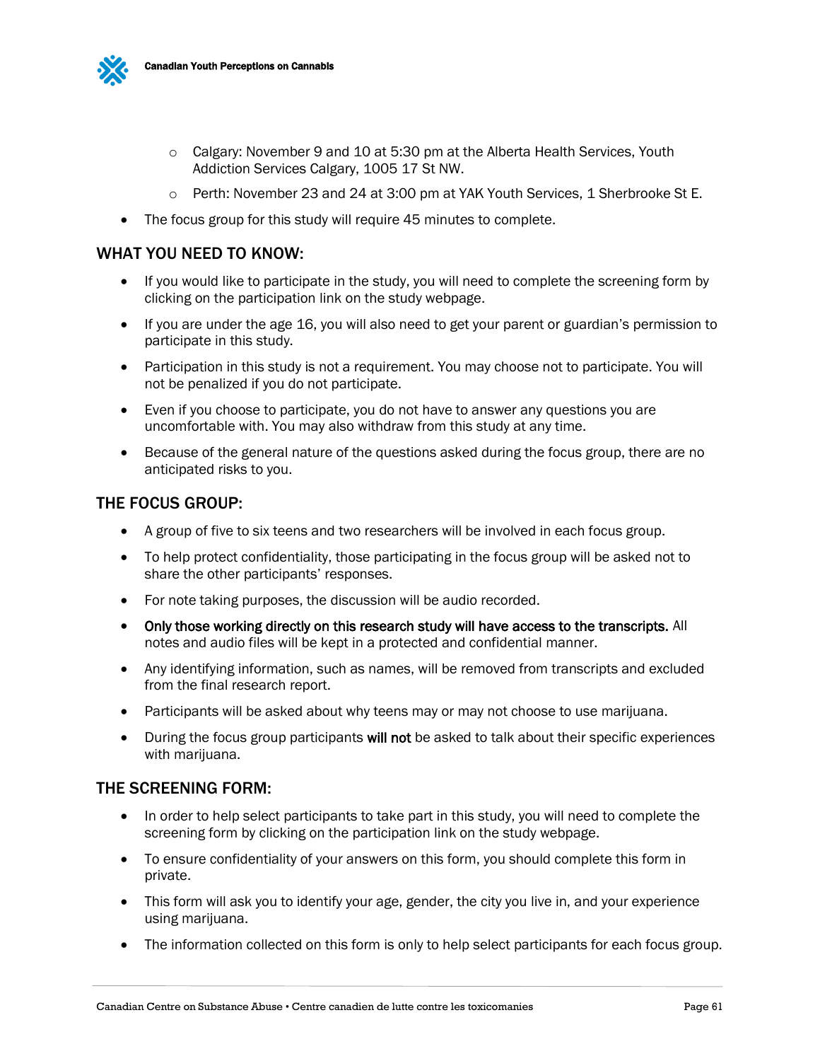- Calgary: November 9 and 10 at 5:30 pm at the Alberta Health Services, Youth Addiction Services Calgary, 1005 17 St NW.
  - Perth: November 23 and 24 at 3:00 pm at YAK Youth Services, 1 Sherbrooke St E.
- The focus group for this study will require 45 minutes to complete.

## WHAT YOU NEED TO KNOW:

- If you would like to participate in the study, you will need to complete the screening form by clicking on the participation link on the study webpage.
- If you are under the age 16, you will also need to get your parent or guardian's permission to participate in this study.
- Participation in this study is not a requirement. You may choose not to participate. You will not be penalized if you do not participate.
- Even if you choose to participate, you do not have to answer any questions you are uncomfortable with. You may also withdraw from this study at any time.
- Because of the general nature of the questions asked during the focus group, there are no anticipated risks to you.

## THE FOCUS GROUP:

- A group of five to six teens and two researchers will be involved in each focus group.
- To help protect confidentiality, those participating in the focus group will be asked not to share the other participants' responses.
- For note taking purposes, the discussion will be audio recorded.
- **Only those working directly on this research study will have access to the transcripts.** All notes and audio files will be kept in a protected and confidential manner.
- Any identifying information, such as names, will be removed from transcripts and excluded from the final research report.
- Participants will be asked about why teens may or may not choose to use marijuana.
- During the focus group participants **will not** be asked to talk about their specific experiences with marijuana.

## THE SCREENING FORM:

- In order to help select participants to take part in this study, you will need to complete the screening form by clicking on the participation link on the study webpage.
- To ensure confidentiality of your answers on this form, you should complete this form in private.
- This form will ask you to identify your age, gender, the city you live in, and your experience using marijuana.
- The information collected on this form is only to help select participants for each focus group.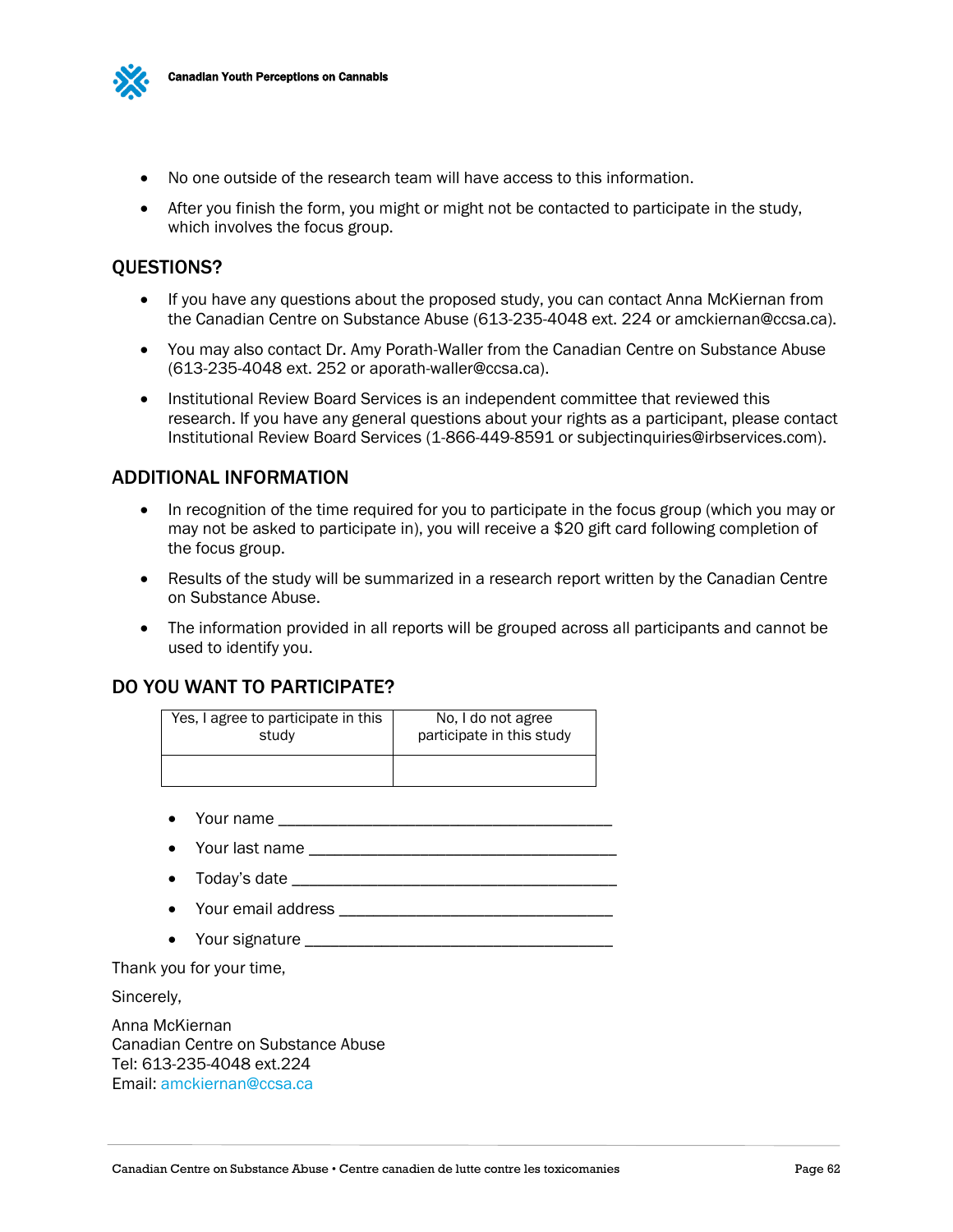- No one outside of the research team will have access to this information.
- After you finish the form, you might or might not be contacted to participate in the study, which involves the focus group.

## QUESTIONS?

- If you have any questions about the proposed study, you can contact Anna McKiernan from the Canadian Centre on Substance Abuse (613-235-4048 ext. 224 or amckiernan@ccsa.ca).
- You may also contact Dr. Amy Porath-Waller from the Canadian Centre on Substance Abuse (613-235-4048 ext. 252 or aporath-waller@ccsa.ca).
- Institutional Review Board Services is an independent committee that reviewed this research. If you have any general questions about your rights as a participant, please contact Institutional Review Board Services (1-866-449-8591 or subjectinquiries@irbservices.com).

## ADDITIONAL INFORMATION

- In recognition of the time required for you to participate in the focus group (which you may or may not be asked to participate in), you will receive a $20 gift card following completion of the focus group.
- Results of the study will be summarized in a research report written by the Canadian Centre on Substance Abuse.
- The information provided in all reports will be grouped across all participants and cannot be used to identify you.

## DO YOU WANT TO PARTICIPATE?

| Yes, I agree to participate in this study | No, I do not agree participate in this study |
|---|---|
| | |

- Your name ________________________________________
- Your last name ____________________________________
- Today's date ______________________________________
- Your email address _________________________________
- Your signature _____________________________________

Thank you for your time,

Sincerely,

Anna McKiernan
Canadian Centre on Substance Abuse
Tel: 613-235-4048 ext.224
Email: amckiernan@ccsa.ca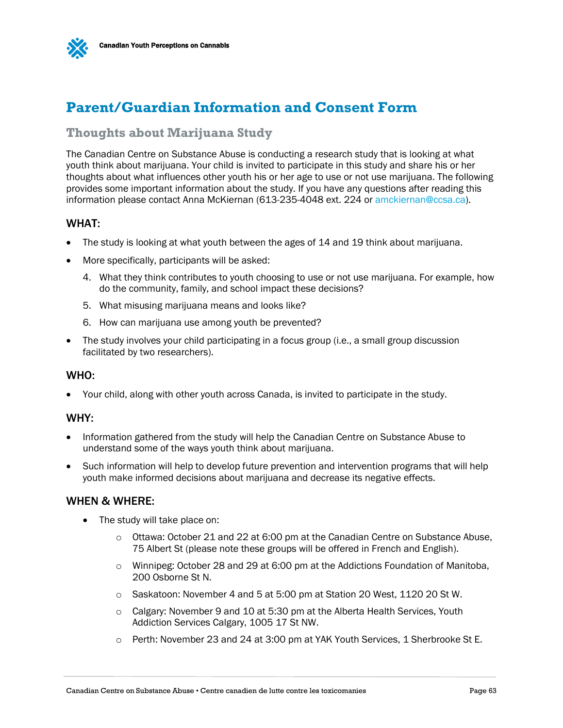# Parent/Guardian Information and Consent Form

## Thoughts about Marijuana Study

The Canadian Centre on Substance Abuse is conducting a research study that is looking at what youth think about marijuana. Your child is invited to participate in this study and share his or her thoughts about what influences other youth his or her age to use or not use marijuana. The following provides some important information about the study. If you have any questions after reading this information please contact Anna McKiernan (613-235-4048 ext. 224 or amckiernan@ccsa.ca).

### WHAT:

- The study is looking at what youth between the ages of 14 and 19 think about marijuana.
- More specifically, participants will be asked:
  4. What they think contributes to youth choosing to use or not use marijuana. For example, how do the community, family, and school impact these decisions?
  5. What misusing marijuana means and looks like?
  6. How can marijuana use among youth be prevented?
- The study involves your child participating in a focus group (i.e., a small group discussion facilitated by two researchers).

### WHO:

- Your child, along with other youth across Canada, is invited to participate in the study.

### WHY:

- Information gathered from the study will help the Canadian Centre on Substance Abuse to understand some of the ways youth think about marijuana.
- Such information will help to develop future prevention and intervention programs that will help youth make informed decisions about marijuana and decrease its negative effects.

### WHEN & WHERE:

- The study will take place on:
  - Ottawa: October 21 and 22 at 6:00 pm at the Canadian Centre on Substance Abuse, 75 Albert St (please note these groups will be offered in French and English).
  - Winnipeg: October 28 and 29 at 6:00 pm at the Addictions Foundation of Manitoba, 200 Osborne St N.
  - Saskatoon: November 4 and 5 at 5:00 pm at Station 20 West, 1120 20 St W.
  - Calgary: November 9 and 10 at 5:30 pm at the Alberta Health Services, Youth Addiction Services Calgary, 1005 17 St NW.
  - Perth: November 23 and 24 at 3:00 pm at YAK Youth Services, 1 Sherbrooke St E.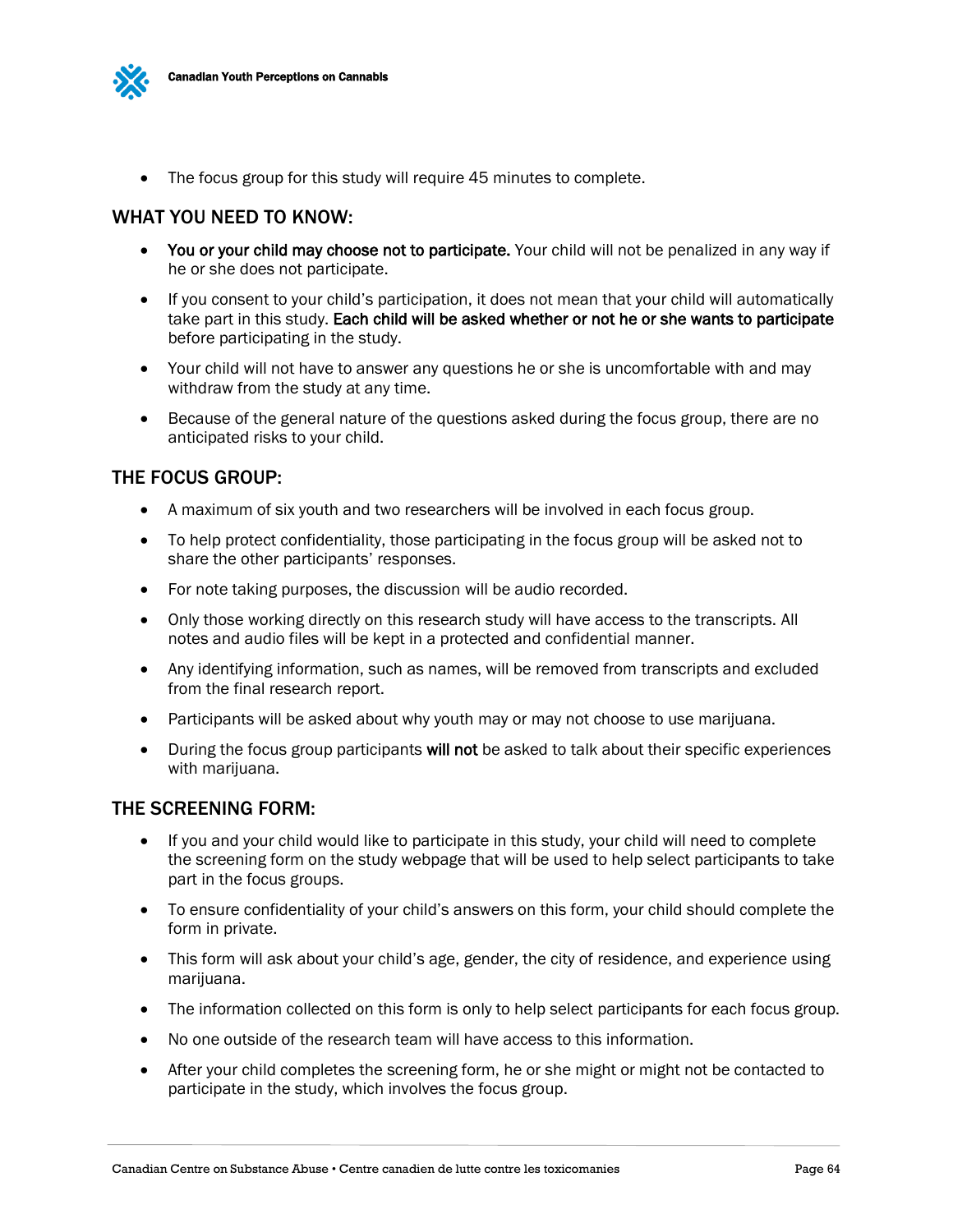- The focus group for this study will require 45 minutes to complete.

## WHAT YOU NEED TO KNOW:

- **You or your child may choose not to participate.** Your child will not be penalized in any way if he or she does not participate.
- If you consent to your child's participation, it does not mean that your child will automatically take part in this study. **Each child will be asked whether or not he or she wants to participate** before participating in the study.
- Your child will not have to answer any questions he or she is uncomfortable with and may withdraw from the study at any time.
- Because of the general nature of the questions asked during the focus group, there are no anticipated risks to your child.

## THE FOCUS GROUP:

- A maximum of six youth and two researchers will be involved in each focus group.
- To help protect confidentiality, those participating in the focus group will be asked not to share the other participants' responses.
- For note taking purposes, the discussion will be audio recorded.
- Only those working directly on this research study will have access to the transcripts. All notes and audio files will be kept in a protected and confidential manner.
- Any identifying information, such as names, will be removed from transcripts and excluded from the final research report.
- Participants will be asked about why youth may or may not choose to use marijuana.
- During the focus group participants **will not** be asked to talk about their specific experiences with marijuana.

## THE SCREENING FORM:

- If you and your child would like to participate in this study, your child will need to complete the screening form on the study webpage that will be used to help select participants to take part in the focus groups.
- To ensure confidentiality of your child's answers on this form, your child should complete the form in private.
- This form will ask about your child's age, gender, the city of residence, and experience using marijuana.
- The information collected on this form is only to help select participants for each focus group.
- No one outside of the research team will have access to this information.
- After your child completes the screening form, he or she might or might not be contacted to participate in the study, which involves the focus group.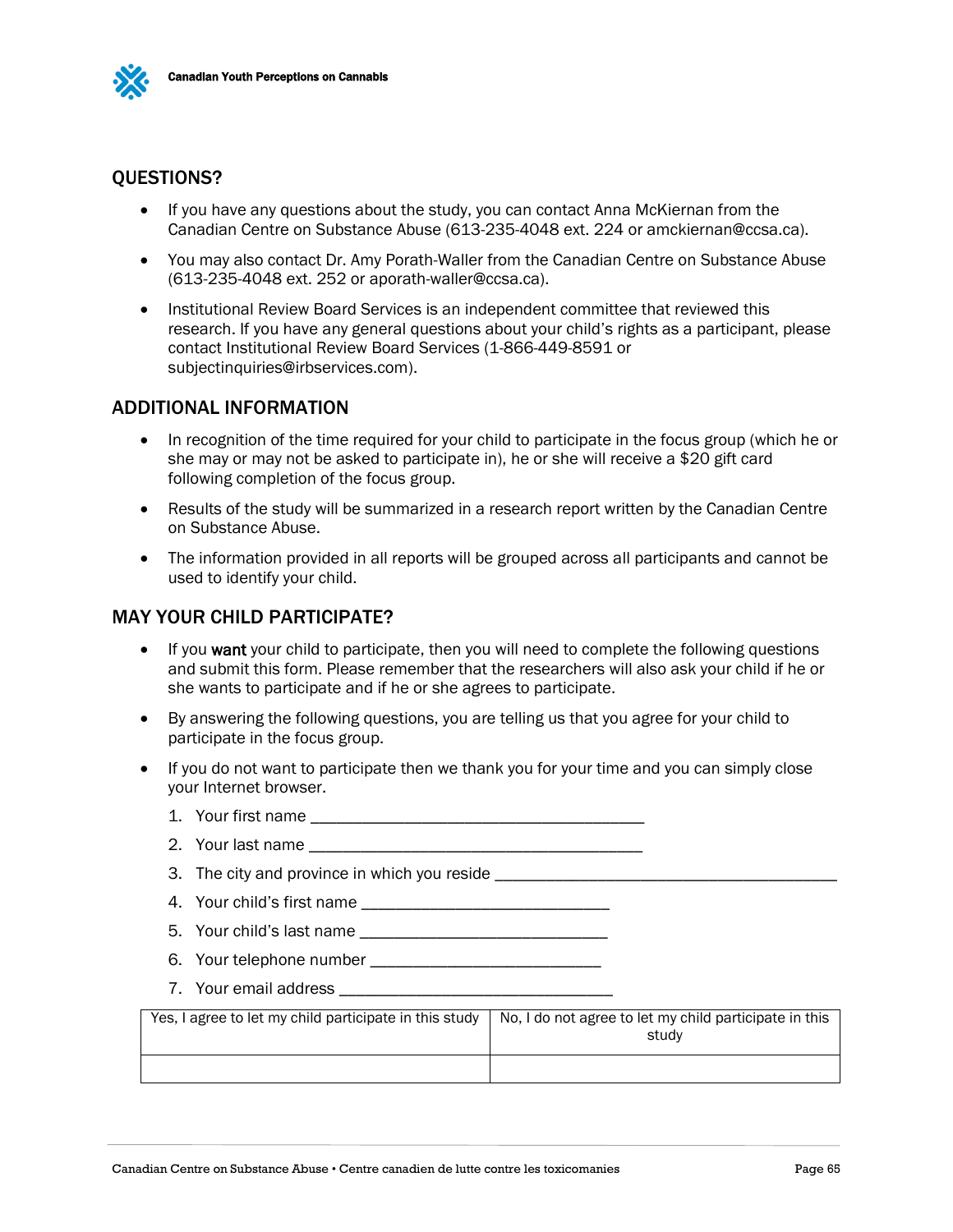## QUESTIONS?

- If you have any questions about the study, you can contact Anna McKiernan from the Canadian Centre on Substance Abuse (613-235-4048 ext. 224 or amckiernan@ccsa.ca).
- You may also contact Dr. Amy Porath-Waller from the Canadian Centre on Substance Abuse (613-235-4048 ext. 252 or aporath-waller@ccsa.ca).
- Institutional Review Board Services is an independent committee that reviewed this research. If you have any general questions about your child's rights as a participant, please contact Institutional Review Board Services (1-866-449-8591 or subjectinquiries@irbservices.com).

## ADDITIONAL INFORMATION

- In recognition of the time required for your child to participate in the focus group (which he or she may or may not be asked to participate in), he or she will receive a $20 gift card following completion of the focus group.
- Results of the study will be summarized in a research report written by the Canadian Centre on Substance Abuse.
- The information provided in all reports will be grouped across all participants and cannot be used to identify your child.

## MAY YOUR CHILD PARTICIPATE?

- If you **want** your child to participate, then you will need to complete the following questions and submit this form. Please remember that the researchers will also ask your child if he or she wants to participate and if he or she agrees to participate.
- By answering the following questions, you are telling us that you agree for your child to participate in the focus group.
- If you do not want to participate then we thank you for your time and you can simply close your Internet browser.

  1. Your first name ________________________________________
  2. Your last name ________________________________________
  3. The city and province in which you reside ________________________________________
  4. Your child's first name ______________________________
  5. Your child's last name ______________________________
  6. Your telephone number ____________________________
  7. Your email address ________________________________

| Yes, I agree to let my child participate in this study | No, I do not agree to let my child participate in this study |
|---|---|
| | |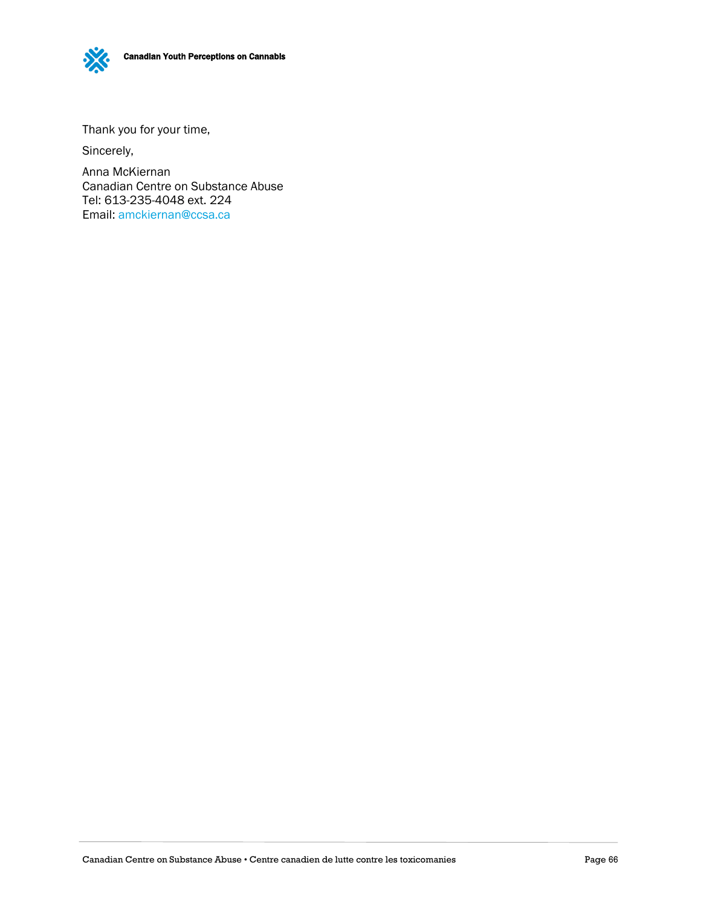Thank you for your time,

Sincerely,

Anna McKiernan
Canadian Centre on Substance Abuse
Tel: 613-235-4048 ext. 224
Email: amckiernan@ccsa.ca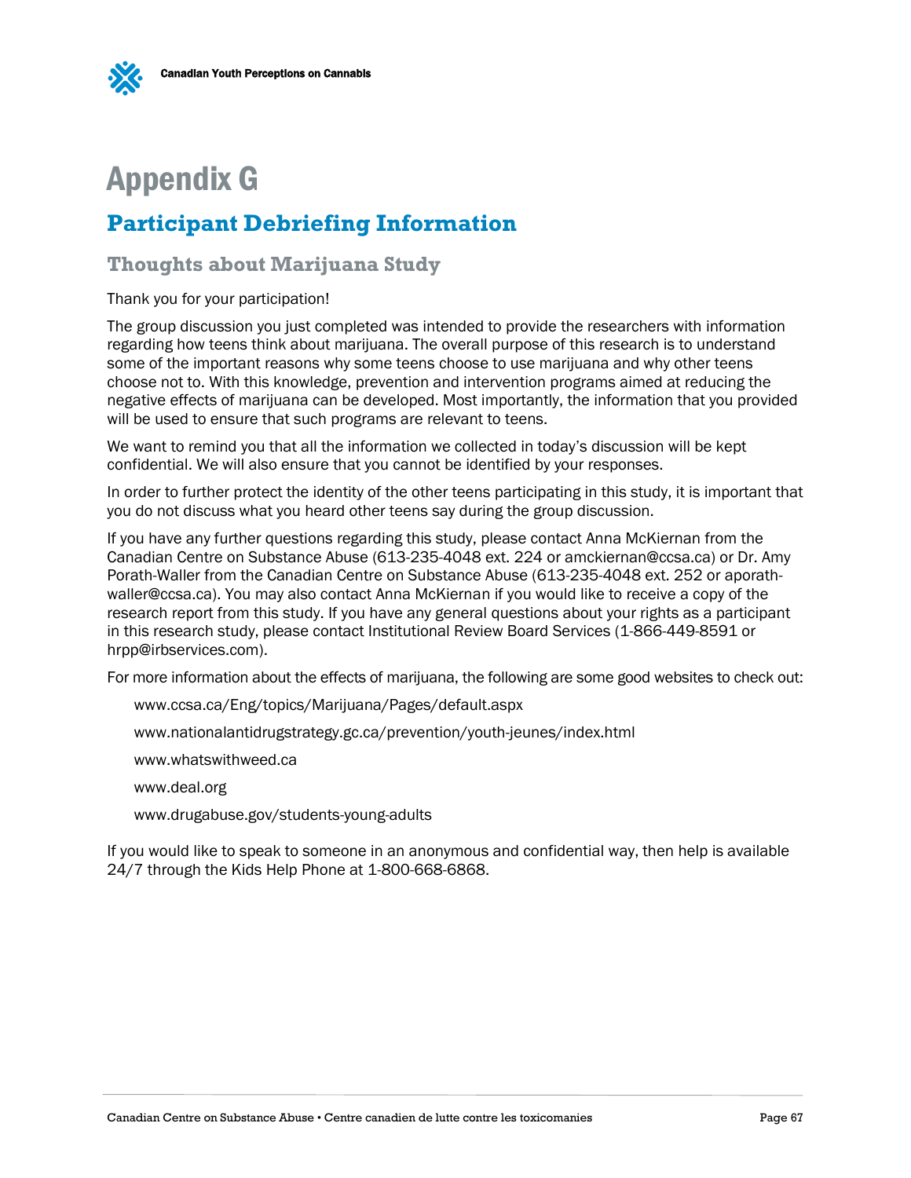# Appendix G

## Participant Debriefing Information

### Thoughts about Marijuana Study

Thank you for your participation!

The group discussion you just completed was intended to provide the researchers with information regarding how teens think about marijuana. The overall purpose of this research is to understand some of the important reasons why some teens choose to use marijuana and why other teens choose not to. With this knowledge, prevention and intervention programs aimed at reducing the negative effects of marijuana can be developed. Most importantly, the information that you provided will be used to ensure that such programs are relevant to teens.

We want to remind you that all the information we collected in today's discussion will be kept confidential. We will also ensure that you cannot be identified by your responses.

In order to further protect the identity of the other teens participating in this study, it is important that you do not discuss what you heard other teens say during the group discussion.

If you have any further questions regarding this study, please contact Anna McKiernan from the Canadian Centre on Substance Abuse (613-235-4048 ext. 224 or amckiernan@ccsa.ca) or Dr. Amy Porath-Waller from the Canadian Centre on Substance Abuse (613-235-4048 ext. 252 or aporath-waller@ccsa.ca). You may also contact Anna McKiernan if you would like to receive a copy of the research report from this study. If you have any general questions about your rights as a participant in this research study, please contact Institutional Review Board Services (1-866-449-8591 or hrpp@irbservices.com).

For more information about the effects of marijuana, the following are some good websites to check out:

www.ccsa.ca/Eng/topics/Marijuana/Pages/default.aspx

www.nationalantidrugstrategy.gc.ca/prevention/youth-jeunes/index.html

www.whatswithweed.ca

www.deal.org

www.drugabuse.gov/students-young-adults

If you would like to speak to someone in an anonymous and confidential way, then help is available 24/7 through the Kids Help Phone at 1-800-668-6868.